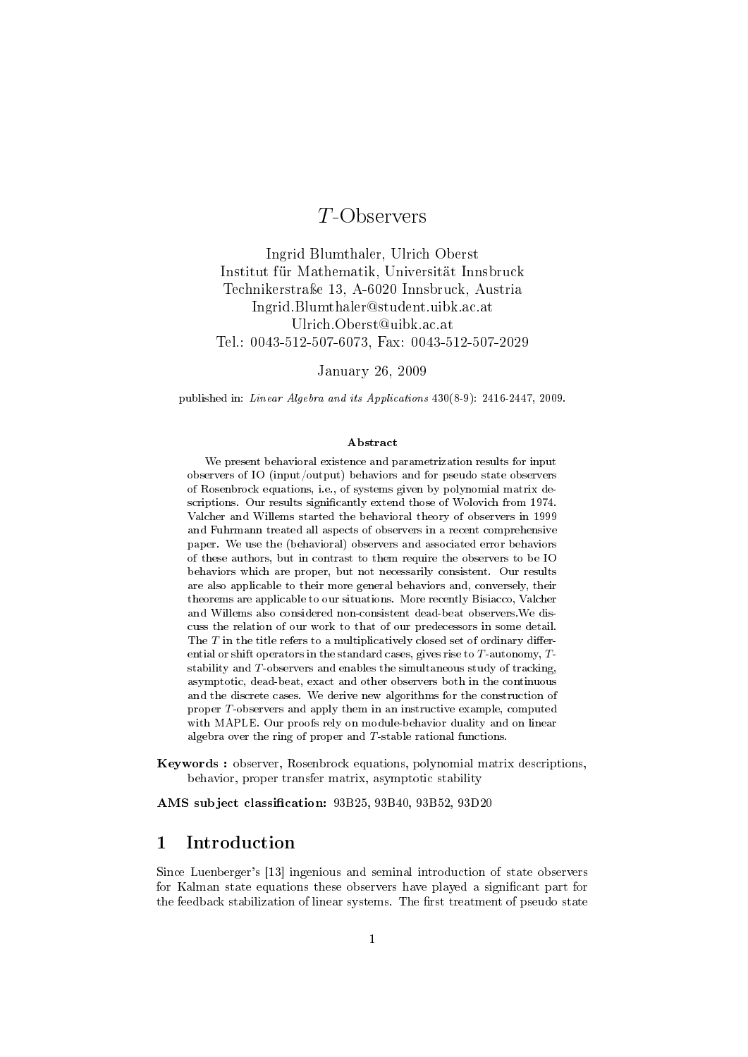# $T$-Observers

Ingrid Blumthaler, Ulrich Oberst
Institut für Mathematik, Universität Innsbruck
Technikerstraße 13, A-6020 Innsbruck, Austria
Ingrid.Blumthaler@student.uibk.ac.at
Ulrich.Oberst@uibk.ac.at
Tel.: 0043-512-507-6073, Fax: 0043-512-507-2029

January 26, 2009

published in: *Linear Algebra and its Applications* 430(8-9): 2416-2447, 2009.

**Abstract**

We present behavioral existence and parametrization results for input observers of IO (input/output) behaviors and for pseudo state observers of Rosenbrock equations, i.e., of systems given by polynomial matrix descriptions. Our results significantly extend those of Wolovich from 1974. Valcher and Willems started the behavioral theory of observers in 1999 and Fuhrmann treated all aspects of observers in a recent comprehensive paper. We use the (behavioral) observers and associated error behaviors of these authors, but in contrast to them require the observers to be IO behaviors which are proper, but not necessarily consistent. Our results are also applicable to their more general behaviors and, conversely, their theorems are applicable to our situations. More recently Bisiacco, Valcher and Willems also considered non-consistent dead-beat observers.We discuss the relation of our work to that of our predecessors in some detail. The $T$ in the title refers to a multiplicatively closed set of ordinary differential or shift operators in the standard cases, gives rise to $T$-autonomy, $T$-stability and $T$-observers and enables the simultaneous study of tracking, asymptotic, dead-beat, exact and other observers both in the continuous and the discrete cases. We derive new algorithms for the construction of proper $T$-observers and apply them in an instructive example, computed with MAPLE. Our proofs rely on module-behavior duality and on linear algebra over the ring of proper and $T$-stable rational functions.

**Keywords :** observer, Rosenbrock equations, polynomial matrix descriptions, behavior, proper transfer matrix, asymptotic stability

**AMS subject classification:** 93B25, 93B40, 93B52, 93D20

## 1 Introduction

Since Luenberger's [13] ingenious and seminal introduction of state observers for Kalman state equations these observers have played a significant part for the feedback stabilization of linear systems. The first treatment of pseudo state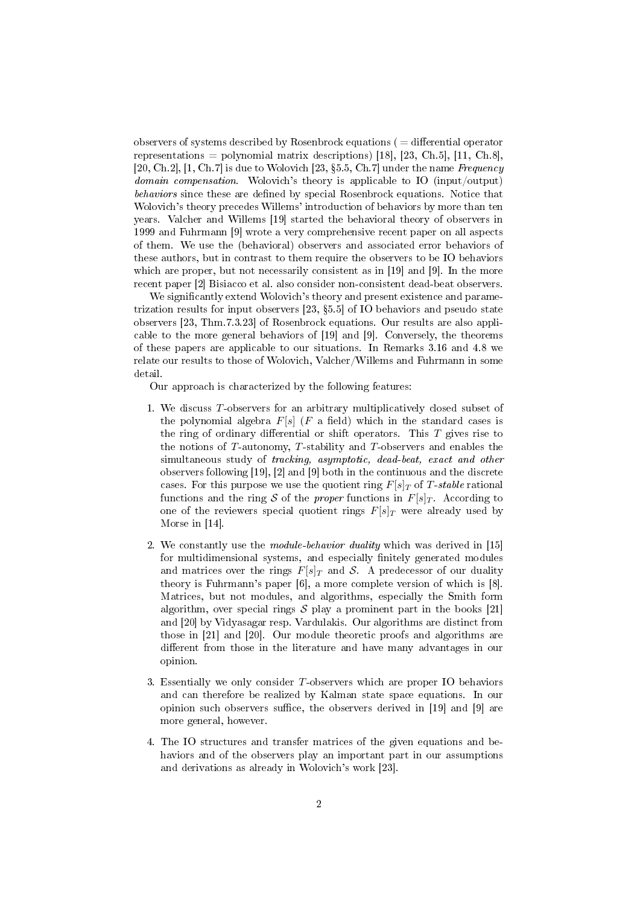observers of systems described by Rosenbrock equations ( = differential operator representations = polynomial matrix descriptions) [18], [23, Ch.5], [11, Ch.8], [20, Ch.2], [1, Ch.7] is due to Wolovich [23, §5.5, Ch.7] under the name *Frequency domain compensation*. Wolovich's theory is applicable to IO (input/output) *behaviors* since these are defined by special Rosenbrock equations. Notice that Wolovich's theory precedes Willems' introduction of behaviors by more than ten years. Valcher and Willems [19] started the behavioral theory of observers in 1999 and Fuhrmann [9] wrote a very comprehensive recent paper on all aspects of them. We use the (behavioral) observers and associated error behaviors of these authors, but in contrast to them require the observers to be IO behaviors which are proper, but not necessarily consistent as in [19] and [9]. In the more recent paper [2] Bisiacco et al. also consider non-consistent dead-beat observers.

We significantly extend Wolovich's theory and present existence and parametrization results for input observers [23, §5.5] of IO behaviors and pseudo state observers [23, Thm.7.3.23] of Rosenbrock equations. Our results are also applicable to the more general behaviors of [19] and [9]. Conversely, the theorems of these papers are applicable to our situations. In Remarks 3.16 and 4.8 we relate our results to those of Wolovich, Valcher/Willems and Fuhrmann in some detail.

Our approach is characterized by the following features:

1. We discuss $T$-observers for an arbitrary multiplicatively closed subset of the polynomial algebra $F[s]$ ($F$ a field) which in the standard cases is the ring of ordinary differential or shift operators. This $T$ gives rise to the notions of $T$-autonomy, $T$-stability and $T$-observers and enables the simultaneous study of *tracking, asymptotic, dead-beat, exact and other* observers following [19], [2] and [9] both in the continuous and the discrete cases. For this purpose we use the quotient ring $F[s]_T$ of *$T$-stable* rational functions and the ring $\mathcal{S}$ of the *proper* functions in $F[s]_T$. According to one of the reviewers special quotient rings $F[s]_T$ were already used by Morse in [14].

2. We constantly use the *module-behavior duality* which was derived in [15] for multidimensional systems, and especially finitely generated modules and matrices over the rings $F[s]_T$ and $\mathcal{S}$. A predecessor of our duality theory is Fuhrmann's paper [6], a more complete version of which is [8]. Matrices, but not modules, and algorithms, especially the Smith form algorithm, over special rings $\mathcal{S}$ play a prominent part in the books [21] and [20] by Vidyasagar resp. Vardulakis. Our algorithms are distinct from those in [21] and [20]. Our module theoretic proofs and algorithms are different from those in the literature and have many advantages in our opinion.

3. Essentially we only consider $T$-observers which are proper IO behaviors and can therefore be realized by Kalman state space equations. In our opinion such observers suffice, the observers derived in [19] and [9] are more general, however.

4. The IO structures and transfer matrices of the given equations and behaviors and of the observers play an important part in our assumptions and derivations as already in Wolovich's work [23].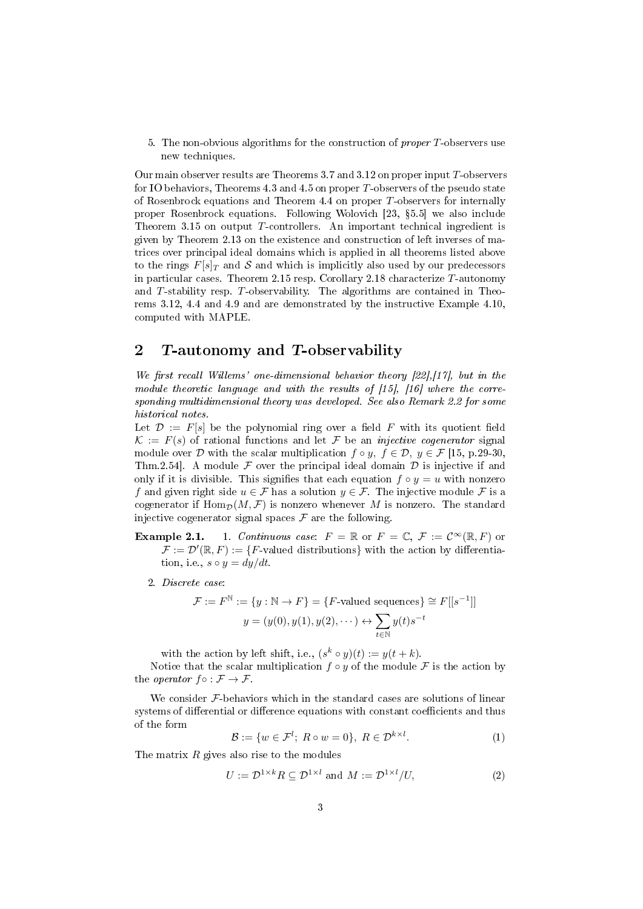5. The non-obvious algorithms for the construction of *proper* $T$-observers use new techniques.

Our main observer results are Theorems 3.7 and 3.12 on proper input $T$-observers for IO behaviors, Theorems 4.3 and 4.5 on proper $T$-observers of the pseudo state of Rosenbrock equations and Theorem 4.4 on proper $T$-observers for internally proper Rosenbrock equations. Following Wolovich [23, §5.5] we also include Theorem 3.15 on output $T$-controllers. An important technical ingredient is given by Theorem 2.13 on the existence and construction of left inverses of matrices over principal ideal domains which is applied in all theorems listed above to the rings $F[s]_T$ and $\mathcal{S}$ and which is implicitly also used by our predecessors in particular cases. Theorem 2.15 resp. Corollary 2.18 characterize $T$-autonomy and $T$-stability resp. $T$-observability. The algorithms are contained in Theorems 3.12, 4.4 and 4.9 and are demonstrated by the instructive Example 4.10, computed with MAPLE.

## 2 $T$-autonomy and $T$-observability

*We first recall Willems' one-dimensional behavior theory [22],[17], but in the module theoretic language and with the results of [15], [16] where the corresponding multidimensional theory was developed. See also Remark 2.2 for some historical notes.*

Let $\mathcal{D} := F[s]$ be the polynomial ring over a field $F$ with its quotient field $\mathcal{K} := F(s)$ of rational functions and let $\mathcal{F}$ be an *injective cogenerator* signal module over $\mathcal{D}$ with the scalar multiplication $f \circ y$, $f \in \mathcal{D}$, $y \in \mathcal{F}$ [15, p.29-30, Thm.2.54]. A module $\mathcal{F}$ over the principal ideal domain $\mathcal{D}$ is injective if and only if it is divisible. This signifies that each equation $f \circ y = u$ with nonzero $f$ and given right side $u \in \mathcal{F}$ has a solution $y \in \mathcal{F}$. The injective module $\mathcal{F}$ is a cogenerator if $\mathrm{Hom}_{\mathcal{D}}(M, \mathcal{F})$ is nonzero whenever $M$ is nonzero. The standard injective cogenerator signal spaces $\mathcal{F}$ are the following.

**Example 2.1.**

1. *Continuous case*: $F = \mathbb{R}$ or $F = \mathbb{C}$, $\mathcal{F} := \mathcal{C}^\infty(\mathbb{R}, F)$ or $\mathcal{F} := \mathcal{D}'(\mathbb{R}, F) := \{F\text{-valued distributions}\}$ with the action by differentiation, i.e., $s \circ y = dy/dt$.

2. *Discrete case*:
$$\mathcal{F} := F^{\mathbb{N}} := \{y : \mathbb{N} \to F\} = \{F\text{-valued sequences}\} \cong F[[s^{-1}]]$$
$$y = (y(0), y(1), y(2), \cdots) \leftrightarrow \sum_{t \in \mathbb{N}} y(t)s^{-t}$$
with the action by left shift, i.e., $(s^k \circ y)(t) := y(t + k)$.

Notice that the scalar multiplication $f \circ y$ of the module $\mathcal{F}$ is the action by the *operator* $f\circ : \mathcal{F} \to \mathcal{F}$.

We consider $\mathcal{F}$-behaviors which in the standard cases are solutions of linear systems of differential or difference equations with constant coefficients and thus of the form
$$\mathcal{B} := \{w \in \mathcal{F}^l;\ R \circ w = 0\},\ R \in \mathcal{D}^{k \times l}. \tag{1}$$
The matrix $R$ gives also rise to the modules
$$U := \mathcal{D}^{1 \times k} R \subseteq \mathcal{D}^{1 \times l} \text{ and } M := \mathcal{D}^{1 \times l}/U, \tag{2}$$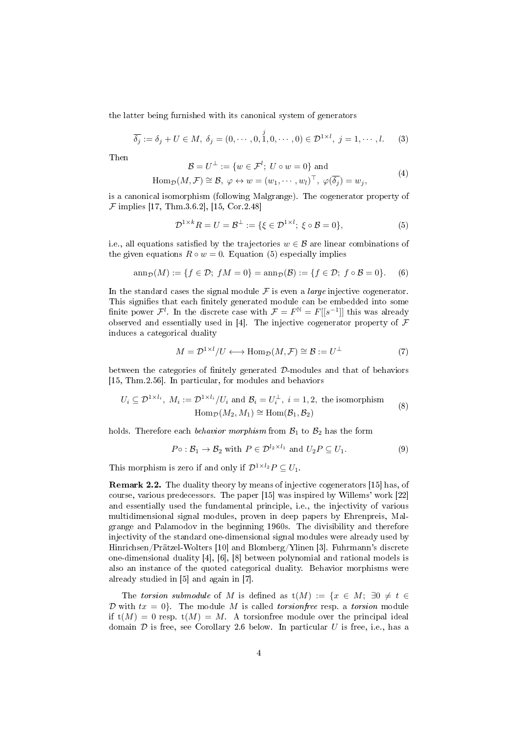the latter being furnished with its canonical system of generators

$$\overline{\delta_j} := \delta_j + U \in M,\ \delta_j = (0, \cdots, 0, \overset{j}{1}, 0, \cdots, 0) \in \mathcal{D}^{1\times l},\ j = 1, \cdots, l. \tag{3}$$

Then

$$\begin{gathered} \mathcal{B} = U^{\perp} := \{w \in \mathcal{F}^l;\ U \circ w = 0\} \text{ and} \\ \mathrm{Hom}_{\mathcal{D}}(M, \mathcal{F}) \cong \mathcal{B},\ \varphi \leftrightarrow w = (w_1, \cdots, w_l)^{\top},\ \varphi(\overline{\delta_j}) = w_j, \end{gathered} \tag{4}$$

is a canonical isomorphism (following Malgrange). The cogenerator property of $\mathcal{F}$ implies [17, Thm.3.6.2], [15, Cor.2.48]

$$\mathcal{D}^{1\times k}R = U = \mathcal{B}^{\perp} := \{\xi \in \mathcal{D}^{1\times l};\ \xi \circ \mathcal{B} = 0\}, \tag{5}$$

i.e., all equations satisfied by the trajectories $w \in \mathcal{B}$ are linear combinations of the given equations $R \circ w = 0$. Equation (5) especially implies

$$\mathrm{ann}_{\mathcal{D}}(M) := \{f \in \mathcal{D};\ fM = 0\} = \mathrm{ann}_{\mathcal{D}}(\mathcal{B}) := \{f \in \mathcal{D};\ f \circ \mathcal{B} = 0\}. \tag{6}$$

In the standard cases the signal module $\mathcal{F}$ is even a *large* injective cogenerator. This signifies that each finitely generated module can be embedded into some finite power $\mathcal{F}^l$. In the discrete case with $\mathcal{F} = F^{\mathbb{N}} = F[[s^{-1}]]$ this was already observed and essentially used in [4]. The injective cogenerator property of $\mathcal{F}$ induces a categorical duality

$$M = \mathcal{D}^{1\times l}/U \longleftrightarrow \mathrm{Hom}_{\mathcal{D}}(M, \mathcal{F}) \cong \mathcal{B} := U^{\perp} \tag{7}$$

between the categories of finitely generated $\mathcal{D}$-modules and that of behaviors [15, Thm.2.56]. In particular, for modules and behaviors

$$\begin{gathered} U_i \subseteq \mathcal{D}^{1\times l_i},\ M_i := \mathcal{D}^{1\times l_i}/U_i \text{ and } \mathcal{B}_i = U_i^{\perp},\ i = 1, 2, \text{ the isomorphism} \\ \mathrm{Hom}_{\mathcal{D}}(M_2, M_1) \cong \mathrm{Hom}(\mathcal{B}_1, \mathcal{B}_2) \end{gathered} \tag{8}$$

holds. Therefore each *behavior morphism* from $\mathcal{B}_1$ to $\mathcal{B}_2$ has the form

$$P\circ : \mathcal{B}_1 \to \mathcal{B}_2 \text{ with } P \in \mathcal{D}^{l_2\times l_1} \text{ and } U_2 P \subseteq U_1. \tag{9}$$

This morphism is zero if and only if $\mathcal{D}^{1\times l_2}P \subseteq U_1$.

**Remark 2.2.** The duality theory by means of injective cogenerators [15] has, of course, various predecessors. The paper [15] was inspired by Willems' work [22] and essentially used the fundamental principle, i.e., the injectivity of various multidimensional signal modules, proven in deep papers by Ehrenpreis, Malgrange and Palamodov in the beginning 1960s. The divisibility and therefore injectivity of the standard one-dimensional signal modules were already used by Hinrichsen/Prätzel-Wolters [10] and Blomberg/Ylinen [3]. Fuhrmann's discrete one-dimensional duality [4], [6], [8] between polynomial and rational models is also an instance of the quoted categorical duality. Behavior morphisms were already studied in [5] and again in [7].

The *torsion submodule* of $M$ is defined as $\mathrm{t}(M) := \{x \in M;\ \exists 0 \neq t \in \mathcal{D} \text{ with } tx = 0\}$. The module $M$ is called *torsionfree* resp. a *torsion* module if $\mathrm{t}(M) = 0$ resp. $\mathrm{t}(M) = M$. A torsionfree module over the principal ideal domain $\mathcal{D}$ is free, see Corollary 2.6 below. In particular $U$ is free, i.e., has a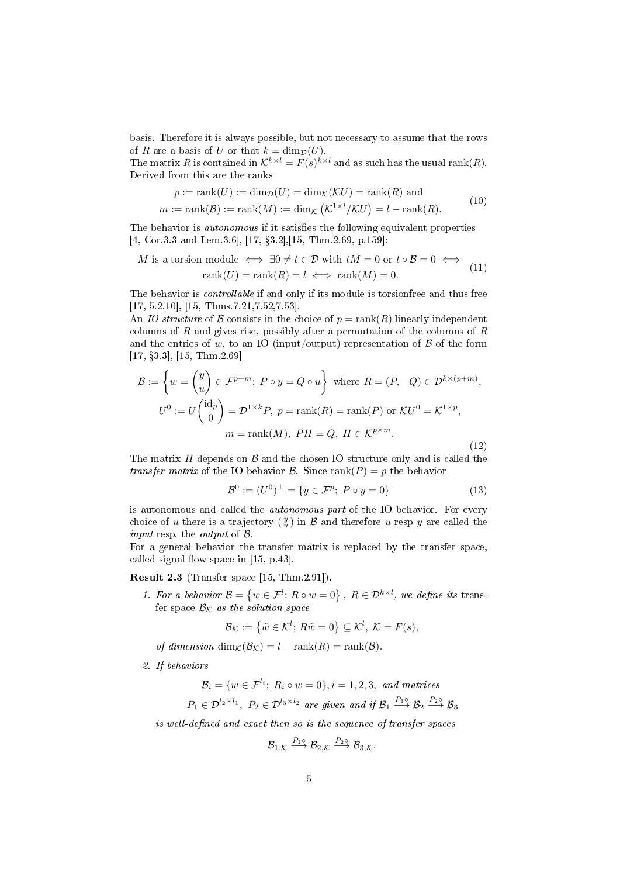basis. Therefore it is always possible, but not necessary to assume that the rows of $R$ are a basis of $U$ or that $k = \dim_{\mathcal{D}}(U)$.
The matrix $R$ is contained in $\mathcal{K}^{k\times l} = F(s)^{k\times l}$ and as such has the usual $\operatorname{rank}(R)$. Derived from this are the ranks

$$
\begin{aligned}
p &:= \operatorname{rank}(U) := \dim_{\mathcal{D}}(U) = \dim_{\mathcal{K}}(\mathcal{K}U) = \operatorname{rank}(R) \text{ and} \\
m &:= \operatorname{rank}(\mathcal{B}) := \operatorname{rank}(M) := \dim_{\mathcal{K}}\left(\mathcal{K}^{1\times l}/\mathcal{K}U\right) = l - \operatorname{rank}(R).
\end{aligned}
\tag{10}
$$

The behavior is *autonomous* if it satisfies the following equivalent properties [4, Cor.3.3 and Lem.3.6], [17, §3.2],[15, Thm.2.69, p.159]:

$$
\begin{aligned}
&M \text{ is a torsion module} \iff \exists 0 \neq t \in \mathcal{D} \text{ with } tM = 0 \text{ or } t \circ \mathcal{B} = 0 \iff \\
&\operatorname{rank}(U) = \operatorname{rank}(R) = l \iff \operatorname{rank}(M) = 0.
\end{aligned}
\tag{11}
$$

The behavior is *controllable* if and only if its module is torsionfree and thus free [17, 5.2.10], [15, Thms.7.21,7.52,7.53].
An *IO structure* of $\mathcal{B}$ consists in the choice of $p = \operatorname{rank}(R)$ linearly independent columns of $R$ and gives rise, possibly after a permutation of the columns of $R$ and the entries of $w$, to an IO (input/output) representation of $\mathcal{B}$ of the form [17, §3.3], [15, Thm.2.69]

$$
\begin{aligned}
\mathcal{B} &:= \left\{ w = \begin{pmatrix} y \\ u \end{pmatrix} \in \mathcal{F}^{p+m};\ P \circ y = Q \circ u \right\} \text{ where } R = (P, -Q) \in \mathcal{D}^{k\times(p+m)}, \\
U^0 &:= U \begin{pmatrix} \mathrm{id}_p \\ 0 \end{pmatrix} = \mathcal{D}^{1\times k} P,\ p = \operatorname{rank}(R) = \operatorname{rank}(P) \text{ or } \mathcal{K}U^0 = \mathcal{K}^{1\times p}, \\
& m = \operatorname{rank}(M),\ PH = Q,\ H \in \mathcal{K}^{p\times m}.
\end{aligned}
\tag{12}
$$

The matrix $H$ depends on $\mathcal{B}$ and the chosen IO structure only and is called the *transfer matrix* of the IO behavior $\mathcal{B}$. Since $\operatorname{rank}(P) = p$ the behavior

$$
\mathcal{B}^0 := (U^0)^\perp = \{ y \in \mathcal{F}^p;\ P \circ y = 0 \}
\tag{13}
$$

is autonomous and called the *autonomous part* of the IO behavior. For every choice of $u$ there is a trajectory $\left(\begin{smallmatrix} y \\ u \end{smallmatrix}\right)$ in $\mathcal{B}$ and therefore $u$ resp $y$ are called the *input* resp. the *output* of $\mathcal{B}$.
For a general behavior the transfer matrix is replaced by the transfer space, called signal flow space in [15, p.43].

**Result 2.3** (Transfer space [15, Thm.2.91])**.**

1. *For a behavior* $\mathcal{B} = \left\{ w \in \mathcal{F}^l;\ R \circ w = 0 \right\},\ R \in \mathcal{D}^{k\times l}$*, we define its* transfer space $\mathcal{B}_{\mathcal{K}}$ *as the solution space*

$$
\mathcal{B}_{\mathcal{K}} := \left\{ \tilde{w} \in \mathcal{K}^l;\ R\tilde{w} = 0 \right\} \subseteq \mathcal{K}^l,\ \mathcal{K} = F(s),
$$

*of dimension* $\dim_{\mathcal{K}}(\mathcal{B}_{\mathcal{K}}) = l - \operatorname{rank}(R) = \operatorname{rank}(\mathcal{B})$.

2. *If behaviors*

$$
\mathcal{B}_i = \{ w \in \mathcal{F}^{l_i};\ R_i \circ w = 0 \}, i = 1, 2, 3, \text{ and matrices}
$$

$$
P_1 \in \mathcal{D}^{l_2\times l_1},\ P_2 \in \mathcal{D}^{l_3\times l_2} \text{ are given and if } \mathcal{B}_1 \xrightarrow{P_1\circ} \mathcal{B}_2 \xrightarrow{P_2\circ} \mathcal{B}_3
$$

*is well-defined and exact then so is the sequence of transfer spaces*

$$
\mathcal{B}_{1,\mathcal{K}} \xrightarrow{P_1\circ} \mathcal{B}_{2,\mathcal{K}} \xrightarrow{P_2\circ} \mathcal{B}_{3,\mathcal{K}}.
$$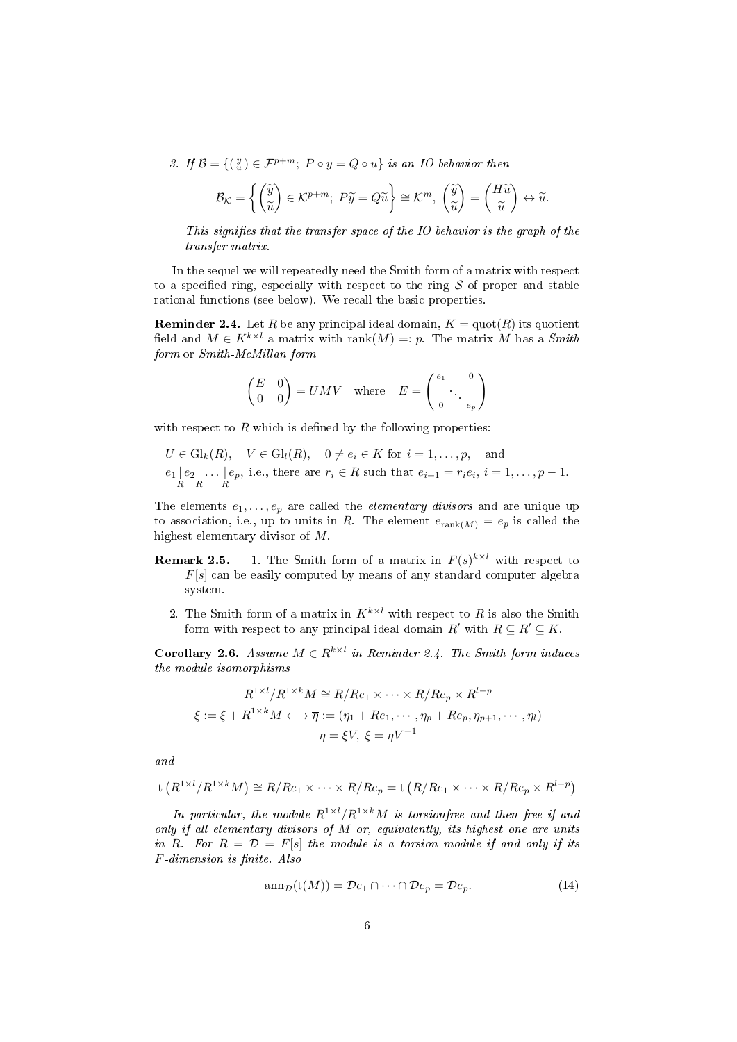3. *If $\mathcal{B} = \{ \left(\begin{smallmatrix} y \\ u \end{smallmatrix}\right) \in \mathcal{F}^{p+m};\ P \circ y = Q \circ u \}$ is an IO behavior then*

$$\mathcal{B}_{\mathcal{K}} = \left\{ \begin{pmatrix} \widetilde{y} \\ \widetilde{u} \end{pmatrix} \in \mathcal{K}^{p+m};\ P\widetilde{y} = Q\widetilde{u} \right\} \cong \mathcal{K}^m,\ \begin{pmatrix} \widetilde{y} \\ \widetilde{u} \end{pmatrix} = \begin{pmatrix} H\widetilde{u} \\ \widetilde{u} \end{pmatrix} \leftrightarrow \widetilde{u}.$$

*This signifies that the transfer space of the IO behavior is the graph of the transfer matrix.*

In the sequel we will repeatedly need the Smith form of a matrix with respect to a specified ring, especially with respect to the ring $\mathcal{S}$ of proper and stable rational functions (see below). We recall the basic properties.

**Reminder 2.4.** Let $R$ be any principal ideal domain, $K = \mathrm{quot}(R)$ its quotient field and $M \in K^{k \times l}$ a matrix with $\mathrm{rank}(M) =: p$. The matrix $M$ has a *Smith form* or *Smith-McMillan form*

$$\begin{pmatrix} E & 0 \\ 0 & 0 \end{pmatrix} = UMV \quad \text{where} \quad E = \begin{pmatrix} e_1 & & 0 \\ & \ddots & \\ 0 & & e_p \end{pmatrix}$$

with respect to $R$ which is defined by the following properties:

$$U \in \mathrm{Gl}_k(R), \quad V \in \mathrm{Gl}_l(R), \quad 0 \neq e_i \in K \text{ for } i = 1, \ldots, p, \quad \text{and}$$
$$e_1 \underset{R}{|} e_2 \underset{R}{|} \ldots \underset{R}{|} e_p, \text{ i.e., there are } r_i \in R \text{ such that } e_{i+1} = r_i e_i,\ i = 1, \ldots, p-1.$$

The elements $e_1, \ldots, e_p$ are called the *elementary divisors* and are unique up to association, i.e., up to units in $R$. The element $e_{\mathrm{rank}(M)} = e_p$ is called the highest elementary divisor of $M$.

**Remark 2.5.**

1. The Smith form of a matrix in $F(s)^{k \times l}$ with respect to $F[s]$ can be easily computed by means of any standard computer algebra system.
2. The Smith form of a matrix in $K^{k \times l}$ with respect to $R$ is also the Smith form with respect to any principal ideal domain $R'$ with $R \subseteq R' \subseteq K$.

**Corollary 2.6.** *Assume $M \in R^{k \times l}$ in Reminder 2.4. The Smith form induces the module isomorphisms*

$$R^{1 \times l}/R^{1 \times k}M \cong R/Re_1 \times \cdots \times R/Re_p \times R^{l-p}$$
$$\overline{\xi} := \xi + R^{1 \times k}M \longleftrightarrow \overline{\eta} := (\eta_1 + Re_1, \cdots, \eta_p + Re_p, \eta_{p+1}, \cdots, \eta_l)$$
$$\eta = \xi V,\ \xi = \eta V^{-1}$$

*and*

$$\mathrm{t}\left(R^{1 \times l}/R^{1 \times k}M\right) \cong R/Re_1 \times \cdots \times R/Re_p = \mathrm{t}\left(R/Re_1 \times \cdots \times R/Re_p \times R^{l-p}\right)$$

*In particular, the module $R^{1 \times l}/R^{1 \times k}M$ is torsionfree and then free if and only if all elementary divisors of $M$ or, equivalently, its highest one are units in $R$. For $R = \mathcal{D} = F[s]$ the module is a torsion module if and only if its $F$-dimension is finite. Also*

$$\mathrm{ann}_{\mathcal{D}}(\mathrm{t}(M)) = \mathcal{D}e_1 \cap \cdots \cap \mathcal{D}e_p = \mathcal{D}e_p. \tag{14}$$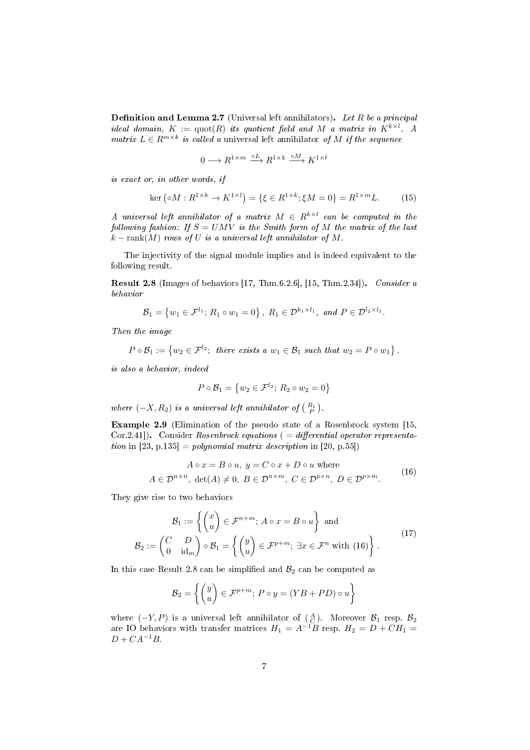**Definition and Lemma 2.7** (Universal left annihilators)**.** *Let $R$ be a principal ideal domain, $K := \mathrm{quot}(R)$ its quotient field and $M$ a matrix in $K^{k\times l}$. A matrix $L \in R^{m\times k}$ is called a* universal left annihilator *of $M$ if the sequence*

$$0 \longrightarrow R^{1\times m} \xrightarrow{\circ L} R^{1\times k} \xrightarrow{\circ M} K^{1\times l}$$

*is exact or, in other words, if*

$$\ker\left(\circ M : R^{1\times k} \to K^{1\times l}\right) = \{\xi \in R^{1\times k}; \xi M = 0\} = R^{1\times m} L. \tag{15}$$

*A universal left annihilator of a matrix $M \in R^{k\times l}$ can be computed in the following fashion: If $S = UMV$ is the Smith form of $M$ the matrix of the last $k - \mathrm{rank}(M)$ rows of $U$ is a universal left annihilator of $M$.*

The injectivity of the signal module implies and is indeed equivalent to the following result.

**Result 2.8** (Images of behaviors [17, Thm.6.2.6], [15, Thm.2.34])**.** *Consider a behavior*

$$\mathcal{B}_1 = \left\{w_1 \in \mathcal{F}^{l_1};\ R_1 \circ w_1 = 0\right\},\ R_1 \in \mathcal{D}^{k_1\times l_1},\ \textit{and}\ P \in \mathcal{D}^{l_2\times l_1}.$$

*Then the image*

$$P \circ \mathcal{B}_1 := \left\{w_2 \in \mathcal{F}^{l_2};\ \textit{there exists a } w_1 \in \mathcal{B}_1 \textit{ such that } w_2 = P \circ w_1\right\}.$$

*is also a behavior, indeed*

$$P \circ \mathcal{B}_1 = \left\{w_2 \in \mathcal{F}^{l_2};\ R_2 \circ w_2 = 0\right\}$$

*where $(-X, R_2)$ is a universal left annihilator of $\left(\begin{smallmatrix} R_1 \\ P \end{smallmatrix}\right)$.*

**Example 2.9** (Elimination of the pseudo state of a Rosenbrock system [15, Cor.2.41])**.** Consider *Rosenbrock equations* ( = *differential operator representation* in [23, p.135] = *polynomial matrix description* in [20, p.55])

$$\begin{gathered} A \circ x = B \circ u,\ y = C \circ x + D \circ u \text{ where} \\ A \in \mathcal{D}^{n\times n},\ \det(A) \neq 0,\ B \in \mathcal{D}^{n\times m},\ C \in \mathcal{D}^{p\times n},\ D \in \mathcal{D}^{p\times m}. \end{gathered} \tag{16}$$

They give rise to two behaviors

$$\begin{gathered} \mathcal{B}_1 := \left\{\begin{pmatrix} x \\ u \end{pmatrix} \in \mathcal{F}^{n+m};\ A \circ x = B \circ u\right\} \text{ and} \\ \mathcal{B}_2 := \begin{pmatrix} C & D \\ 0 & \mathrm{id}_m \end{pmatrix} \circ \mathcal{B}_1 = \left\{\begin{pmatrix} y \\ u \end{pmatrix} \in \mathcal{F}^{p+m};\ \exists x \in \mathcal{F}^n \text{ with (16)}\right\}. \end{gathered} \tag{17}$$

In this case Result 2.8 can be simplified and $\mathcal{B}_2$ can be computed as

$$\mathcal{B}_2 = \left\{\begin{pmatrix} y \\ u \end{pmatrix} \in \mathcal{F}^{p+m};\ P \circ y = (YB + PD) \circ u\right\}$$

where $(-Y, P)$ is a universal left annihilator of $\left(\begin{smallmatrix} A \\ C \end{smallmatrix}\right)$. Moreover $\mathcal{B}_1$ resp. $\mathcal{B}_2$ are IO behaviors with transfer matrices $H_1 = A^{-1}B$ resp. $H_2 = D + CH_1 = D + CA^{-1}B$.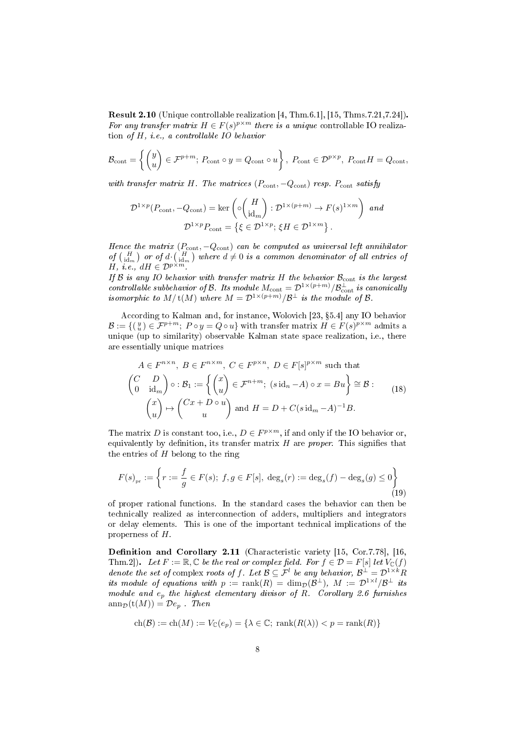**Result 2.10** (Unique controllable realization [4, Thm.6.1], [15, Thms.7.21,7.24]). *For any transfer matrix $H \in F(s)^{p\times m}$ there is a unique* controllable IO realization *of $H$, i.e., a controllable IO behavior*

$$\mathcal{B}_{\rm cont} = \left\{ \begin{pmatrix} y \\ u \end{pmatrix} \in \mathcal{F}^{p+m};\ P_{\rm cont} \circ y = Q_{\rm cont} \circ u \right\},\ P_{\rm cont} \in \mathcal{D}^{p\times p},\ P_{\rm cont} H = Q_{\rm cont},$$

*with transfer matrix $H$. The matrices $(P_{\rm cont}, -Q_{\rm cont})$ resp. $P_{\rm cont}$ satisfy*

$$\mathcal{D}^{1\times p}(P_{\rm cont}, -Q_{\rm cont}) = \ker\left( \circ \begin{pmatrix} H \\ \mathrm{id}_m \end{pmatrix} : \mathcal{D}^{1\times (p+m)} \to F(s)^{1\times m} \right) \text{ and}$$
$$\mathcal{D}^{1\times p} P_{\rm cont} = \left\{ \xi \in \mathcal{D}^{1\times p};\ \xi H \in \mathcal{D}^{1\times m} \right\}.$$

*Hence the matrix $(P_{\rm cont}, -Q_{\rm cont})$ can be computed as universal left annihilator of $\left(\begin{smallmatrix} H \\ \mathrm{id}_m \end{smallmatrix}\right)$ or of $d \cdot \left(\begin{smallmatrix} H \\ \mathrm{id}_m \end{smallmatrix}\right)$ where $d \neq 0$ is a common denominator of all entries of $H$, i.e., $dH \in \mathcal{D}^{p\times m}$.*

*If $\mathcal{B}$ is any IO behavior with transfer matrix $H$ the behavior $\mathcal{B}_{\rm cont}$ is the largest controllable subbehavior of $\mathcal{B}$. Its module $M_{\rm cont} = \mathcal{D}^{1\times(p+m)}/\mathcal{B}_{\rm cont}^{\perp}$ is canonically isomorphic to $M/\mathrm{t}(M)$ where $M = \mathcal{D}^{1\times(p+m)}/\mathcal{B}^{\perp}$ is the module of $\mathcal{B}$.*

According to Kalman and, for instance, Wolovich [23, §5.4] any IO behavior $\mathcal{B} := \{ \left(\begin{smallmatrix} y \\ u \end{smallmatrix}\right) \in \mathcal{F}^{p+m};\ P \circ y = Q \circ u\}$ with transfer matrix $H \in F(s)^{p\times m}$ admits a unique (up to similarity) observable Kalman state space realization, i.e., there are essentially unique matrices

$$\begin{gathered} A \in F^{n\times n},\ B \in F^{n\times m},\ C \in F^{p\times n},\ D \in F[s]^{p\times m} \text{ such that} \\ \begin{pmatrix} C & D \\ 0 & \mathrm{id}_m \end{pmatrix} \circ : \mathcal{B}_1 := \left\{ \begin{pmatrix} x \\ u \end{pmatrix} \in \mathcal{F}^{n+m};\ (s\,\mathrm{id}_n - A) \circ x = Bu \right\} \cong \mathcal{B} : \\ \begin{pmatrix} x \\ u \end{pmatrix} \mapsto \begin{pmatrix} Cx + D \circ u \\ u \end{pmatrix} \text{ and } H = D + C(s\,\mathrm{id}_m - A)^{-1}B. \end{gathered} \tag{18}$$

The matrix $D$ is constant too, i.e., $D \in F^{p\times m}$, if and only if the IO behavior or, equivalently by definition, its transfer matrix $H$ are *proper*. This signifies that the entries of $H$ belong to the ring

$$F(s)_{\rm pr} := \left\{ r := \frac{f}{g} \in F(s);\ f, g \in F[s],\ \deg_s(r) := \deg_s(f) - \deg_s(g) \leq 0 \right\} \tag{19}$$

of proper rational functions. In the standard cases the behavior can then be technically realized as interconnection of adders, multipliers and integrators or delay elements. This is one of the important technical implications of the properness of $H$.

**Definition and Corollary 2.11** (Characteristic variety [15, Cor.7.78], [16, Thm.2]). *Let $F := \mathbb{R}, \mathbb{C}$ be the real or complex field. For $f \in \mathcal{D} = F[s]$ let $V_{\mathbb{C}}(f)$ denote the set of* complex roots *of $f$. Let $\mathcal{B} \subseteq \mathcal{F}^{l}$ be any behavior, $\mathcal{B}^{\perp} = \mathcal{D}^{1\times k} R$ its module of equations with $p := \mathrm{rank}(R) = \dim_{\mathcal{D}}(\mathcal{B}^{\perp})$, $M := \mathcal{D}^{1\times l}/\mathcal{B}^{\perp}$ its module and $e_p$ the highest elementary divisor of $R$. Corollary 2.6 furnishes $\mathrm{ann}_{\mathcal{D}}(\mathrm{t}(M)) = \mathcal{D} e_p$ . Then*

$$\mathrm{ch}(\mathcal{B}) := \mathrm{ch}(M) := V_{\mathbb{C}}(e_p) = \{ \lambda \in \mathbb{C};\ \mathrm{rank}(R(\lambda)) < p = \mathrm{rank}(R) \}$$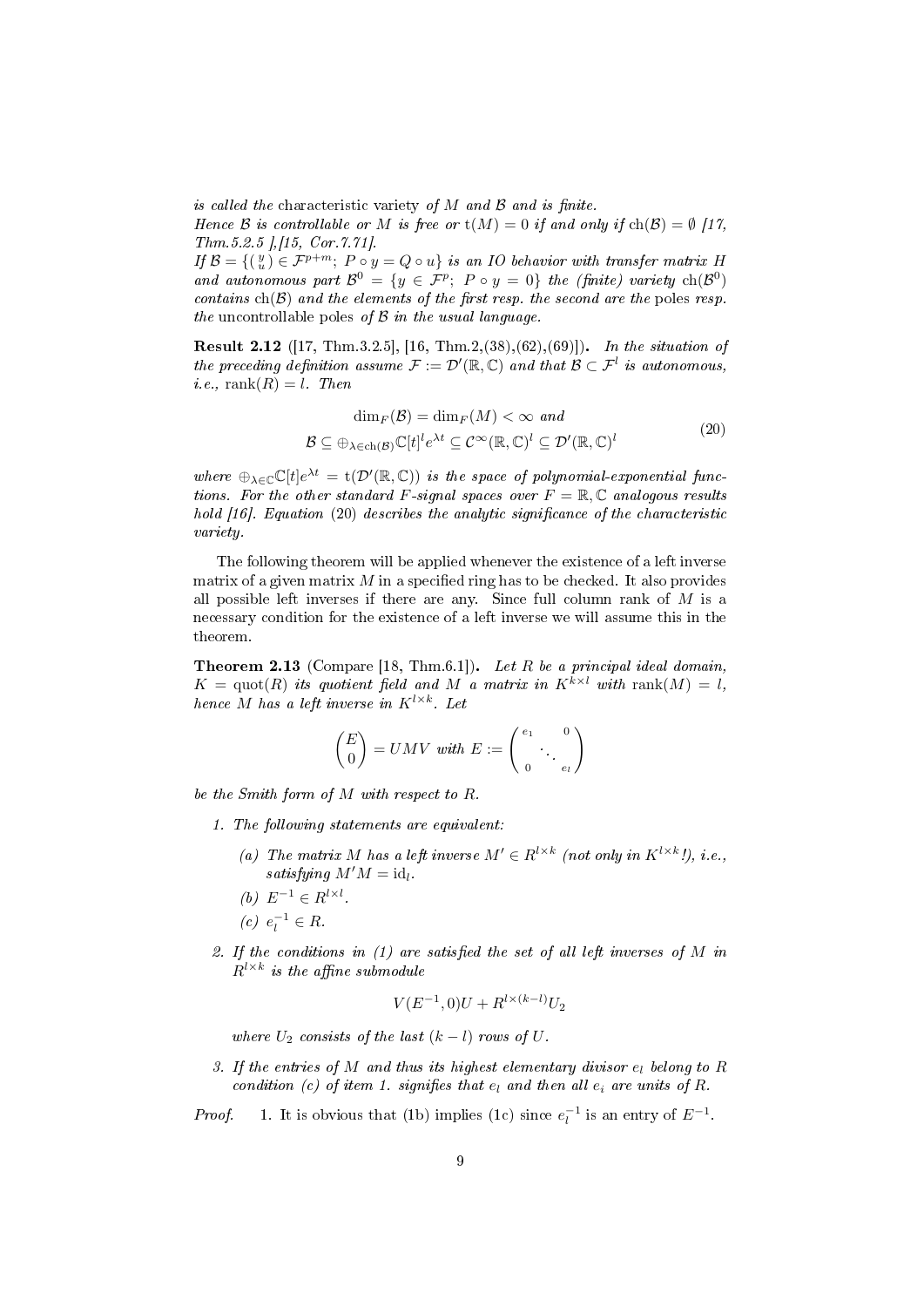*is called the* characteristic variety *of $M$ and $\mathcal{B}$ and is finite.*
*Hence $\mathcal{B}$ is controllable or $M$ is free or $\mathrm{t}(M) = 0$ if and only if $\mathrm{ch}(\mathcal{B}) = \emptyset$ [17, Thm.5.2.5 ],[15, Cor.7.71].*
*If $\mathcal{B} = \{ \binom{y}{u} \in \mathcal{F}^{p+m};\ P \circ y = Q \circ u\}$ is an IO behavior with transfer matrix $H$ and autonomous part $\mathcal{B}^0 = \{y \in \mathcal{F}^p;\ P \circ y = 0\}$ the (finite) variety $\mathrm{ch}(\mathcal{B}^0)$ contains $\mathrm{ch}(\mathcal{B})$ and the elements of the first resp. the second are the poles resp. the* uncontrollable poles *of $\mathcal{B}$ in the usual language.*

**Result 2.12** ([17, Thm.3.2.5], [16, Thm.2,(38),(62),(69)]). *In the situation of the preceding definition assume $\mathcal{F} := \mathcal{D}'(\mathbb{R}, \mathbb{C})$ and that $\mathcal{B} \subset \mathcal{F}^l$ is autonomous, i.e., $\mathrm{rank}(R) = l$. Then*

$$\begin{aligned} &\dim_F(\mathcal{B}) = \dim_F(M) < \infty \text{ and} \\ &\mathcal{B} \subseteq \oplus_{\lambda \in \mathrm{ch}(\mathcal{B})} \mathbb{C}[t]^l e^{\lambda t} \subseteq \mathcal{C}^\infty(\mathbb{R}, \mathbb{C})^l \subseteq \mathcal{D}'(\mathbb{R}, \mathbb{C})^l \end{aligned} \tag{20}$$

*where $\oplus_{\lambda \in \mathbb{C}} \mathbb{C}[t] e^{\lambda t} = \mathrm{t}(\mathcal{D}'(\mathbb{R}, \mathbb{C}))$ is the space of polynomial-exponential functions. For the other standard $F$-signal spaces over $F = \mathbb{R}, \mathbb{C}$ analogous results hold [16]. Equation (20) describes the analytic significance of the characteristic variety.*

The following theorem will be applied whenever the existence of a left inverse matrix of a given matrix $M$ in a specified ring has to be checked. It also provides all possible left inverses if there are any. Since full column rank of $M$ is a necessary condition for the existence of a left inverse we will assume this in the theorem.

**Theorem 2.13** (Compare [18, Thm.6.1]). *Let $R$ be a principal ideal domain, $K = \mathrm{quot}(R)$ its quotient field and $M$ a matrix in $K^{k \times l}$ with $\mathrm{rank}(M) = l$, hence $M$ has a left inverse in $K^{l \times k}$. Let*

$$\begin{pmatrix} E \\ 0 \end{pmatrix} = UMV \text{ with } E := \begin{pmatrix} e_1 & & 0 \\ & \ddots & \\ 0 & & e_l \end{pmatrix}$$

*be the Smith form of $M$ with respect to $R$.*

1. *The following statements are equivalent:*
   (a) *The matrix $M$ has a left inverse $M' \in R^{l \times k}$ (not only in $K^{l \times k}$!), i.e., satisfying $M'M = \mathrm{id}_l$.*
   (b) *$E^{-1} \in R^{l \times l}$.*
   (c) *$e_l^{-1} \in R$.*
2. *If the conditions in (1) are satisfied the set of all left inverses of $M$ in $R^{l \times k}$ is the affine submodule*

   $$V(E^{-1}, 0)U + R^{l \times (k-l)} U_2$$

   *where $U_2$ consists of the last $(k - l)$ rows of $U$.*
3. *If the entries of $M$ and thus its highest elementary divisor $e_l$ belong to $R$ condition (c) of item 1. signifies that $e_l$ and then all $e_i$ are units of $R$.*

*Proof.* 1. It is obvious that (1b) implies (1c) since $e_l^{-1}$ is an entry of $E^{-1}$.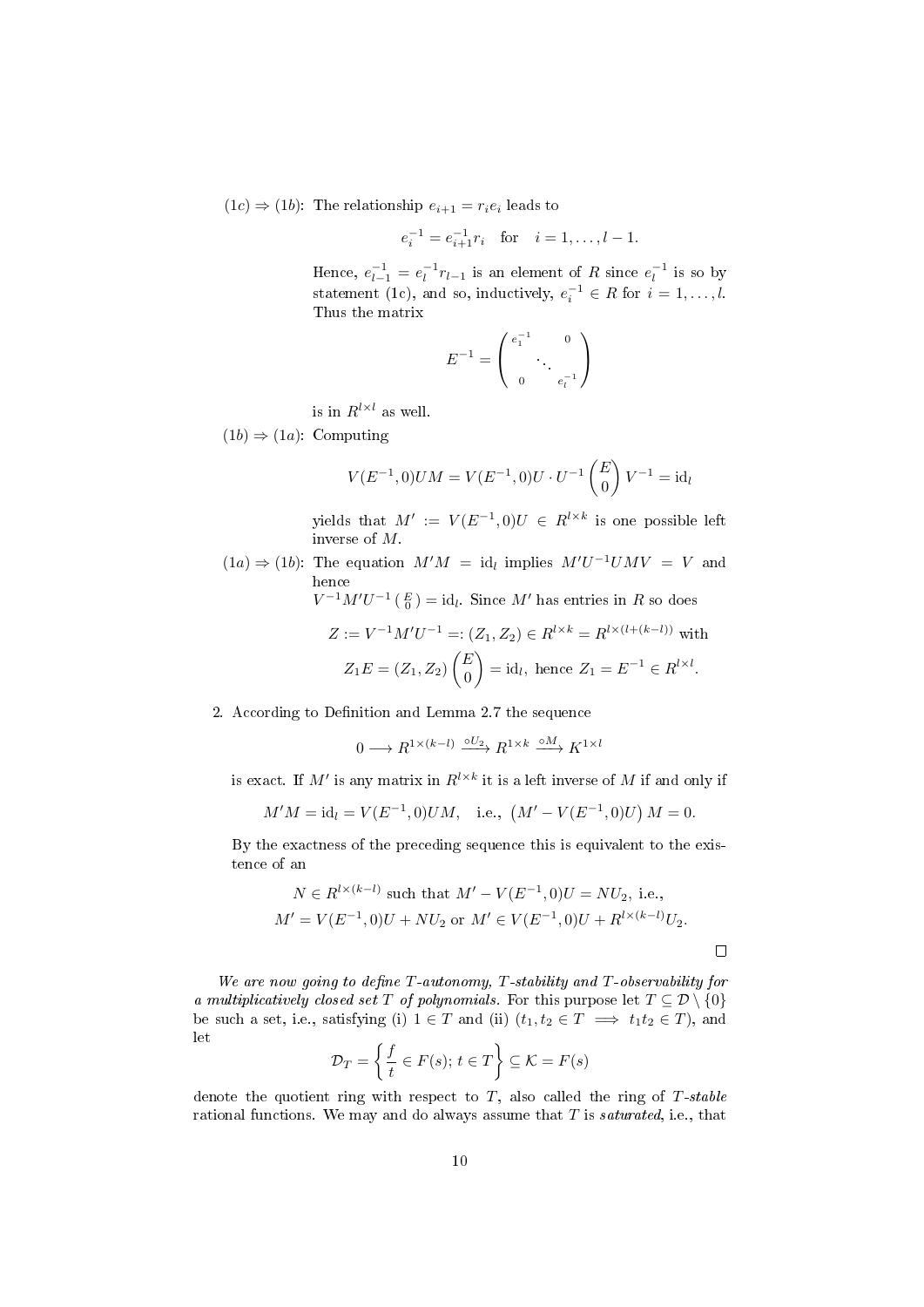$(1c) \Rightarrow (1b)$: The relationship $e_{i+1} = r_i e_i$ leads to

$$e_i^{-1} = e_{i+1}^{-1} r_i \quad \text{for} \quad i = 1, \dots, l-1.$$

Hence, $e_{l-1}^{-1} = e_l^{-1} r_{l-1}$ is an element of $R$ since $e_l^{-1}$ is so by statement (1c), and so, inductively, $e_i^{-1} \in R$ for $i = 1, \dots, l$. Thus the matrix

$$E^{-1} = \begin{pmatrix} e_1^{-1} & & 0 \\ & \ddots & \\ 0 & & e_l^{-1} \end{pmatrix}$$

is in $R^{l \times l}$ as well.

$(1b) \Rightarrow (1a)$: Computing

$$V(E^{-1}, 0)UM = V(E^{-1}, 0)U \cdot U^{-1} \begin{pmatrix} E \\ 0 \end{pmatrix} V^{-1} = \mathrm{id}_l$$

yields that $M' := V(E^{-1}, 0)U \in R^{l \times k}$ is one possible left inverse of $M$.

$(1a) \Rightarrow (1b)$: The equation $M'M = \mathrm{id}_l$ implies $M'U^{-1}UMV = V$ and hence $V^{-1}M'U^{-1} \left( \begin{smallmatrix} E \\ 0 \end{smallmatrix} \right) = \mathrm{id}_l$. Since $M'$ has entries in $R$ so does

$$Z := V^{-1}M'U^{-1} =: (Z_1, Z_2) \in R^{l \times k} = R^{l \times (l + (k-l))} \text{ with}$$

$$Z_1 E = (Z_1, Z_2) \begin{pmatrix} E \\ 0 \end{pmatrix} = \mathrm{id}_l, \text{ hence } Z_1 = E^{-1} \in R^{l \times l}.$$

2. According to Definition and Lemma 2.7 the sequence

$$0 \longrightarrow R^{1 \times (k-l)} \xrightarrow{\circ U_2} R^{1 \times k} \xrightarrow{\circ M} K^{1 \times l}$$

is exact. If $M'$ is any matrix in $R^{l \times k}$ it is a left inverse of $M$ if and only if

$$M'M = \mathrm{id}_l = V(E^{-1}, 0)UM, \quad \text{i.e.,} \ \left(M' - V(E^{-1}, 0)U\right) M = 0.$$

By the exactness of the preceding sequence this is equivalent to the existence of an

$$N \in R^{l \times (k-l)} \text{ such that } M' - V(E^{-1}, 0)U = NU_2, \text{ i.e.,}$$
$$M' = V(E^{-1}, 0)U + NU_2 \text{ or } M' \in V(E^{-1}, 0)U + R^{l \times (k-l)} U_2.$$

□

*We are now going to define $T$-autonomy, $T$-stability and $T$-observability for a multiplicatively closed set $T$ of polynomials.* For this purpose let $T \subseteq \mathcal{D} \setminus \{0\}$ be such a set, i.e., satisfying (i) $1 \in T$ and (ii) $(t_1, t_2 \in T \implies t_1 t_2 \in T)$, and let

$$\mathcal{D}_T = \left\{ \frac{f}{t} \in F(s);\ t \in T \right\} \subseteq \mathcal{K} = F(s)$$

denote the quotient ring with respect to $T$, also called the ring of *$T$-stable* rational functions. We may and do always assume that $T$ is *saturated*, i.e., that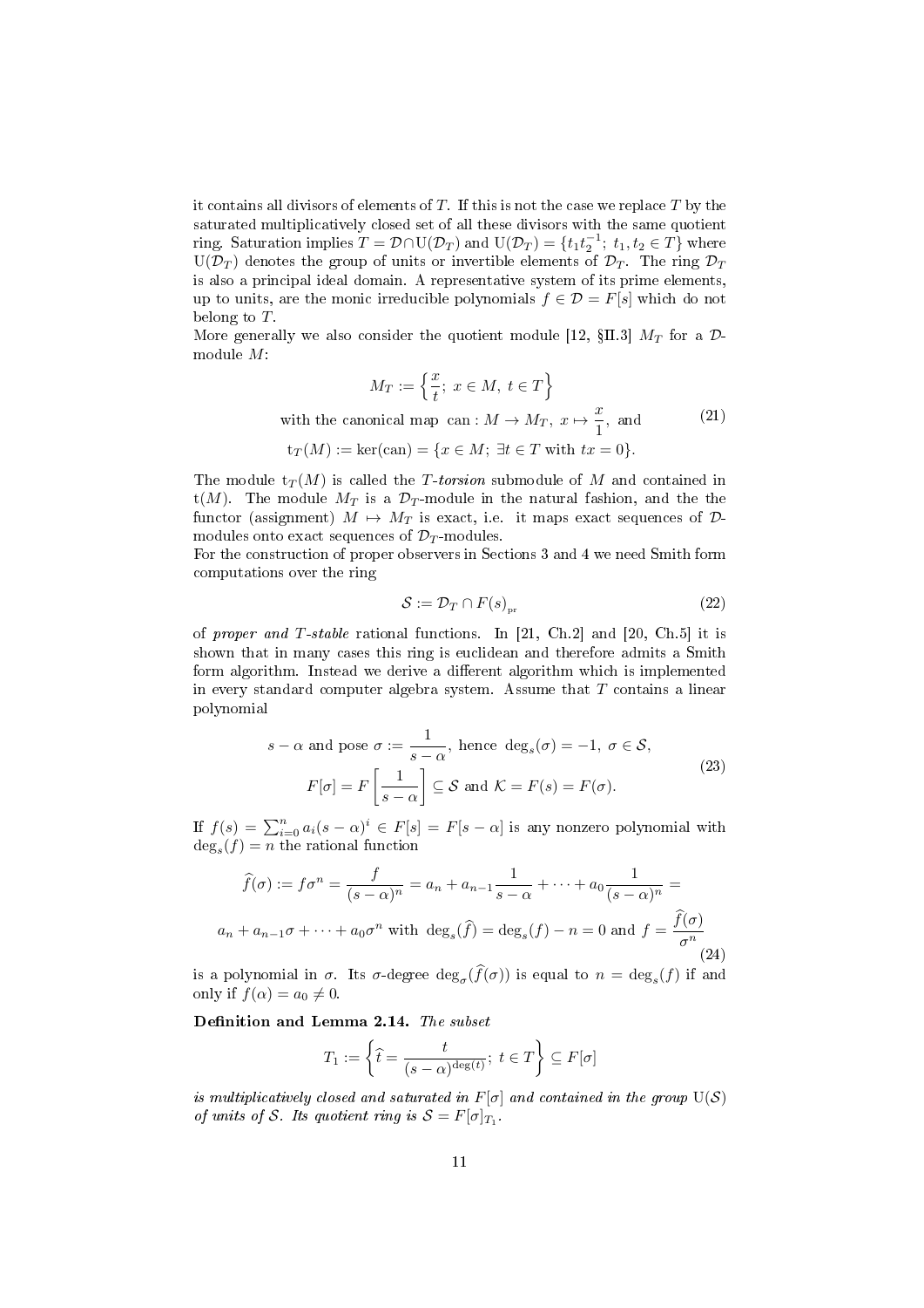it contains all divisors of elements of $T$. If this is not the case we replace $T$ by the saturated multiplicatively closed set of all these divisors with the same quotient ring. Saturation implies $T = \mathcal{D}\cap \mathrm{U}(\mathcal{D}_T)$ and $\mathrm{U}(\mathcal{D}_T) = \{t_1 t_2^{-1};\ t_1, t_2 \in T\}$ where $\mathrm{U}(\mathcal{D}_T)$ denotes the group of units or invertible elements of $\mathcal{D}_T$. The ring $\mathcal{D}_T$ is also a principal ideal domain. A representative system of its prime elements, up to units, are the monic irreducible polynomials $f \in \mathcal{D} = F[s]$ which do not belong to $T$.

More generally we also consider the quotient module [12, §II.3] $M_T$ for a $\mathcal{D}$-module $M$:

$$
\begin{gathered}
M_T := \left\{ \frac{x}{t};\ x \in M,\ t \in T \right\} \\
\text{with the canonical map } \mathrm{can} : M \to M_T,\ x \mapsto \frac{x}{1}, \text{ and} \\
\mathrm{t}_T(M) := \ker(\mathrm{can}) = \{x \in M;\ \exists t \in T \text{ with } tx = 0\}.
\end{gathered}
\tag{21}
$$

The module $\mathrm{t}_T(M)$ is called the *$T$-torsion* submodule of $M$ and contained in $\mathrm{t}(M)$. The module $M_T$ is a $\mathcal{D}_T$-module in the natural fashion, and the the functor (assignment) $M \mapsto M_T$ is exact, i.e. it maps exact sequences of $\mathcal{D}$-modules onto exact sequences of $\mathcal{D}_T$-modules.

For the construction of proper observers in Sections 3 and 4 we need Smith form computations over the ring

$$
\mathcal{S} := \mathcal{D}_T \cap F(s)_{\mathrm{pr}} \tag{22}
$$

of *proper and $T$-stable* rational functions. In [21, Ch.2] and [20, Ch.5] it is shown that in many cases this ring is euclidean and therefore admits a Smith form algorithm. Instead we derive a different algorithm which is implemented in every standard computer algebra system. Assume that $T$ contains a linear polynomial

$$
\begin{gathered}
s - \alpha \text{ and pose } \sigma := \frac{1}{s-\alpha}, \text{ hence } \deg_s(\sigma) = -1,\ \sigma \in \mathcal{S}, \\
F[\sigma] = F\left[\frac{1}{s-\alpha}\right] \subseteq \mathcal{S} \text{ and } \mathcal{K} = F(s) = F(\sigma).
\end{gathered}
\tag{23}
$$

If $f(s) = \sum_{i=0}^{n} a_i (s-\alpha)^i \in F[s] = F[s-\alpha]$ is any nonzero polynomial with $\deg_s(f) = n$ the rational function

$$
\begin{gathered}
\widehat{f}(\sigma) := f\sigma^n = \frac{f}{(s-\alpha)^n} = a_n + a_{n-1}\frac{1}{s-\alpha} + \cdots + a_0 \frac{1}{(s-\alpha)^n} = \\
a_n + a_{n-1}\sigma + \cdots + a_0\sigma^n \text{ with } \deg_s(\widehat{f}) = \deg_s(f) - n = 0 \text{ and } f = \frac{\widehat{f}(\sigma)}{\sigma^n}
\end{gathered}
\tag{24}
$$

is a polynomial in $\sigma$. Its $\sigma$-degree $\deg_\sigma(\widehat{f}(\sigma))$ is equal to $n = \deg_s(f)$ if and only if $f(\alpha) = a_0 \neq 0$.

**Definition and Lemma 2.14.** *The subset*

$$
T_1 := \left\{ \widehat{t} = \frac{t}{(s-\alpha)^{\deg(t)}};\ t \in T \right\} \subseteq F[\sigma]
$$

*is multiplicatively closed and saturated in $F[\sigma]$ and contained in the group $\mathrm{U}(\mathcal{S})$ of units of $\mathcal{S}$. Its quotient ring is $\mathcal{S} = F[\sigma]_{T_1}$.*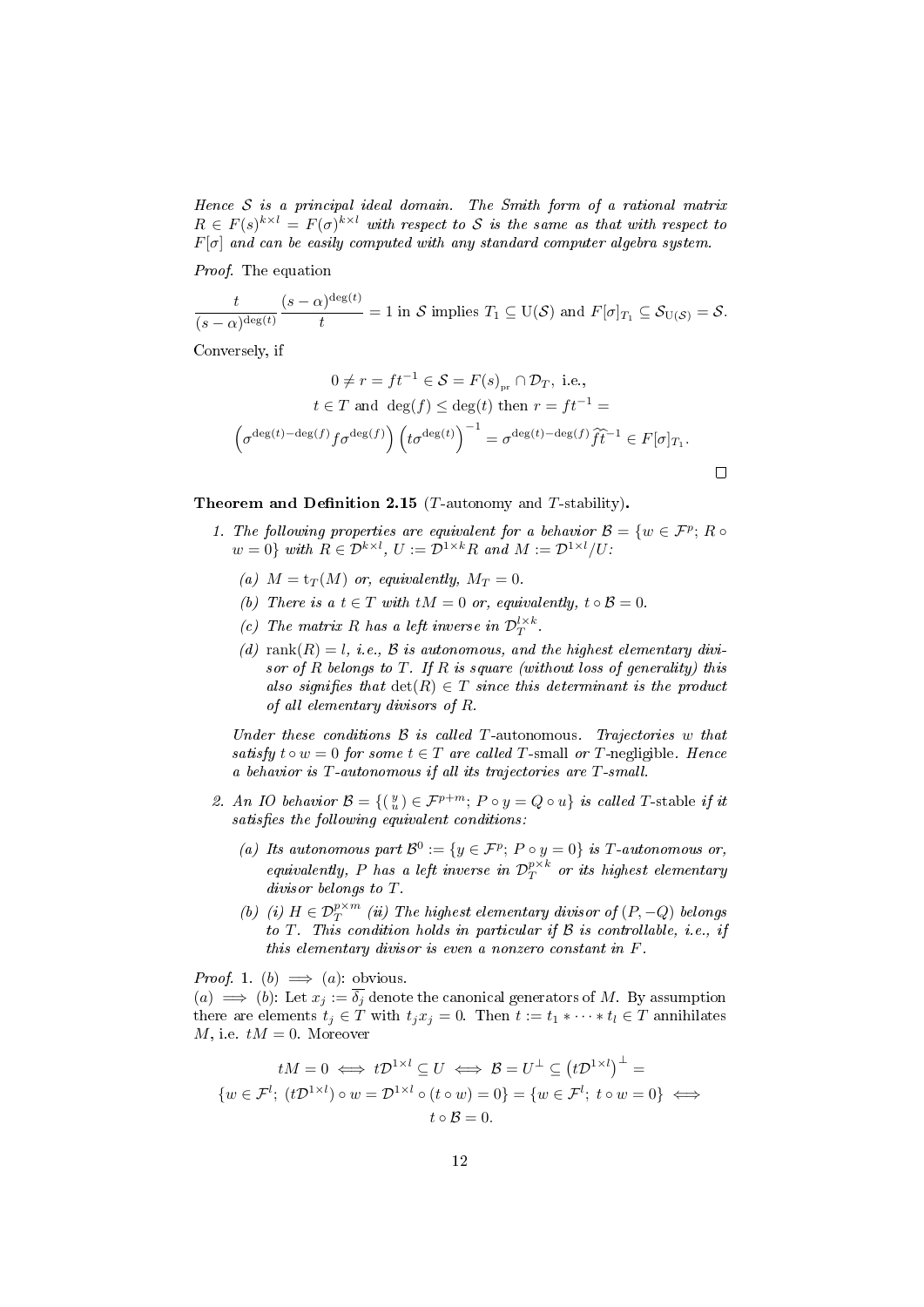*Hence $\mathcal{S}$ is a principal ideal domain. The Smith form of a rational matrix $R \in F(s)^{k\times l} = F(\sigma)^{k\times l}$ with respect to $\mathcal{S}$ is the same as that with respect to $F[\sigma]$ and can be easily computed with any standard computer algebra system.*

*Proof.* The equation

$$\frac{t}{(s-\alpha)^{\deg(t)}}\frac{(s-\alpha)^{\deg(t)}}{t} = 1 \text{ in } \mathcal{S} \text{ implies } T_1 \subseteq \mathrm{U}(\mathcal{S}) \text{ and } F[\sigma]_{T_1} \subseteq \mathcal{S}_{\mathrm{U}(\mathcal{S})} = \mathcal{S}.$$

Conversely, if

$$0 \neq r = ft^{-1} \in \mathcal{S} = F(s)_{\mathrm{pr}} \cap \mathcal{D}_T, \text{ i.e.,}$$
$$t \in T \text{ and } \deg(f) \leq \deg(t) \text{ then } r = ft^{-1} =$$
$$\left(\sigma^{\deg(t)-\deg(f)} f\sigma^{\deg(f)}\right)\left(t\sigma^{\deg(t)}\right)^{-1} = \sigma^{\deg(t)-\deg(f)}\widehat{f}\widehat{t}^{-1} \in F[\sigma]_{T_1}.$$

□

**Theorem and Definition 2.15** ($T$-autonomy and $T$-stability)**.**

1. *The following properties are equivalent for a behavior $\mathcal{B} = \{w \in \mathcal{F}^p;\ R \circ w = 0\}$ with $R \in \mathcal{D}^{k\times l}$, $U := \mathcal{D}^{1\times k}R$ and $M := \mathcal{D}^{1\times l}/U$:*
   - *(a) $M = \mathrm{t}_T(M)$ or, equivalently, $M_T = 0$.*
   - *(b) There is a $t \in T$ with $tM = 0$ or, equivalently, $t \circ \mathcal{B} = 0$.*
   - *(c) The matrix $R$ has a left inverse in $\mathcal{D}_T^{l\times k}$.*
   - *(d) $\mathrm{rank}(R) = l$, i.e., $\mathcal{B}$ is autonomous, and the highest elementary divisor of $R$ belongs to $T$. If $R$ is square (without loss of generality) this also signifies that $\det(R) \in T$ since this determinant is the product of all elementary divisors of $R$.*

   *Under these conditions $\mathcal{B}$ is called* $T$-autonomous*. Trajectories $w$ that satisfy $t \circ w = 0$ for some $t \in T$ are called* $T$-small *or* $T$-negligible*. Hence a behavior is $T$-autonomous if all its trajectories are $T$-small.*

2. *An IO behavior $\mathcal{B} = \{\binom{y}{u} \in \mathcal{F}^{p+m};\ P \circ y = Q \circ u\}$ is called* $T$-stable *if it satisfies the following equivalent conditions:*
   - *(a) Its autonomous part $\mathcal{B}^0 := \{y \in \mathcal{F}^p;\ P \circ y = 0\}$ is $T$-autonomous or, equivalently, $P$ has a left inverse in $\mathcal{D}_T^{p\times k}$ or its highest elementary divisor belongs to $T$.*
   - *(b) (i) $H \in \mathcal{D}_T^{p\times m}$ (ii) The highest elementary divisor of $(P, -Q)$ belongs to $T$. This condition holds in particular if $\mathcal{B}$ is controllable, i.e., if this elementary divisor is even a nonzero constant in $F$.*

*Proof.* 1. $(b) \implies (a)$: obvious.
$(a) \implies (b)$: Let $x_j := \overline{\delta_j}$ denote the canonical generators of $M$. By assumption there are elements $t_j \in T$ with $t_j x_j = 0$. Then $t := t_1 * \cdots * t_l \in T$ annihilates $M$, i.e. $tM = 0$. Moreover

$$tM = 0 \iff t\mathcal{D}^{1\times l} \subseteq U \iff \mathcal{B} = U^{\perp} \subseteq \left(t\mathcal{D}^{1\times l}\right)^{\perp} =$$
$$\{w \in \mathcal{F}^l;\ (t\mathcal{D}^{1\times l}) \circ w = \mathcal{D}^{1\times l} \circ (t \circ w) = 0\} = \{w \in \mathcal{F}^l;\ t \circ w = 0\} \iff$$
$$t \circ \mathcal{B} = 0.$$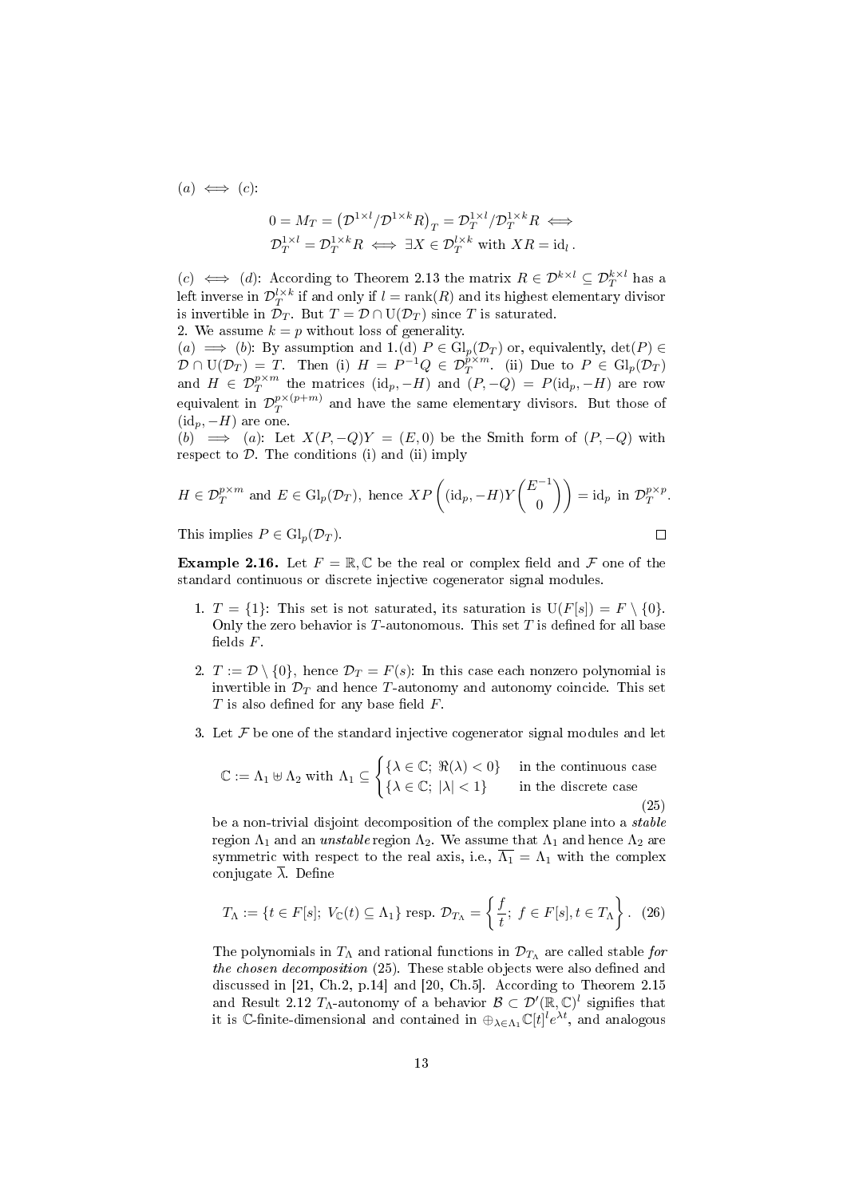$(a) \iff (c)$:

$$0 = M_T = \left(\mathcal{D}^{1\times l}/\mathcal{D}^{1\times k}R\right)_T = \mathcal{D}_T^{1\times l}/\mathcal{D}_T^{1\times k}R \iff \mathcal{D}_T^{1\times l} = \mathcal{D}_T^{1\times k}R \iff \exists X \in \mathcal{D}_T^{l\times k} \text{ with } XR = \mathrm{id}_l\,.$$

$(c) \iff (d)$: According to Theorem 2.13 the matrix $R \in \mathcal{D}^{k\times l} \subseteq \mathcal{D}_T^{k\times l}$ has a left inverse in $\mathcal{D}_T^{l\times k}$ if and only if $l = \mathrm{rank}(R)$ and its highest elementary divisor is invertible in $\mathcal{D}_T$. But $T = \mathcal{D}\cap \mathrm{U}(\mathcal{D}_T)$ since $T$ is saturated.

2. We assume $k = p$ without loss of generality.

$(a) \implies (b)$: By assumption and 1.(d) $P \in \mathrm{Gl}_p(\mathcal{D}_T)$ or, equivalently, $\det(P) \in \mathcal{D}\cap \mathrm{U}(\mathcal{D}_T) = T$. Then (i) $H = P^{-1}Q \in \mathcal{D}_T^{p\times m}$. (ii) Due to $P \in \mathrm{Gl}_p(\mathcal{D}_T)$ and $H \in \mathcal{D}_T^{p\times m}$ the matrices $(\mathrm{id}_p, -H)$ and $(P, -Q) = P(\mathrm{id}_p, -H)$ are row equivalent in $\mathcal{D}_T^{p\times(p+m)}$ and have the same elementary divisors. But those of $(\mathrm{id}_p, -H)$ are one.

$(b) \implies (a)$: Let $X(P, -Q)Y = (E, 0)$ be the Smith form of $(P, -Q)$ with respect to $\mathcal{D}$. The conditions (i) and (ii) imply

$$H \in \mathcal{D}_T^{p\times m} \text{ and } E \in \mathrm{Gl}_p(\mathcal{D}_T), \text{ hence } XP\left((\mathrm{id}_p, -H)Y\begin{pmatrix} E^{-1}\\ 0\end{pmatrix}\right) = \mathrm{id}_p \text{ in } \mathcal{D}_T^{p\times p}.$$

This implies $P \in \mathrm{Gl}_p(\mathcal{D}_T)$. □

**Example 2.16.** Let $F = \mathbb{R}, \mathbb{C}$ be the real or complex field and $\mathcal{F}$ one of the standard continuous or discrete injective cogenerator signal modules.

1. $T = \{1\}$: This set is not saturated, its saturation is $\mathrm{U}(F[s]) = F\setminus\{0\}$. Only the zero behavior is $T$-autonomous. This set $T$ is defined for all base fields $F$.

2. $T := \mathcal{D}\setminus\{0\}$, hence $\mathcal{D}_T = F(s)$: In this case each nonzero polynomial is invertible in $\mathcal{D}_T$ and hence $T$-autonomy and autonomy coincide. This set $T$ is also defined for any base field $F$.

3. Let $\mathcal{F}$ be one of the standard injective cogenerator signal modules and let

$$\mathbb{C} := \Lambda_1 \uplus \Lambda_2 \text{ with } \Lambda_1 \subseteq \begin{cases}\{\lambda\in\mathbb{C};\ \Re(\lambda) < 0\} & \text{in the continuous case}\\ \{\lambda\in\mathbb{C};\ |\lambda| < 1\} & \text{in the discrete case}\end{cases} \tag{25}$$

be a non-trivial disjoint decomposition of the complex plane into a *stable* region $\Lambda_1$ and an *unstable* region $\Lambda_2$. We assume that $\Lambda_1$ and hence $\Lambda_2$ are symmetric with respect to the real axis, i.e., $\overline{\Lambda_1} = \Lambda_1$ with the complex conjugate $\overline{\lambda}$. Define

$$T_\Lambda := \{t \in F[s];\ V_{\mathbb{C}}(t) \subseteq \Lambda_1\} \text{ resp. } \mathcal{D}_{T_\Lambda} = \left\{\frac{f}{t};\ f\in F[s], t\in T_\Lambda\right\}. \tag{26}$$

The polynomials in $T_\Lambda$ and rational functions in $\mathcal{D}_{T_\Lambda}$ are called stable *for the chosen decomposition* (25). These stable objects were also defined and discussed in [21, Ch.2, p.14] and [20, Ch.5]. According to Theorem 2.15 and Result 2.12 $T_\Lambda$-autonomy of a behavior $\mathcal{B}\subset\mathcal{D}'(\mathbb{R},\mathbb{C})^l$ signifies that it is $\mathbb{C}$-finite-dimensional and contained in $\oplus_{\lambda\in\Lambda_1}\mathbb{C}[t]^l e^{\lambda t}$, and analogous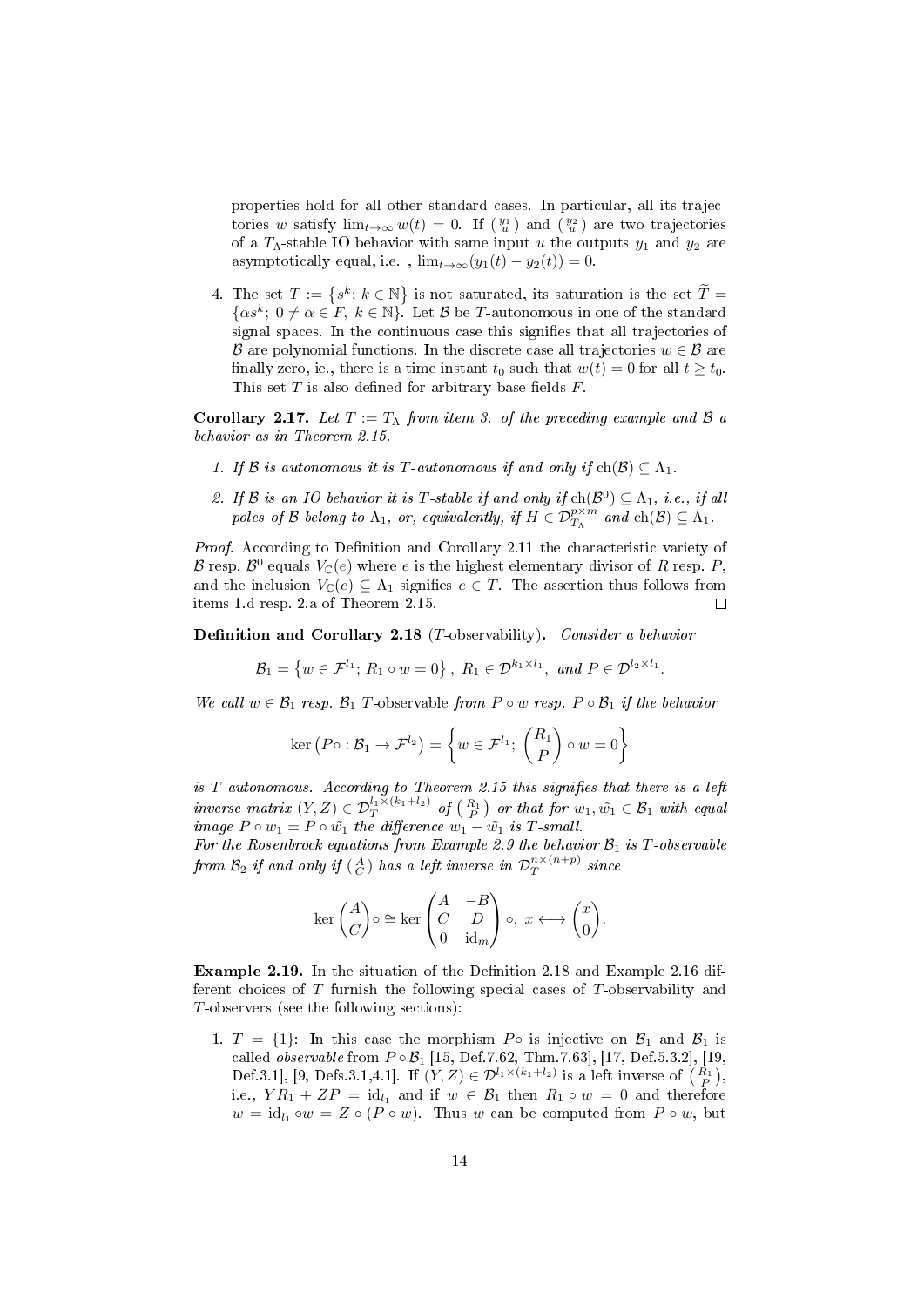properties hold for all other standard cases. In particular, all its trajectories $w$ satisfy $\lim_{t\to\infty} w(t) = 0$. If $\left(\begin{smallmatrix} y_1 \\ u \end{smallmatrix}\right)$ and $\left(\begin{smallmatrix} y_2 \\ u \end{smallmatrix}\right)$ are two trajectories of a $T_\Lambda$-stable IO behavior with same input $u$ the outputs $y_1$ and $y_2$ are asymptotically equal, i.e. , $\lim_{t\to\infty}(y_1(t) - y_2(t)) = 0$.

4. The set $T := \left\{s^k;\ k \in \mathbb{N}\right\}$ is not saturated, its saturation is the set $\widetilde{T} = \{\alpha s^k;\ 0 \neq \alpha \in F,\ k \in \mathbb{N}\}$. Let $\mathcal{B}$ be $T$-autonomous in one of the standard signal spaces. In the continuous case this signifies that all trajectories of $\mathcal{B}$ are polynomial functions. In the discrete case all trajectories $w \in \mathcal{B}$ are finally zero, ie., there is a time instant $t_0$ such that $w(t) = 0$ for all $t \geq t_0$. This set $T$ is also defined for arbitrary base fields $F$.

**Corollary 2.17.** *Let $T := T_\Lambda$ from item 3. of the preceding example and $\mathcal{B}$ a behavior as in Theorem 2.15.*

1. *If $\mathcal{B}$ is autonomous it is $T$-autonomous if and only if $\mathrm{ch}(\mathcal{B}) \subseteq \Lambda_1$.*
2. *If $\mathcal{B}$ is an IO behavior it is $T$-stable if and only if $\mathrm{ch}(\mathcal{B}^0) \subseteq \Lambda_1$, i.e., if all poles of $\mathcal{B}$ belong to $\Lambda_1$, or, equivalently, if $H \in \mathcal{D}_{T_\Lambda}^{p\times m}$ and $\mathrm{ch}(\mathcal{B}) \subseteq \Lambda_1$.*

*Proof.* According to Definition and Corollary 2.11 the characteristic variety of $\mathcal{B}$ resp. $\mathcal{B}^0$ equals $V_{\mathbb{C}}(e)$ where $e$ is the highest elementary divisor of $R$ resp. $P$, and the inclusion $V_{\mathbb{C}}(e) \subseteq \Lambda_1$ signifies $e \in T$. The assertion thus follows from items 1.d resp. 2.a of Theorem 2.15. $\square$

**Definition and Corollary 2.18** ($T$-observability)**.** *Consider a behavior*

$$\mathcal{B}_1 = \left\{w \in \mathcal{F}^{l_1};\ R_1 \circ w = 0\right\},\ R_1 \in \mathcal{D}^{k_1\times l_1},\ \text{and } P \in \mathcal{D}^{l_2\times l_1}.$$

*We call $w \in \mathcal{B}_1$ resp. $\mathcal{B}_1$ $T$-observable from $P \circ w$ resp. $P \circ \mathcal{B}_1$ if the behavior*

$$\ker\left(P\circ : \mathcal{B}_1 \to \mathcal{F}^{l_2}\right) = \left\{w \in \mathcal{F}^{l_1};\ \begin{pmatrix} R_1 \\ P \end{pmatrix} \circ w = 0\right\}$$

*is $T$-autonomous. According to Theorem 2.15 this signifies that there is a left inverse matrix $(Y, Z) \in \mathcal{D}_T^{l_1\times(k_1+l_2)}$ of $\left(\begin{smallmatrix} R_1 \\ P \end{smallmatrix}\right)$ or that for $w_1, \tilde{w}_1 \in \mathcal{B}_1$ with equal image $P \circ w_1 = P \circ \tilde{w}_1$ the difference $w_1 - \tilde{w}_1$ is $T$-small.*
*For the Rosenbrock equations from Example 2.9 the behavior $\mathcal{B}_1$ is $T$-observable from $\mathcal{B}_2$ if and only if $\left(\begin{smallmatrix} A \\ C \end{smallmatrix}\right)$ has a left inverse in $\mathcal{D}_T^{n\times(n+p)}$ since*

$$\ker\begin{pmatrix} A \\ C \end{pmatrix}\circ \cong \ker\begin{pmatrix} A & -B \\ C & D \\ 0 & \mathrm{id}_m \end{pmatrix}\circ,\ x \longleftrightarrow \begin{pmatrix} x \\ 0 \end{pmatrix}.$$

**Example 2.19.** In the situation of the Definition 2.18 and Example 2.16 different choices of $T$ furnish the following special cases of $T$-observability and $T$-observers (see the following sections):

1. $T = \{1\}$: In this case the morphism $P\circ$ is injective on $\mathcal{B}_1$ and $\mathcal{B}_1$ is called *observable* from $P \circ \mathcal{B}_1$ [15, Def.7.62, Thm.7.63], [17, Def.5.3.2], [19, Def.3.1], [9, Defs.3.1,4.1]. If $(Y, Z) \in \mathcal{D}^{l_1\times(k_1+l_2)}$ is a left inverse of $\left(\begin{smallmatrix} R_1 \\ P \end{smallmatrix}\right)$, i.e., $YR_1 + ZP = \mathrm{id}_{l_1}$ and if $w \in \mathcal{B}_1$ then $R_1 \circ w = 0$ and therefore $w = \mathrm{id}_{l_1} \circ w = Z \circ (P \circ w)$. Thus $w$ can be computed from $P \circ w$, but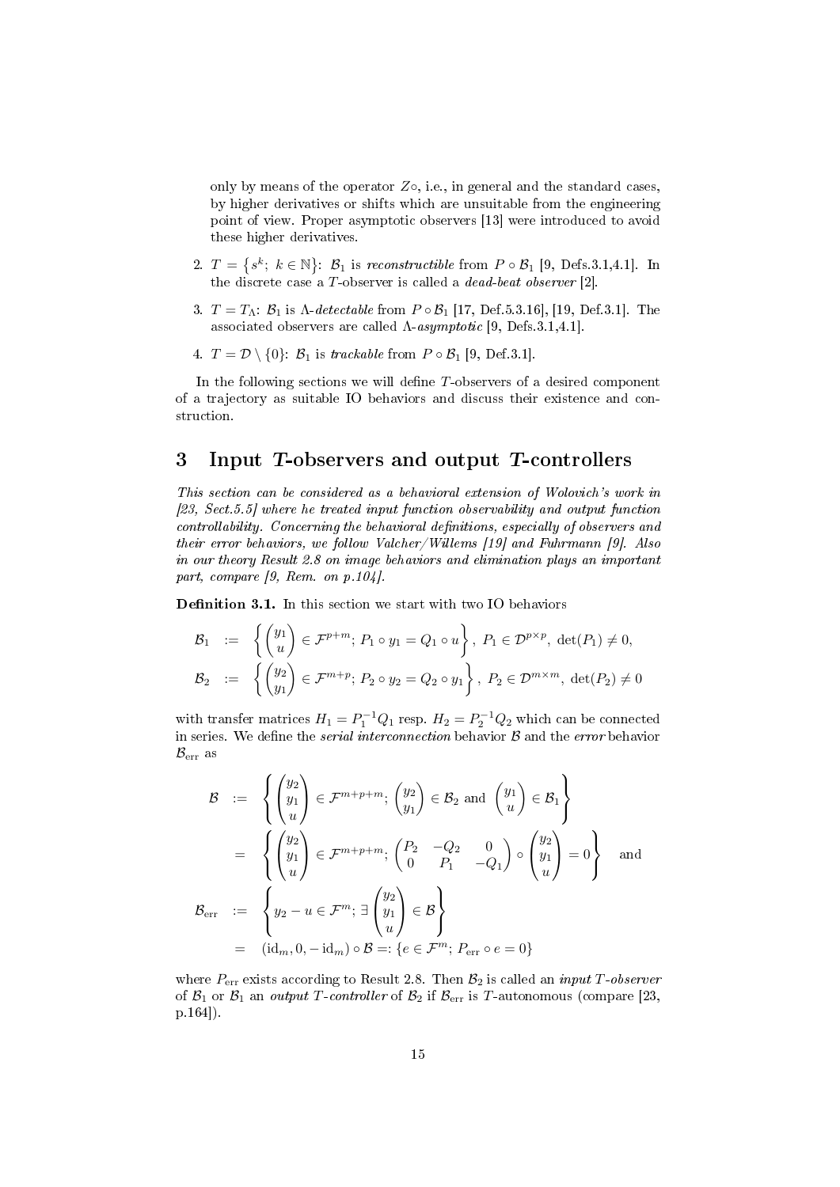only by means of the operator $Z\circ$, i.e., in general and the standard cases, by higher derivatives or shifts which are unsuitable from the engineering point of view. Proper asymptotic observers [13] were introduced to avoid these higher derivatives.

2. $T = \{s^k;\ k \in \mathbb{N}\}$: $\mathcal{B}_1$ is *reconstructible* from $P \circ \mathcal{B}_1$ [9, Defs.3.1,4.1]. In the discrete case a $T$-observer is called a *dead-beat observer* [2].

3. $T = T_\Lambda$: $\mathcal{B}_1$ is $\Lambda$-*detectable* from $P \circ \mathcal{B}_1$ [17, Def.5.3.16], [19, Def.3.1]. The associated observers are called $\Lambda$-*asymptotic* [9, Defs.3.1,4.1].

4. $T = \mathcal{D} \setminus \{0\}$: $\mathcal{B}_1$ is *trackable* from $P \circ \mathcal{B}_1$ [9, Def.3.1].

In the following sections we will define $T$-observers of a desired component of a trajectory as suitable IO behaviors and discuss their existence and construction.

## 3 Input $T$-observers and output $T$-controllers

*This section can be considered as a behavioral extension of Wolovich's work in [23, Sect.5.5] where he treated input function observability and output function controllability. Concerning the behavioral definitions, especially of observers and their error behaviors, we follow Valcher/Willems [19] and Fuhrmann [9]. Also in our theory Result 2.8 on image behaviors and elimination plays an important part, compare [9, Rem. on p.104].*

**Definition 3.1.** In this section we start with two IO behaviors

$$\mathcal{B}_1 := \left\{ \begin{pmatrix} y_1 \\ u \end{pmatrix} \in \mathcal{F}^{p+m};\ P_1 \circ y_1 = Q_1 \circ u \right\},\ P_1 \in \mathcal{D}^{p\times p},\ \det(P_1) \neq 0,$$

$$\mathcal{B}_2 := \left\{ \begin{pmatrix} y_2 \\ y_1 \end{pmatrix} \in \mathcal{F}^{m+p};\ P_2 \circ y_2 = Q_2 \circ y_1 \right\},\ P_2 \in \mathcal{D}^{m\times m},\ \det(P_2) \neq 0$$

with transfer matrices $H_1 = P_1^{-1}Q_1$ resp. $H_2 = P_2^{-1}Q_2$ which can be connected in series. We define the *serial interconnection* behavior $\mathcal{B}$ and the *error* behavior $\mathcal{B}_{\rm err}$ as

$$\begin{aligned}
\mathcal{B} &:= \left\{ \begin{pmatrix} y_2 \\ y_1 \\ u \end{pmatrix} \in \mathcal{F}^{m+p+m};\ \begin{pmatrix} y_2 \\ y_1 \end{pmatrix} \in \mathcal{B}_2 \text{ and } \begin{pmatrix} y_1 \\ u \end{pmatrix} \in \mathcal{B}_1 \right\} \\
&= \left\{ \begin{pmatrix} y_2 \\ y_1 \\ u \end{pmatrix} \in \mathcal{F}^{m+p+m};\ \begin{pmatrix} P_2 & -Q_2 & 0 \\ 0 & P_1 & -Q_1 \end{pmatrix} \circ \begin{pmatrix} y_2 \\ y_1 \\ u \end{pmatrix} = 0 \right\} \quad \text{and} \\
\mathcal{B}_{\rm err} &:= \left\{ y_2 - u \in \mathcal{F}^m;\ \exists \begin{pmatrix} y_2 \\ y_1 \\ u \end{pmatrix} \in \mathcal{B} \right\} \\
&= (\mathrm{id}_m, 0, -\mathrm{id}_m) \circ \mathcal{B} =: \{e \in \mathcal{F}^m;\ P_{\rm err} \circ e = 0\}
\end{aligned}$$

where $P_{\rm err}$ exists according to Result 2.8. Then $\mathcal{B}_2$ is called an *input $T$-observer* of $\mathcal{B}_1$ or $\mathcal{B}_1$ an *output $T$-controller* of $\mathcal{B}_2$ if $\mathcal{B}_{\rm err}$ is $T$-autonomous (compare [23, p.164]).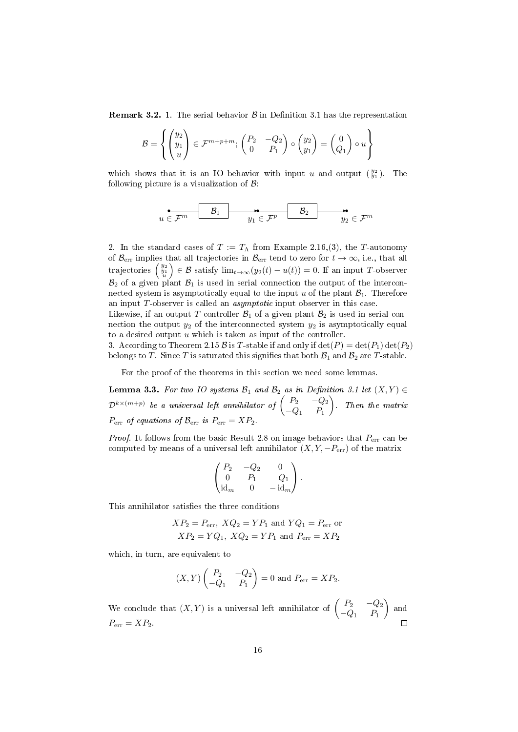**Remark 3.2.** 1. The serial behavior $\mathcal{B}$ in Definition 3.1 has the representation

$$\mathcal{B} = \left\{ \begin{pmatrix} y_2 \\ y_1 \\ u \end{pmatrix} \in \mathcal{F}^{m+p+m};\ \begin{pmatrix} P_2 & -Q_2 \\ 0 & P_1 \end{pmatrix} \circ \begin{pmatrix} y_2 \\ y_1 \end{pmatrix} = \begin{pmatrix} 0 \\ Q_1 \end{pmatrix} \circ u \right\}$$

which shows that it is an IO behavior with input $u$ and output $\left(\begin{smallmatrix} y_2 \\ y_1 \end{smallmatrix}\right)$. The following picture is a visualization of $\mathcal{B}$:

$$u \in \mathcal{F}^m \longrightarrow \boxed{\mathcal{B}_1} \longrightarrow y_1 \in \mathcal{F}^p \longrightarrow \boxed{\mathcal{B}_2} \longrightarrow y_2 \in \mathcal{F}^m$$

2. In the standard cases of $T := T_\Lambda$ from Example 2.16,(3), the $T$-autonomy of $\mathcal{B}_{\text{err}}$ implies that all trajectories in $\mathcal{B}_{\text{err}}$ tend to zero for $t \to \infty$, i.e., that all trajectories $\left(\begin{smallmatrix} y_2 \\ y_1 \\ u \end{smallmatrix}\right) \in \mathcal{B}$ satisfy $\lim_{t\to\infty}(y_2(t) - u(t)) = 0$. If an input $T$-observer $\mathcal{B}_2$ of a given plant $\mathcal{B}_1$ is used in serial connection the output of the interconnected system is asymptotically equal to the input $u$ of the plant $\mathcal{B}_1$. Therefore an input $T$-observer is called an *asymptotic* input observer in this case.
Likewise, if an output $T$-controller $\mathcal{B}_1$ of a given plant $\mathcal{B}_2$ is used in serial connection the output $y_2$ of the interconnected system $y_2$ is asymptotically equal to a desired output $u$ which is taken as input of the controller.
3. According to Theorem 2.15 $\mathcal{B}$ is $T$-stable if and only if $\det(P) = \det(P_1)\det(P_2)$ belongs to $T$. Since $T$ is saturated this signifies that both $\mathcal{B}_1$ and $\mathcal{B}_2$ are $T$-stable.

For the proof of the theorems in this section we need some lemmas.

**Lemma 3.3.** *For two IO systems $\mathcal{B}_1$ and $\mathcal{B}_2$ as in Definition 3.1 let $(X, Y) \in \mathcal{D}^{k\times(m+p)}$ be a universal left annihilator of $\begin{pmatrix} P_2 & -Q_2 \\ -Q_1 & P_1 \end{pmatrix}$. Then the matrix $P_{\text{err}}$ of equations of $\mathcal{B}_{\text{err}}$ is $P_{\text{err}} = XP_2$.*

*Proof.* It follows from the basic Result 2.8 on image behaviors that $P_{\text{err}}$ can be computed by means of a universal left annihilator $(X, Y, -P_{\text{err}})$ of the matrix

$$\begin{pmatrix} P_2 & -Q_2 & 0 \\ 0 & P_1 & -Q_1 \\ \mathrm{id}_m & 0 & -\mathrm{id}_m \end{pmatrix}.$$

This annihilator satisfies the three conditions

$$XP_2 = P_{\text{err}},\ XQ_2 = YP_1 \text{ and } YQ_1 = P_{\text{err}} \text{ or}$$
$$XP_2 = YQ_1,\ XQ_2 = YP_1 \text{ and } P_{\text{err}} = XP_2$$

which, in turn, are equivalent to

$$(X, Y)\begin{pmatrix} P_2 & -Q_2 \\ -Q_1 & P_1 \end{pmatrix} = 0 \text{ and } P_{\text{err}} = XP_2.$$

We conclude that $(X, Y)$ is a universal left annihilator of $\begin{pmatrix} P_2 & -Q_2 \\ -Q_1 & P_1 \end{pmatrix}$ and $P_{\text{err}} = XP_2$. $\square$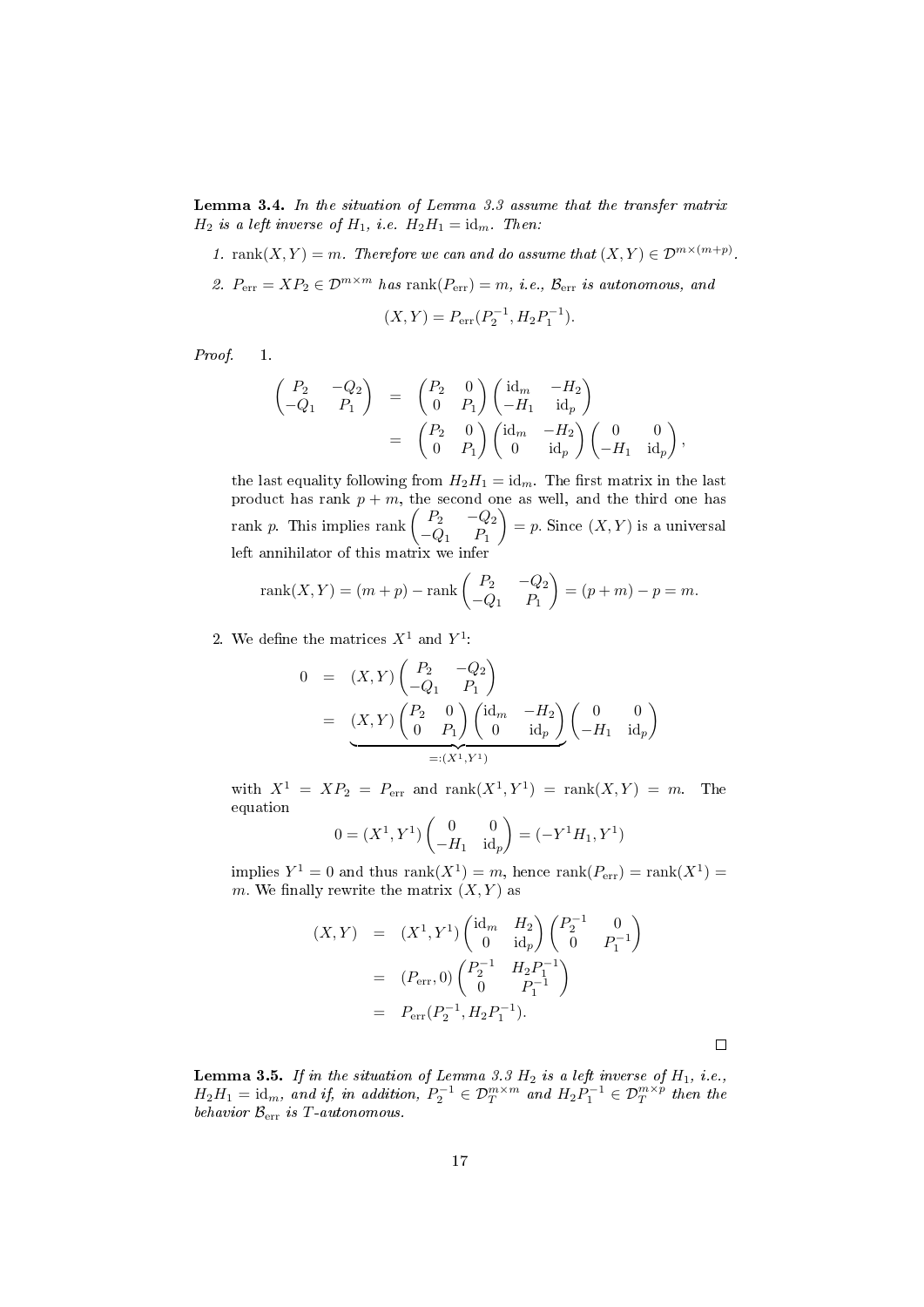**Lemma 3.4.** *In the situation of Lemma 3.3 assume that the transfer matrix $H_2$ is a left inverse of $H_1$, i.e. $H_2H_1 = \mathrm{id}_m$. Then:*

1. *$\mathrm{rank}(X, Y) = m$. Therefore we can and do assume that $(X, Y) \in \mathcal{D}^{m\times(m+p)}$.*
2. *$P_{\mathrm{err}} = XP_2 \in \mathcal{D}^{m\times m}$ has $\mathrm{rank}(P_{\mathrm{err}}) = m$, i.e., $\mathcal{B}_{\mathrm{err}}$ is autonomous, and*

$$(X, Y) = P_{\mathrm{err}}(P_2^{-1}, H_2P_1^{-1}).$$

*Proof.* 1.

$$\begin{aligned}
\begin{pmatrix} P_2 & -Q_2 \\ -Q_1 & P_1 \end{pmatrix} &= \begin{pmatrix} P_2 & 0 \\ 0 & P_1 \end{pmatrix} \begin{pmatrix} \mathrm{id}_m & -H_2 \\ -H_1 & \mathrm{id}_p \end{pmatrix} \\
&= \begin{pmatrix} P_2 & 0 \\ 0 & P_1 \end{pmatrix} \begin{pmatrix} \mathrm{id}_m & -H_2 \\ 0 & \mathrm{id}_p \end{pmatrix} \begin{pmatrix} 0 & 0 \\ -H_1 & \mathrm{id}_p \end{pmatrix},
\end{aligned}$$

the last equality following from $H_2H_1 = \mathrm{id}_m$. The first matrix in the last product has rank $p + m$, the second one as well, and the third one has rank $p$. This implies $\mathrm{rank}\begin{pmatrix} P_2 & -Q_2 \\ -Q_1 & P_1 \end{pmatrix} = p$. Since $(X, Y)$ is a universal left annihilator of this matrix we infer

$$\mathrm{rank}(X, Y) = (m + p) - \mathrm{rank}\begin{pmatrix} P_2 & -Q_2 \\ -Q_1 & P_1 \end{pmatrix} = (p + m) - p = m.$$

2. We define the matrices $X^1$ and $Y^1$:

$$\begin{aligned}
0 &= (X, Y)\begin{pmatrix} P_2 & -Q_2 \\ -Q_1 & P_1 \end{pmatrix} \\
&= \underbrace{(X, Y)\begin{pmatrix} P_2 & 0 \\ 0 & P_1 \end{pmatrix}\begin{pmatrix} \mathrm{id}_m & -H_2 \\ 0 & \mathrm{id}_p \end{pmatrix}}_{=:(X^1, Y^1)} \begin{pmatrix} 0 & 0 \\ -H_1 & \mathrm{id}_p \end{pmatrix}
\end{aligned}$$

with $X^1 = XP_2 = P_{\mathrm{err}}$ and $\mathrm{rank}(X^1, Y^1) = \mathrm{rank}(X, Y) = m$. The equation

$$0 = (X^1, Y^1)\begin{pmatrix} 0 & 0 \\ -H_1 & \mathrm{id}_p \end{pmatrix} = (-Y^1H_1, Y^1)$$

implies $Y^1 = 0$ and thus $\mathrm{rank}(X^1) = m$, hence $\mathrm{rank}(P_{\mathrm{err}}) = \mathrm{rank}(X^1) = m$. We finally rewrite the matrix $(X, Y)$ as

$$\begin{aligned}
(X, Y) &= (X^1, Y^1)\begin{pmatrix} \mathrm{id}_m & H_2 \\ 0 & \mathrm{id}_p \end{pmatrix}\begin{pmatrix} P_2^{-1} & 0 \\ 0 & P_1^{-1} \end{pmatrix} \\
&= (P_{\mathrm{err}}, 0)\begin{pmatrix} P_2^{-1} & H_2P_1^{-1} \\ 0 & P_1^{-1} \end{pmatrix} \\
&= P_{\mathrm{err}}(P_2^{-1}, H_2P_1^{-1}).
\end{aligned}$$

□

**Lemma 3.5.** *If in the situation of Lemma 3.3 $H_2$ is a left inverse of $H_1$, i.e., $H_2H_1 = \mathrm{id}_m$, and if, in addition, $P_2^{-1} \in \mathcal{D}_T^{m\times m}$ and $H_2P_1^{-1} \in \mathcal{D}_T^{m\times p}$ then the behavior $\mathcal{B}_{\mathrm{err}}$ is $T$-autonomous.*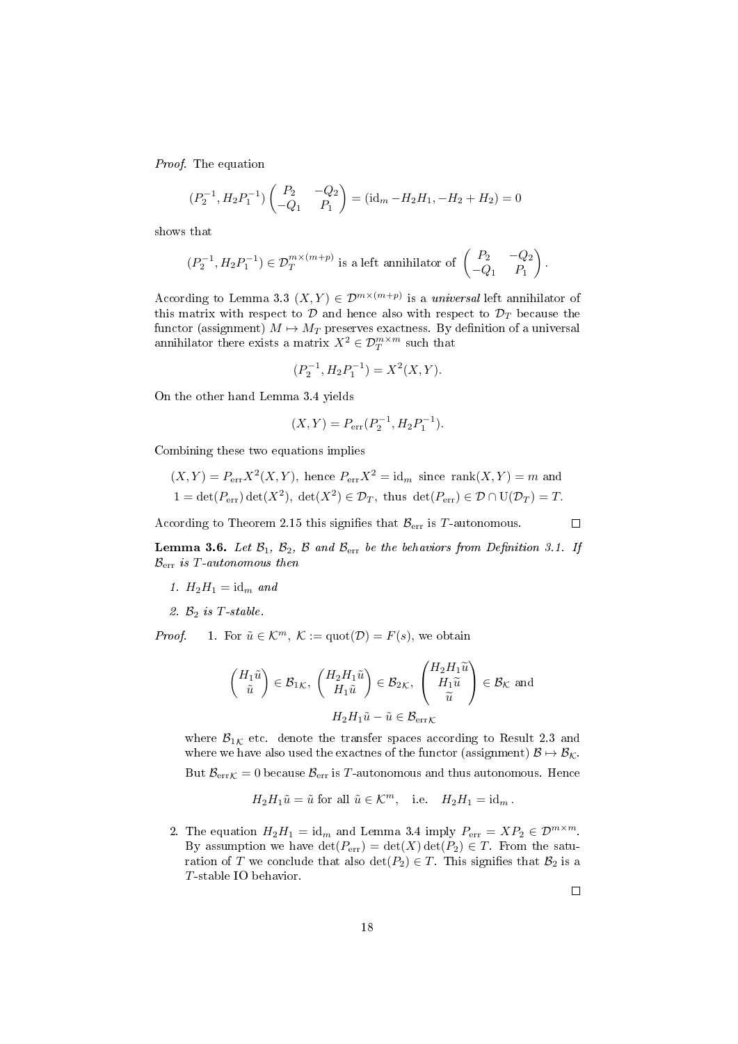*Proof.* The equation

$$(P_2^{-1}, H_2P_1^{-1})\begin{pmatrix} P_2 & -Q_2 \\ -Q_1 & P_1 \end{pmatrix} = (\mathrm{id}_m - H_2H_1, -H_2 + H_2) = 0$$

shows that

$$(P_2^{-1}, H_2P_1^{-1}) \in \mathcal{D}_T^{m\times(m+p)} \text{ is a left annihilator of } \begin{pmatrix} P_2 & -Q_2 \\ -Q_1 & P_1 \end{pmatrix}.$$

According to Lemma 3.3 $(X,Y) \in \mathcal{D}^{m\times(m+p)}$ is a *universal* left annihilator of this matrix with respect to $\mathcal{D}$ and hence also with respect to $\mathcal{D}_T$ because the functor (assignment) $M \mapsto M_T$ preserves exactness. By definition of a universal annihilator there exists a matrix $X^2 \in \mathcal{D}_T^{m\times m}$ such that

$$(P_2^{-1}, H_2P_1^{-1}) = X^2(X,Y).$$

On the other hand Lemma 3.4 yields

$$(X,Y) = P_{\mathrm{err}}(P_2^{-1}, H_2P_1^{-1}).$$

Combining these two equations implies

$$\begin{aligned}&(X,Y) = P_{\mathrm{err}}X^2(X,Y), \text{ hence } P_{\mathrm{err}}X^2 = \mathrm{id}_m \text{ since } \mathrm{rank}(X,Y) = m \text{ and} \\ &1 = \det(P_{\mathrm{err}})\det(X^2),\ \det(X^2) \in \mathcal{D}_T, \text{ thus } \det(P_{\mathrm{err}}) \in \mathcal{D} \cap \mathrm{U}(\mathcal{D}_T) = T.\end{aligned}$$

According to Theorem 2.15 this signifies that $\mathcal{B}_{\mathrm{err}}$ is $T$-autonomous. $\square$

**Lemma 3.6.** *Let $\mathcal{B}_1$, $\mathcal{B}_2$, $\mathcal{B}$ and $\mathcal{B}_{\mathrm{err}}$ be the behaviors from Definition 3.1. If $\mathcal{B}_{\mathrm{err}}$ is $T$-autonomous then*

1. *$H_2H_1 = \mathrm{id}_m$ and*
2. *$\mathcal{B}_2$ is $T$-stable.*

*Proof.*

1. For $\tilde{u} \in \mathcal{K}^m$, $\mathcal{K} := \mathrm{quot}(\mathcal{D}) = F(s)$, we obtain

$$\begin{pmatrix} H_1\tilde{u} \\ \tilde{u} \end{pmatrix} \in \mathcal{B}_{1\mathcal{K}},\ \begin{pmatrix} H_2H_1\tilde{u} \\ H_1\tilde{u} \end{pmatrix} \in \mathcal{B}_{2\mathcal{K}},\ \begin{pmatrix} H_2H_1\tilde{u} \\ H_1\tilde{u} \\ \tilde{u} \end{pmatrix} \in \mathcal{B}_{\mathcal{K}} \text{ and}$$

$$H_2H_1\tilde{u} - \tilde{u} \in \mathcal{B}_{\mathrm{err}\mathcal{K}}$$

   where $\mathcal{B}_{1\mathcal{K}}$ etc. denote the transfer spaces according to Result 2.3 and where we have also used the exactnes of the functor (assignment) $\mathcal{B} \mapsto \mathcal{B}_{\mathcal{K}}$. But $\mathcal{B}_{\mathrm{err}\mathcal{K}} = 0$ because $\mathcal{B}_{\mathrm{err}}$ is $T$-autonomous and thus autonomous. Hence

$$H_2H_1\tilde{u} = \tilde{u} \text{ for all } \tilde{u} \in \mathcal{K}^m, \quad \text{i.e.} \quad H_2H_1 = \mathrm{id}_m.$$

2. The equation $H_2H_1 = \mathrm{id}_m$ and Lemma 3.4 imply $P_{\mathrm{err}} = XP_2 \in \mathcal{D}^{m\times m}$. By assumption we have $\det(P_{\mathrm{err}}) = \det(X)\det(P_2) \in T$. From the saturation of $T$ we conclude that also $\det(P_2) \in T$. This signifies that $\mathcal{B}_2$ is a $T$-stable IO behavior.

$\square$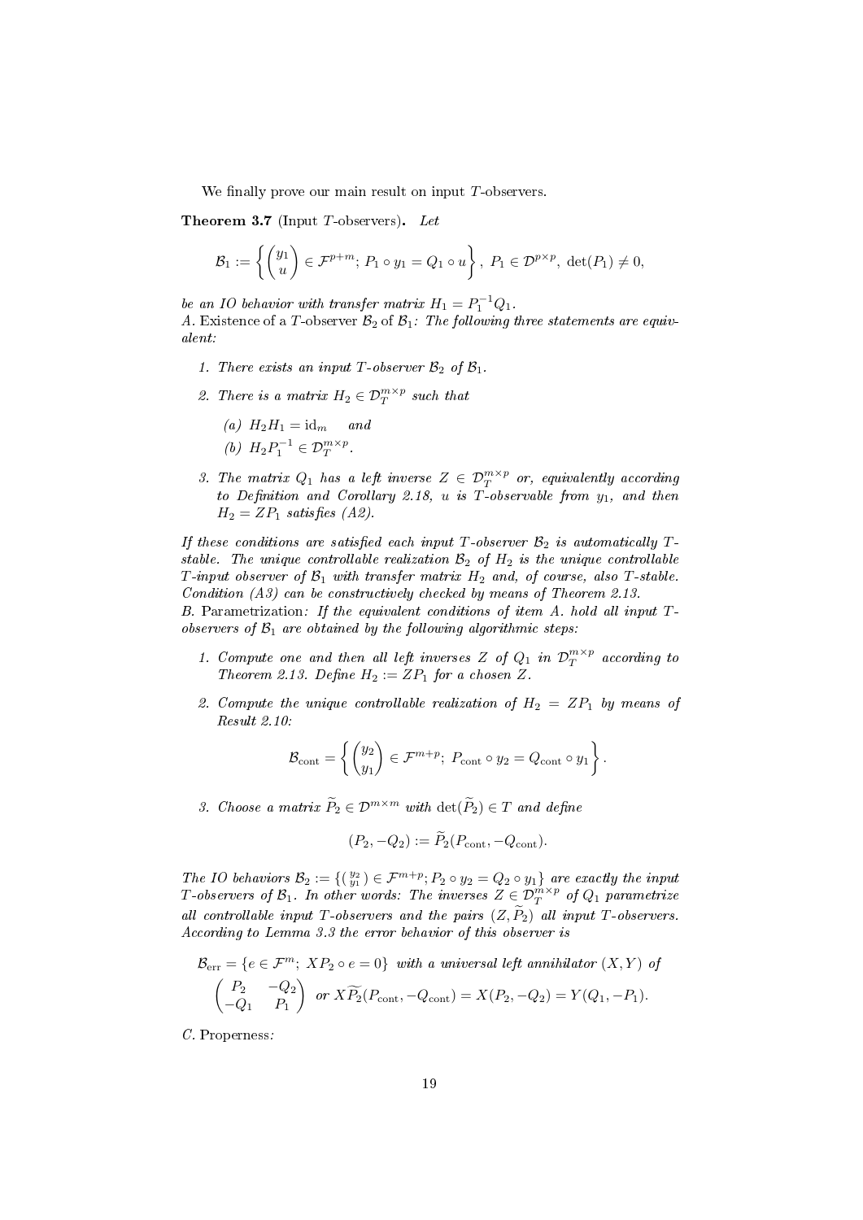We finally prove our main result on input $T$-observers.

**Theorem 3.7** (Input $T$-observers)**.** *Let*

$$\mathcal{B}_1 := \left\{ \begin{pmatrix} y_1 \\ u \end{pmatrix} \in \mathcal{F}^{p+m};\ P_1 \circ y_1 = Q_1 \circ u \right\},\ P_1 \in \mathcal{D}^{p\times p},\ \det(P_1) \neq 0,$$

*be an IO behavior with transfer matrix $H_1 = P_1^{-1}Q_1$.*
*A.* Existence of a $T$-observer $\mathcal{B}_2$ of $\mathcal{B}_1$*: The following three statements are equivalent:*

1. *There exists an input $T$-observer $\mathcal{B}_2$ of $\mathcal{B}_1$.*
2. *There is a matrix $H_2 \in \mathcal{D}_T^{m\times p}$ such that*
   (a) $H_2 H_1 = \mathrm{id}_m$ *and*
   (b) $H_2 P_1^{-1} \in \mathcal{D}_T^{m\times p}$.
3. *The matrix $Q_1$ has a left inverse $Z \in \mathcal{D}_T^{m\times p}$ or, equivalently according to Definition and Corollary 2.18, $u$ is $T$-observable from $y_1$, and then $H_2 = ZP_1$ satisfies (A2).*

*If these conditions are satisfied each input $T$-observer $\mathcal{B}_2$ is automatically $T$-stable. The unique controllable realization $\mathcal{B}_2$ of $H_2$ is the unique controllable $T$-input observer of $\mathcal{B}_1$ with transfer matrix $H_2$ and, of course, also $T$-stable. Condition (A3) can be constructively checked by means of Theorem 2.13.*
*B.* Parametrization*: If the equivalent conditions of item A. hold all input $T$-observers of $\mathcal{B}_1$ are obtained by the following algorithmic steps:*

1. *Compute one and then all left inverses $Z$ of $Q_1$ in $\mathcal{D}_T^{m\times p}$ according to Theorem 2.13. Define $H_2 := ZP_1$ for a chosen $Z$.*
2. *Compute the unique controllable realization of $H_2 = ZP_1$ by means of Result 2.10:*
$$\mathcal{B}_{\mathrm{cont}} = \left\{ \begin{pmatrix} y_2 \\ y_1 \end{pmatrix} \in \mathcal{F}^{m+p};\ P_{\mathrm{cont}} \circ y_2 = Q_{\mathrm{cont}} \circ y_1 \right\}.$$
3. *Choose a matrix $\widetilde{P}_2 \in \mathcal{D}^{m\times m}$ with $\det(\widetilde{P}_2) \in T$ and define*
$$(P_2, -Q_2) := \widetilde{P}_2(P_{\mathrm{cont}}, -Q_{\mathrm{cont}}).$$

*The IO behaviors $\mathcal{B}_2 := \{\left(\begin{smallmatrix} y_2 \\ y_1 \end{smallmatrix}\right) \in \mathcal{F}^{m+p}; P_2 \circ y_2 = Q_2 \circ y_1\}$ are exactly the input $T$-observers of $\mathcal{B}_1$. In other words: The inverses $Z \in \mathcal{D}_T^{m\times p}$ of $Q_1$ parametrize all controllable input $T$-observers and the pairs $(Z, \widetilde{P}_2)$ all input $T$-observers. According to Lemma 3.3 the error behavior of this observer is*

$$\mathcal{B}_{\mathrm{err}} = \{e \in \mathcal{F}^m;\ XP_2 \circ e = 0\}\ \text{with a universal left annihilator } (X, Y) \text{ of}$$
$$\begin{pmatrix} P_2 & -Q_2 \\ -Q_1 & P_1 \end{pmatrix}\ \text{or } X\widetilde{P}_2(P_{\mathrm{cont}}, -Q_{\mathrm{cont}}) = X(P_2, -Q_2) = Y(Q_1, -P_1).$$

*C.* Properness*:*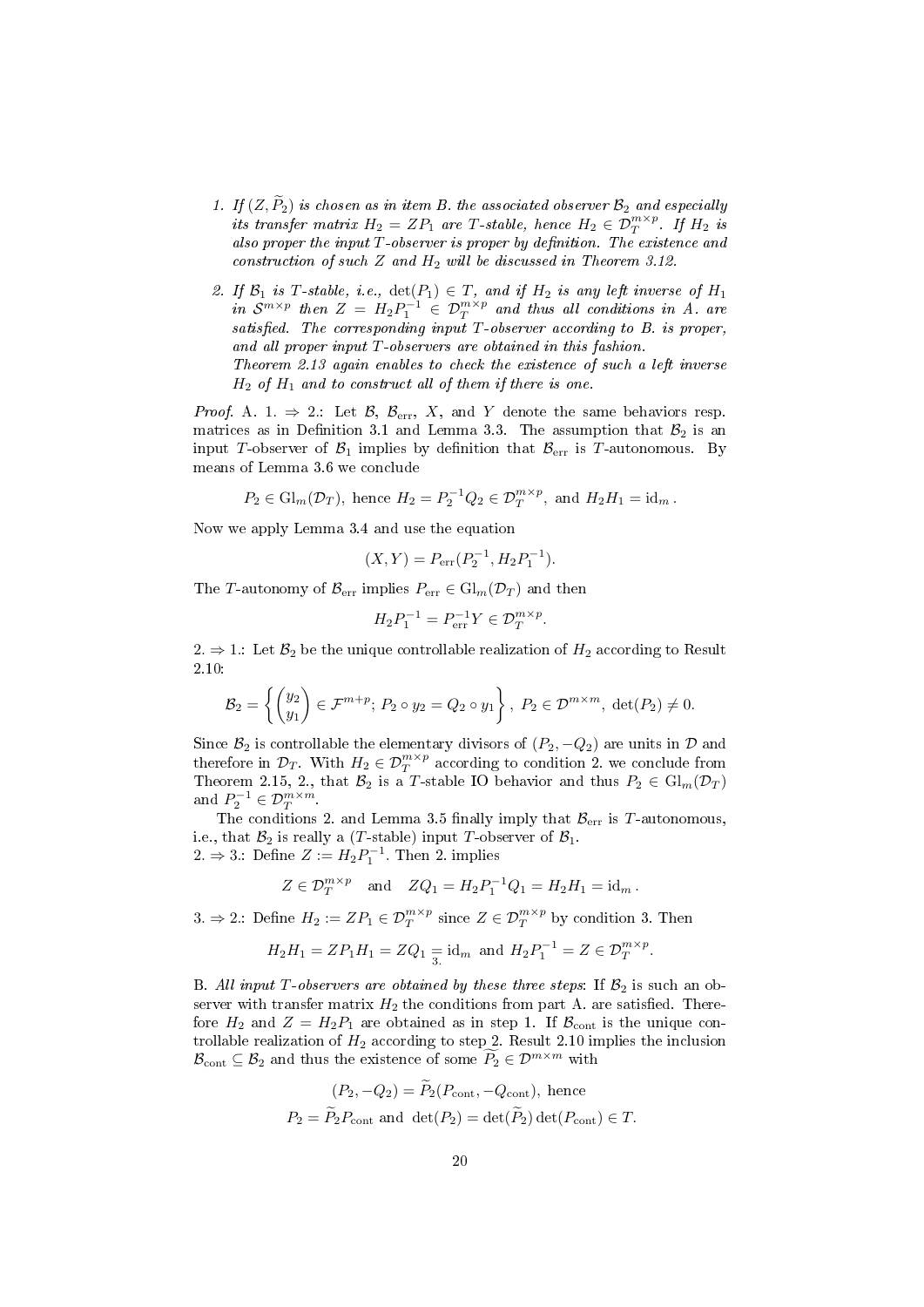1. *If $(Z, \widetilde{P}_2)$ is chosen as in item B. the associated observer $\mathcal{B}_2$ and especially its transfer matrix $H_2 = ZP_1$ are $T$-stable, hence $H_2 \in \mathcal{D}_T^{m\times p}$. If $H_2$ is also proper the input $T$-observer is proper by definition. The existence and construction of such $Z$ and $H_2$ will be discussed in Theorem 3.12.*

2. *If $\mathcal{B}_1$ is $T$-stable, i.e., $\det(P_1) \in T$, and if $H_2$ is any left inverse of $H_1$ in $\mathcal{S}^{m\times p}$ then $Z = H_2 P_1^{-1} \in \mathcal{D}_T^{m\times p}$ and thus all conditions in A. are satisfied. The corresponding input $T$-observer according to B. is proper, and all proper input $T$-observers are obtained in this fashion.*
   *Theorem 2.13 again enables to check the existence of such a left inverse $H_2$ of $H_1$ and to construct all of them if there is one.*

*Proof.* A. 1. $\Rightarrow$ 2.: Let $\mathcal{B}$, $\mathcal{B}_{\mathrm{err}}$, $X$, and $Y$ denote the same behaviors resp. matrices as in Definition 3.1 and Lemma 3.3. The assumption that $\mathcal{B}_2$ is an input $T$-observer of $\mathcal{B}_1$ implies by definition that $\mathcal{B}_{\mathrm{err}}$ is $T$-autonomous. By means of Lemma 3.6 we conclude

$$P_2 \in \mathrm{Gl}_m(\mathcal{D}_T),\ \text{hence}\ H_2 = P_2^{-1}Q_2 \in \mathcal{D}_T^{m\times p},\ \text{and}\ H_2H_1 = \mathrm{id}_m\,.$$

Now we apply Lemma 3.4 and use the equation

$$(X, Y) = P_{\mathrm{err}}(P_2^{-1}, H_2P_1^{-1}).$$

The $T$-autonomy of $\mathcal{B}_{\mathrm{err}}$ implies $P_{\mathrm{err}} \in \mathrm{Gl}_m(\mathcal{D}_T)$ and then

$$H_2P_1^{-1} = P_{\mathrm{err}}^{-1}Y \in \mathcal{D}_T^{m\times p}.$$

2. $\Rightarrow$ 1.: Let $\mathcal{B}_2$ be the unique controllable realization of $H_2$ according to Result 2.10:

$$\mathcal{B}_2 = \left\{ \begin{pmatrix} y_2 \\ y_1 \end{pmatrix} \in \mathcal{F}^{m+p};\ P_2 \circ y_2 = Q_2 \circ y_1 \right\},\ P_2 \in \mathcal{D}^{m\times m},\ \det(P_2) \neq 0.$$

Since $\mathcal{B}_2$ is controllable the elementary divisors of $(P_2, -Q_2)$ are units in $\mathcal{D}$ and therefore in $\mathcal{D}_T$. With $H_2 \in \mathcal{D}_T^{m\times p}$ according to condition 2. we conclude from Theorem 2.15, 2., that $\mathcal{B}_2$ is a $T$-stable IO behavior and thus $P_2 \in \mathrm{Gl}_m(\mathcal{D}_T)$ and $P_2^{-1} \in \mathcal{D}_T^{m\times m}$.

The conditions 2. and Lemma 3.5 finally imply that $\mathcal{B}_{\mathrm{err}}$ is $T$-autonomous, i.e., that $\mathcal{B}_2$ is really a ($T$-stable) input $T$-observer of $\mathcal{B}_1$.
2. $\Rightarrow$ 3.: Define $Z := H_2P_1^{-1}$. Then 2. implies

$$Z \in \mathcal{D}_T^{m\times p} \quad \text{and} \quad ZQ_1 = H_2P_1^{-1}Q_1 = H_2H_1 = \mathrm{id}_m\,.$$

3. $\Rightarrow$ 2.: Define $H_2 := ZP_1 \in \mathcal{D}_T^{m\times p}$ since $Z \in \mathcal{D}_T^{m\times p}$ by condition 3. Then

$$H_2H_1 = ZP_1H_1 = ZQ_1 \underset{3.}{=} \mathrm{id}_m \ \text{and}\ H_2P_1^{-1} = Z \in \mathcal{D}_T^{m\times p}.$$

B. *All input $T$-observers are obtained by these three steps*: If $\mathcal{B}_2$ is such an observer with transfer matrix $H_2$ the conditions from part A. are satisfied. Therefore $H_2$ and $Z = H_2P_1$ are obtained as in step 1. If $\mathcal{B}_{\mathrm{cont}}$ is the unique controllable realization of $H_2$ according to step 2. Result 2.10 implies the inclusion $\mathcal{B}_{\mathrm{cont}} \subseteq \mathcal{B}_2$ and thus the existence of some $\widetilde{P}_2 \in \mathcal{D}^{m\times m}$ with

$$(P_2, -Q_2) = \widetilde{P}_2(P_{\mathrm{cont}}, -Q_{\mathrm{cont}}),\ \text{hence}$$
$$P_2 = \widetilde{P}_2P_{\mathrm{cont}}\ \text{and}\ \det(P_2) = \det(\widetilde{P}_2)\det(P_{\mathrm{cont}}) \in T.$$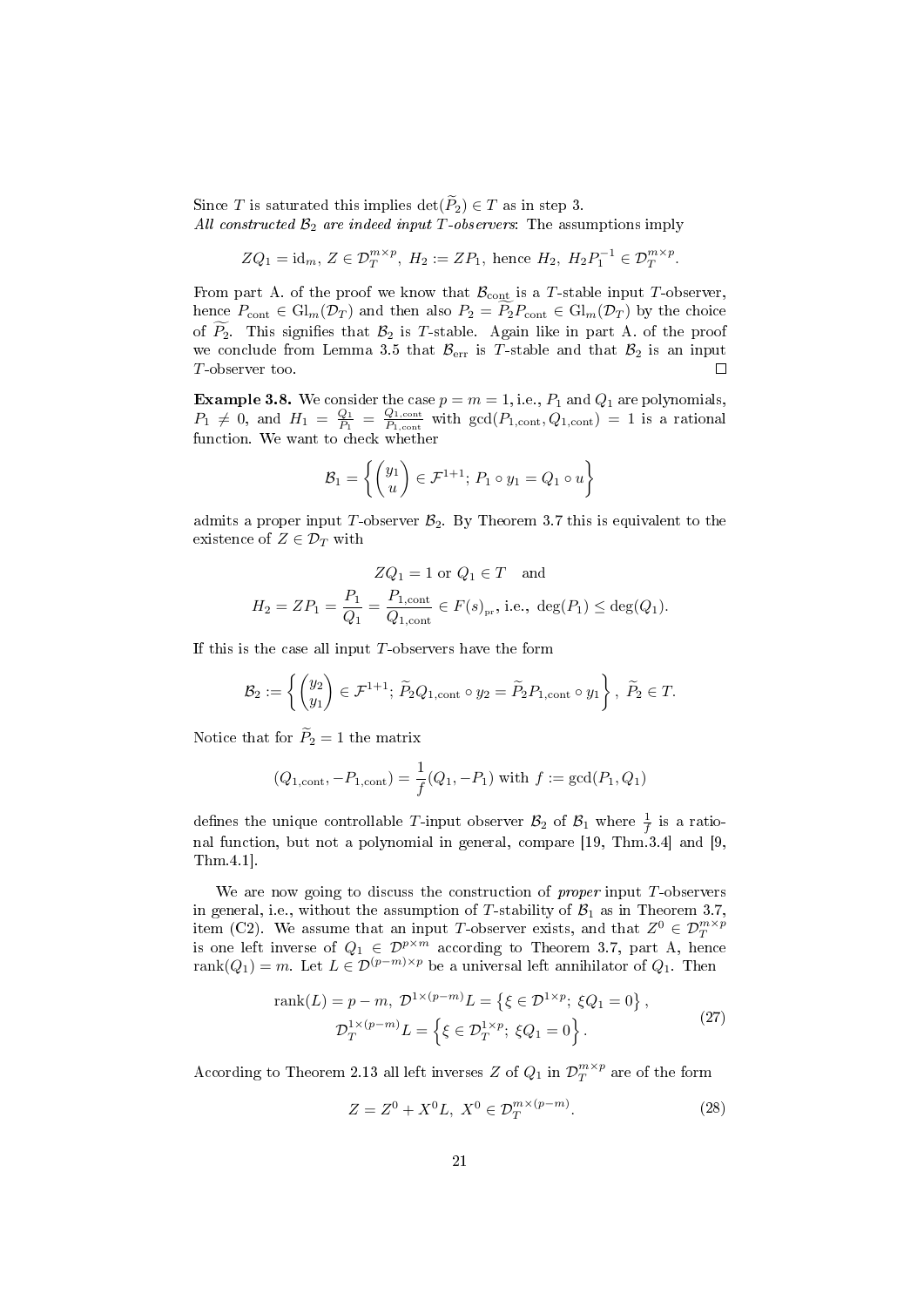Since $T$ is saturated this implies $\det(\widetilde{P}_2) \in T$ as in step 3.
*All constructed $\mathcal{B}_2$ are indeed input $T$-observers*: The assumptions imply

$$ZQ_1 = \mathrm{id}_m,\ Z \in \mathcal{D}_T^{m\times p},\ H_2 := ZP_1, \text{ hence } H_2,\ H_2P_1^{-1} \in \mathcal{D}_T^{m\times p}.$$

From part A. of the proof we know that $\mathcal{B}_{\mathrm{cont}}$ is a $T$-stable input $T$-observer, hence $P_{\mathrm{cont}} \in \mathrm{Gl}_m(\mathcal{D}_T)$ and then also $P_2 = \widetilde{P}_2 P_{\mathrm{cont}} \in \mathrm{Gl}_m(\mathcal{D}_T)$ by the choice of $\widetilde{P}_2$. This signifies that $\mathcal{B}_2$ is $T$-stable. Again like in part A. of the proof we conclude from Lemma 3.5 that $\mathcal{B}_{\mathrm{err}}$ is $T$-stable and that $\mathcal{B}_2$ is an input $T$-observer too. $\square$

**Example 3.8.** We consider the case $p = m = 1$, i.e., $P_1$ and $Q_1$ are polynomials, $P_1 \neq 0$, and $H_1 = \frac{Q_1}{P_1} = \frac{Q_{1,\mathrm{cont}}}{P_{1,\mathrm{cont}}}$ with $\gcd(P_{1,\mathrm{cont}}, Q_{1,\mathrm{cont}}) = 1$ is a rational function. We want to check whether

$$\mathcal{B}_1 = \left\{ \begin{pmatrix} y_1 \\ u \end{pmatrix} \in \mathcal{F}^{1+1};\ P_1 \circ y_1 = Q_1 \circ u \right\}$$

admits a proper input $T$-observer $\mathcal{B}_2$. By Theorem 3.7 this is equivalent to the existence of $Z \in \mathcal{D}_T$ with

$$ZQ_1 = 1 \text{ or } Q_1 \in T \quad \text{and}$$
$$H_2 = ZP_1 = \frac{P_1}{Q_1} = \frac{P_{1,\mathrm{cont}}}{Q_{1,\mathrm{cont}}} \in F(s)_{\mathrm{pr}}, \text{ i.e., } \deg(P_1) \le \deg(Q_1).$$

If this is the case all input $T$-observers have the form

$$\mathcal{B}_2 := \left\{ \begin{pmatrix} y_2 \\ y_1 \end{pmatrix} \in \mathcal{F}^{1+1};\ \widetilde{P}_2 Q_{1,\mathrm{cont}} \circ y_2 = \widetilde{P}_2 P_{1,\mathrm{cont}} \circ y_1 \right\},\ \widetilde{P}_2 \in T.$$

Notice that for $\widetilde{P}_2 = 1$ the matrix

$$(Q_{1,\mathrm{cont}}, -P_{1,\mathrm{cont}}) = \frac{1}{f}(Q_1, -P_1) \text{ with } f := \gcd(P_1, Q_1)$$

defines the unique controllable $T$-input observer $\mathcal{B}_2$ of $\mathcal{B}_1$ where $\frac{1}{f}$ is a rational function, but not a polynomial in general, compare [19, Thm.3.4] and [9, Thm.4.1].

We are now going to discuss the construction of *proper* input $T$-observers in general, i.e., without the assumption of $T$-stability of $\mathcal{B}_1$ as in Theorem 3.7, item (C2). We assume that an input $T$-observer exists, and that $Z^0 \in \mathcal{D}_T^{m\times p}$ is one left inverse of $Q_1 \in \mathcal{D}^{p\times m}$ according to Theorem 3.7, part A, hence $\mathrm{rank}(Q_1) = m$. Let $L \in \mathcal{D}^{(p-m)\times p}$ be a universal left annihilator of $Q_1$. Then

$$\begin{gathered} \mathrm{rank}(L) = p - m,\ \mathcal{D}^{1\times(p-m)}L = \left\{\xi \in \mathcal{D}^{1\times p};\ \xi Q_1 = 0\right\}, \\ \mathcal{D}_T^{1\times(p-m)}L = \left\{\xi \in \mathcal{D}_T^{1\times p};\ \xi Q_1 = 0\right\}. \end{gathered} \tag{27}$$

According to Theorem 2.13 all left inverses $Z$ of $Q_1$ in $\mathcal{D}_T^{m\times p}$ are of the form

$$Z = Z^0 + X^0 L,\ X^0 \in \mathcal{D}_T^{m\times(p-m)}. \tag{28}$$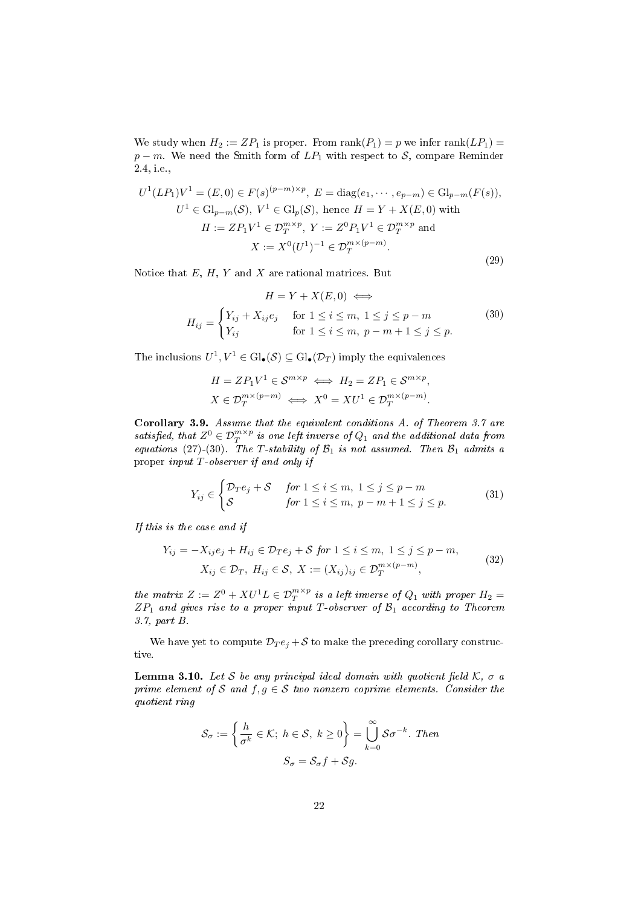We study when $H_2 := ZP_1$ is proper. From $\operatorname{rank}(P_1) = p$ we infer $\operatorname{rank}(LP_1) = p - m$. We need the Smith form of $LP_1$ with respect to $\mathcal{S}$, compare Reminder 2.4, i.e.,

$$
\begin{gathered}
U^1(LP_1)V^1 = (E, 0) \in F(s)^{(p-m)\times p},\ E = \operatorname{diag}(e_1, \cdots, e_{p-m}) \in \operatorname{Gl}_{p-m}(F(s)),\\
U^1 \in \operatorname{Gl}_{p-m}(\mathcal{S}),\ V^1 \in \operatorname{Gl}_p(\mathcal{S}),\ \text{hence } H = Y + X(E, 0) \text{ with}\\
H := ZP_1V^1 \in \mathcal{D}_T^{m\times p},\ Y := Z^0P_1V^1 \in \mathcal{D}_T^{m\times p} \text{ and}\\
X := X^0(U^1)^{-1} \in \mathcal{D}_T^{m\times(p-m)}.
\end{gathered}
\tag{29}
$$

Notice that $E$, $H$, $Y$ and $X$ are rational matrices. But

$$
\begin{gathered}
H = Y + X(E, 0) \iff\\
H_{ij} = \begin{cases} Y_{ij} + X_{ij}e_j & \text{for } 1 \le i \le m,\ 1 \le j \le p - m\\ Y_{ij} & \text{for } 1 \le i \le m,\ p - m + 1 \le j \le p. \end{cases}
\end{gathered}
\tag{30}
$$

The inclusions $U^1, V^1 \in \operatorname{Gl}_\bullet(\mathcal{S}) \subseteq \operatorname{Gl}_\bullet(\mathcal{D}_T)$ imply the equivalences

$$
\begin{gathered}
H = ZP_1V^1 \in \mathcal{S}^{m\times p} \iff H_2 = ZP_1 \in \mathcal{S}^{m\times p},\\
X \in \mathcal{D}_T^{m\times(p-m)} \iff X^0 = XU^1 \in \mathcal{D}_T^{m\times(p-m)}.
\end{gathered}
$$

**Corollary 3.9.** *Assume that the equivalent conditions A. of Theorem 3.7 are satisfied, that $Z^0 \in \mathcal{D}_T^{m\times p}$ is one left inverse of $Q_1$ and the additional data from equations (27)-(30). The $T$-stability of $\mathcal{B}_1$ is not assumed. Then $\mathcal{B}_1$ admits a proper input $T$-observer if and only if*

$$
Y_{ij} \in \begin{cases} \mathcal{D}_Te_j + \mathcal{S} & \text{for } 1 \le i \le m,\ 1 \le j \le p - m\\ \mathcal{S} & \text{for } 1 \le i \le m,\ p - m + 1 \le j \le p. \end{cases}
\tag{31}
$$

*If this is the case and if*

$$
\begin{gathered}
Y_{ij} = -X_{ij}e_j + H_{ij} \in \mathcal{D}_Te_j + \mathcal{S} \text{ for } 1 \le i \le m,\ 1 \le j \le p - m,\\
X_{ij} \in \mathcal{D}_T,\ H_{ij} \in \mathcal{S},\ X := (X_{ij})_{ij} \in \mathcal{D}_T^{m\times(p-m)},
\end{gathered}
\tag{32}
$$

*the matrix $Z := Z^0 + XU^1L \in \mathcal{D}_T^{m\times p}$ is a left inverse of $Q_1$ with proper $H_2 = ZP_1$ and gives rise to a proper input $T$-observer of $\mathcal{B}_1$ according to Theorem 3.7, part B.*

We have yet to compute $\mathcal{D}_Te_j + \mathcal{S}$ to make the preceding corollary constructive.

**Lemma 3.10.** *Let $\mathcal{S}$ be any principal ideal domain with quotient field $\mathcal{K}$, $\sigma$ a prime element of $\mathcal{S}$ and $f, g \in \mathcal{S}$ two nonzero coprime elements. Consider the quotient ring*

$$
\mathcal{S}_\sigma := \left\{ \frac{h}{\sigma^k} \in \mathcal{K};\ h \in \mathcal{S},\ k \ge 0 \right\} = \bigcup_{k=0}^{\infty} \mathcal{S}\sigma^{-k}. \text{ Then}
$$

$$
S_\sigma = \mathcal{S}_\sigma f + \mathcal{S}g.
$$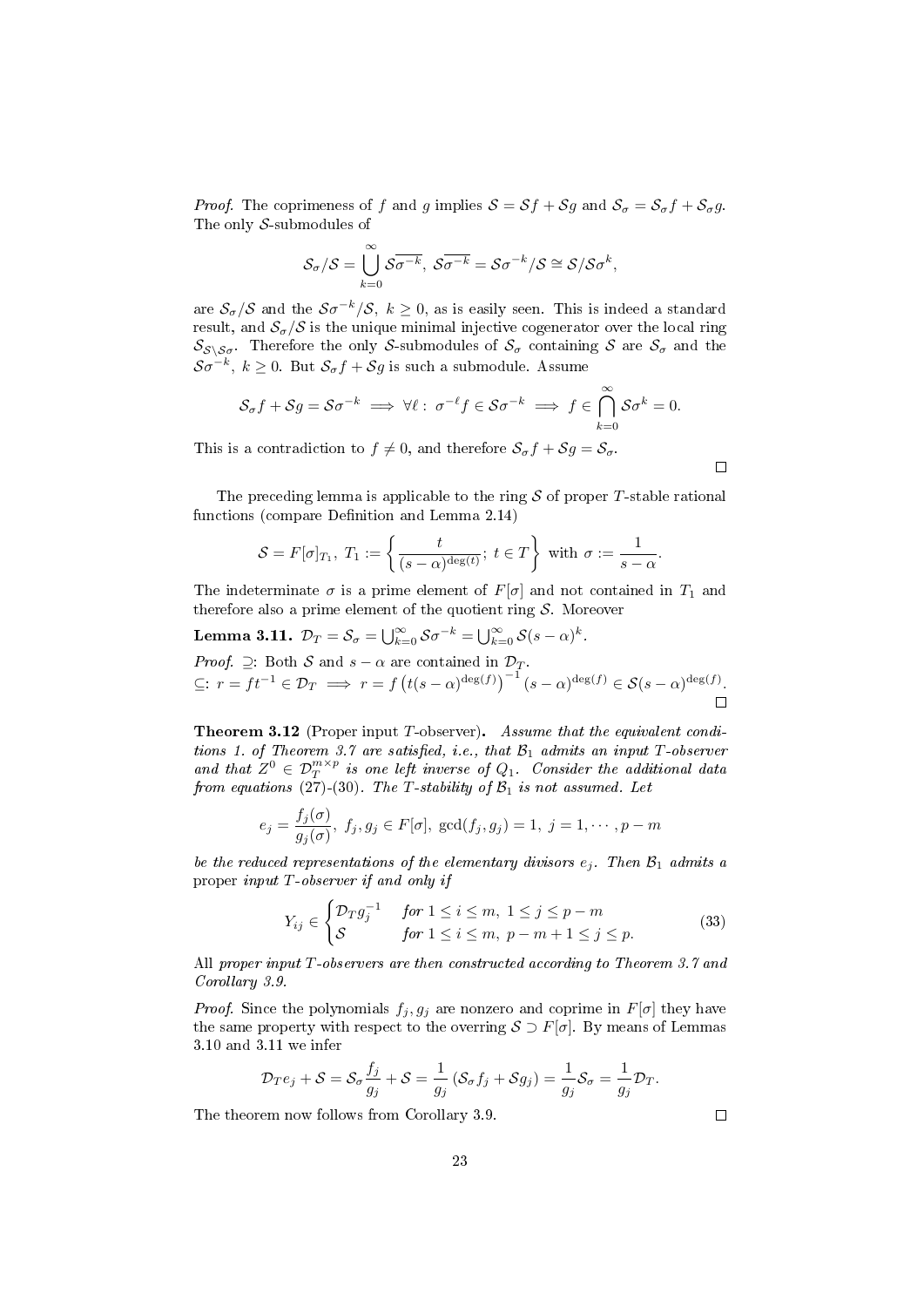*Proof.* The coprimeness of $f$ and $g$ implies $\mathcal{S} = \mathcal{S}f + \mathcal{S}g$ and $\mathcal{S}_\sigma = \mathcal{S}_\sigma f + \mathcal{S}_\sigma g$. The only $\mathcal{S}$-submodules of

$$\mathcal{S}_\sigma/\mathcal{S} = \bigcup_{k=0}^{\infty} \mathcal{S}\overline{\sigma^{-k}},\ \mathcal{S}\overline{\sigma^{-k}} = \mathcal{S}\sigma^{-k}/\mathcal{S} \cong \mathcal{S}/\mathcal{S}\sigma^k,$$

are $\mathcal{S}_\sigma/\mathcal{S}$ and the $\mathcal{S}\sigma^{-k}/\mathcal{S},\ k \geq 0$, as is easily seen. This is indeed a standard result, and $\mathcal{S}_\sigma/\mathcal{S}$ is the unique minimal injective cogenerator over the local ring $\mathcal{S}_{\mathcal{S}\setminus\mathcal{S}\sigma}$. Therefore the only $\mathcal{S}$-submodules of $\mathcal{S}_\sigma$ containing $\mathcal{S}$ are $\mathcal{S}_\sigma$ and the $\mathcal{S}\sigma^{-k},\ k \geq 0$. But $\mathcal{S}_\sigma f + \mathcal{S}g$ is such a submodule. Assume

$$\mathcal{S}_\sigma f + \mathcal{S}g = \mathcal{S}\sigma^{-k} \implies \forall \ell:\ \sigma^{-\ell} f \in \mathcal{S}\sigma^{-k} \implies f \in \bigcap_{k=0}^{\infty} \mathcal{S}\sigma^k = 0.$$

This is a contradiction to $f \neq 0$, and therefore $\mathcal{S}_\sigma f + \mathcal{S}g = \mathcal{S}_\sigma$.

∎

The preceding lemma is applicable to the ring $\mathcal{S}$ of proper $T$-stable rational functions (compare Definition and Lemma 2.14)

$$\mathcal{S} = F[\sigma]_{T_1},\ T_1 := \left\{ \frac{t}{(s-\alpha)^{\deg(t)}};\ t \in T \right\} \text{ with } \sigma := \frac{1}{s-\alpha}.$$

The indeterminate $\sigma$ is a prime element of $F[\sigma]$ and not contained in $T_1$ and therefore also a prime element of the quotient ring $\mathcal{S}$. Moreover

**Lemma 3.11.** $\mathcal{D}_T = \mathcal{S}_\sigma = \bigcup_{k=0}^{\infty} \mathcal{S}\sigma^{-k} = \bigcup_{k=0}^{\infty} \mathcal{S}(s-\alpha)^k$.

*Proof.* $\supseteq$: Both $\mathcal{S}$ and $s-\alpha$ are contained in $\mathcal{D}_T$.
$\subseteq$: $r = ft^{-1} \in \mathcal{D}_T \implies r = f\left(t(s-\alpha)^{\deg(f)}\right)^{-1}(s-\alpha)^{\deg(f)} \in \mathcal{S}(s-\alpha)^{\deg(f)}$.

∎

**Theorem 3.12** (Proper input $T$-observer)**.** *Assume that the equivalent conditions 1. of Theorem 3.7 are satisfied, i.e., that $\mathcal{B}_1$ admits an input $T$-observer and that $Z^0 \in \mathcal{D}_T^{m\times p}$ is one left inverse of $Q_1$. Consider the additional data from equations (27)-(30). The $T$-stability of $\mathcal{B}_1$ is not assumed. Let*

$$e_j = \frac{f_j(\sigma)}{g_j(\sigma)},\ f_j, g_j \in F[\sigma],\ \gcd(f_j, g_j) = 1,\ j = 1, \cdots, p-m$$

*be the reduced representations of the elementary divisors $e_j$. Then $\mathcal{B}_1$ admits a* proper *input $T$-observer if and only if*

$$Y_{ij} \in \begin{cases} \mathcal{D}_T g_j^{-1} & \text{for } 1 \leq i \leq m,\ 1 \leq j \leq p-m \\ \mathcal{S} & \text{for } 1 \leq i \leq m,\ p-m+1 \leq j \leq p. \end{cases} \tag{33}$$

*All proper input $T$-observers are then constructed according to Theorem 3.7 and Corollary 3.9.*

*Proof.* Since the polynomials $f_j, g_j$ are nonzero and coprime in $F[\sigma]$ they have the same property with respect to the overring $\mathcal{S} \supset F[\sigma]$. By means of Lemmas 3.10 and 3.11 we infer

$$\mathcal{D}_T e_j + \mathcal{S} = \mathcal{S}_\sigma \frac{f_j}{g_j} + \mathcal{S} = \frac{1}{g_j}\left(\mathcal{S}_\sigma f_j + \mathcal{S}g_j\right) = \frac{1}{g_j}\mathcal{S}_\sigma = \frac{1}{g_j}\mathcal{D}_T.$$

The theorem now follows from Corollary 3.9.

∎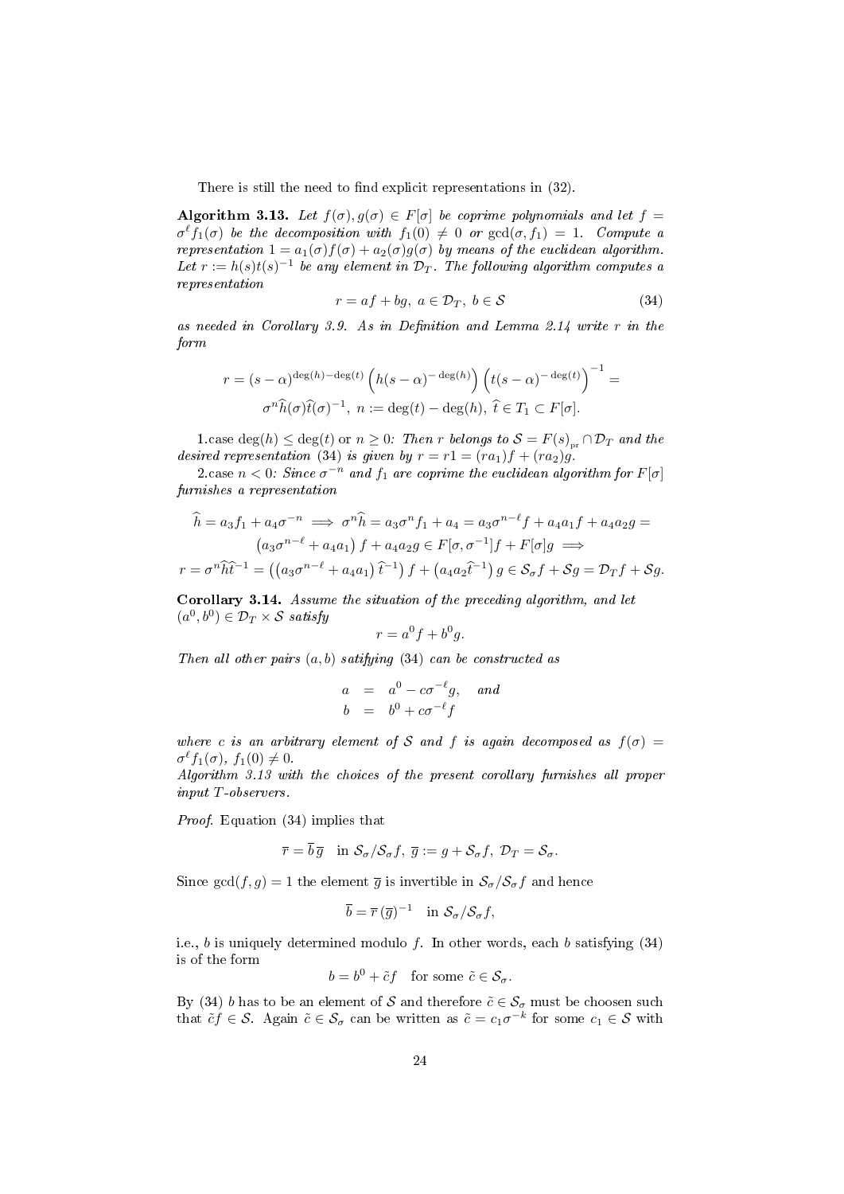There is still the need to find explicit representations in (32).

**Algorithm 3.13.** *Let $f(\sigma), g(\sigma) \in F[\sigma]$ be coprime polynomials and let $f = \sigma^\ell f_1(\sigma)$ be the decomposition with $f_1(0) \neq 0$ or $\gcd(\sigma, f_1) = 1$. Compute a representation $1 = a_1(\sigma)f(\sigma) + a_2(\sigma)g(\sigma)$ by means of the euclidean algorithm. Let $r := h(s)t(s)^{-1}$ be any element in $\mathcal{D}_T$. The following algorithm computes a representation*

$$r = af + bg,\ a \in \mathcal{D}_T,\ b \in \mathcal{S} \tag{34}$$

*as needed in Corollary 3.9. As in Definition and Lemma 2.14 write $r$ in the form*

$$r = (s-\alpha)^{\deg(h)-\deg(t)} \left(h(s-\alpha)^{-\deg(h)}\right)\left(t(s-\alpha)^{-\deg(t)}\right)^{-1} =$$
$$\sigma^n \widehat{h}(\sigma)\widehat{t}(\sigma)^{-1},\ n := \deg(t) - \deg(h),\ \widehat{t} \in T_1 \subset F[\sigma].$$

1.case $\deg(h) \leq \deg(t)$ or $n \geq 0$*: Then $r$ belongs to $\mathcal{S} = F(s)_{\mathrm{pr}} \cap \mathcal{D}_T$ and the desired representation (34) is given by $r = r1 = (ra_1)f + (ra_2)g$.*

2.case $n < 0$*: Since $\sigma^{-n}$ and $f_1$ are coprime the euclidean algorithm for $F[\sigma]$ furnishes a representation*

$$\widehat{h} = a_3 f_1 + a_4\sigma^{-n} \implies \sigma^n\widehat{h} = a_3\sigma^n f_1 + a_4 = a_3\sigma^{n-\ell}f + a_4a_1f + a_4a_2g =$$
$$\left(a_3\sigma^{n-\ell} + a_4a_1\right)f + a_4a_2g \in F[\sigma,\sigma^{-1}]f + F[\sigma]g \implies$$
$$r = \sigma^n\widehat{h}\widehat{t}^{-1} = \left(\left(a_3\sigma^{n-\ell}+a_4a_1\right)\widehat{t}^{-1}\right)f + \left(a_4a_2\widehat{t}^{-1}\right)g \in \mathcal{S}_\sigma f + \mathcal{S}g = \mathcal{D}_T f + \mathcal{S}g.$$

**Corollary 3.14.** *Assume the situation of the preceding algorithm, and let $(a^0, b^0) \in \mathcal{D}_T \times \mathcal{S}$ satisfy*

$$r = a^0 f + b^0 g.$$

*Then all other pairs $(a, b)$ satifying (34) can be constructed as*

$$\begin{aligned} a &= a^0 - c\sigma^{-\ell}g, \quad \text{and} \\ b &= b^0 + c\sigma^{-\ell}f \end{aligned}$$

*where $c$ is an arbitrary element of $\mathcal{S}$ and $f$ is again decomposed as $f(\sigma) = \sigma^\ell f_1(\sigma)$, $f_1(0) \neq 0$.*
*Algorithm 3.13 with the choices of the present corollary furnishes all proper input $T$-observers.*

*Proof.* Equation (34) implies that

$$\overline{r} = \overline{b}\,\overline{g} \quad \text{in } \mathcal{S}_\sigma/\mathcal{S}_\sigma f,\ \overline{g} := g + \mathcal{S}_\sigma f,\ \mathcal{D}_T = \mathcal{S}_\sigma.$$

Since $\gcd(f, g) = 1$ the element $\overline{g}$ is invertible in $\mathcal{S}_\sigma/\mathcal{S}_\sigma f$ and hence

$$\overline{b} = \overline{r}\,(\overline{g})^{-1} \quad \text{in } \mathcal{S}_\sigma/\mathcal{S}_\sigma f,$$

i.e., $b$ is uniquely determined modulo $f$. In other words, each $b$ satisfying (34) is of the form

$$b = b^0 + \tilde{c}f \quad \text{for some } \tilde{c} \in \mathcal{S}_\sigma.$$

By (34) $b$ has to be an element of $\mathcal{S}$ and therefore $\tilde{c} \in \mathcal{S}_\sigma$ must be choosen such that $\tilde{c}f \in \mathcal{S}$. Again $\tilde{c} \in \mathcal{S}_\sigma$ can be written as $\tilde{c} = c_1\sigma^{-k}$ for some $c_1 \in \mathcal{S}$ with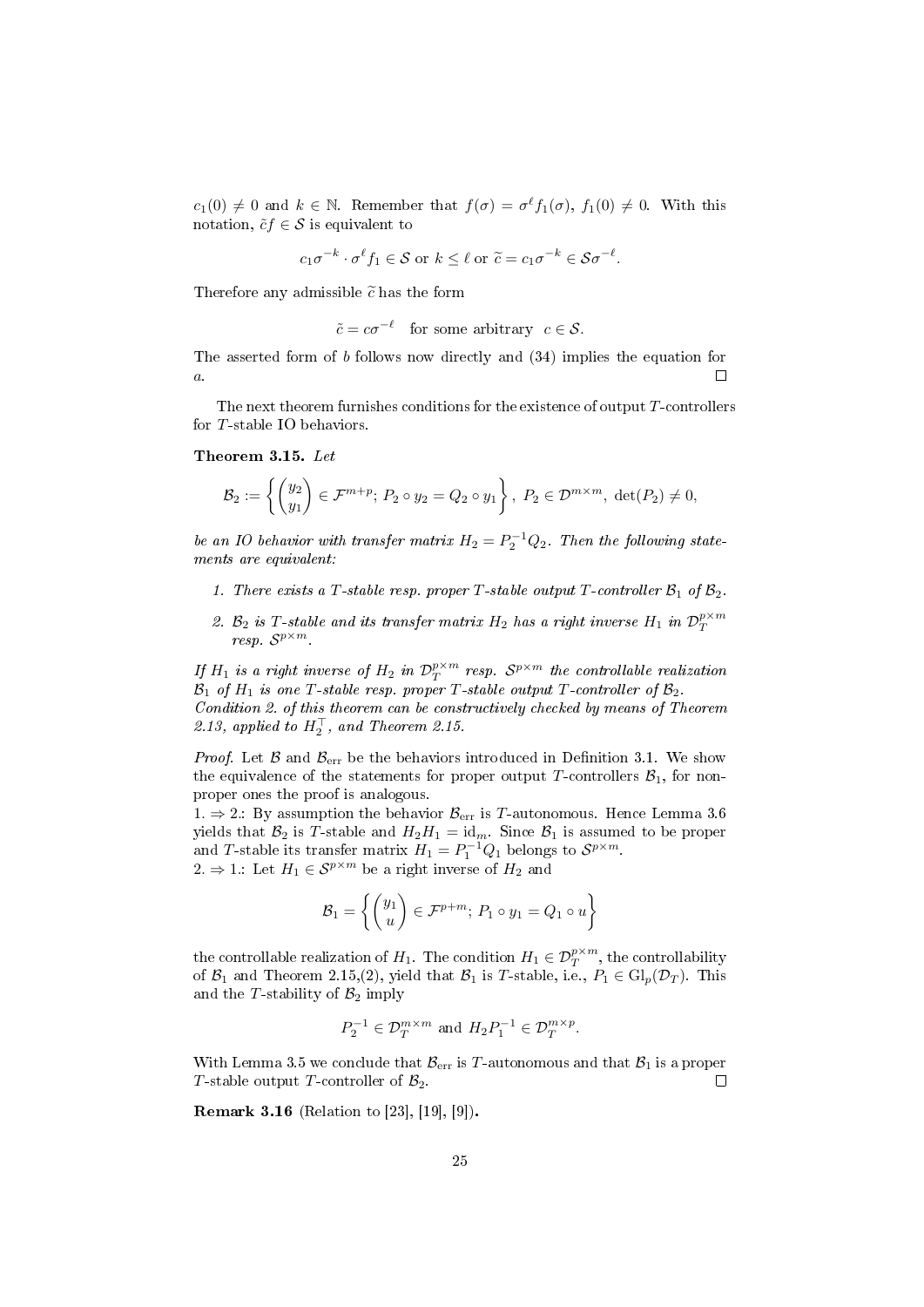$c_1(0) \neq 0$ and $k \in \mathbb{N}$. Remember that $f(\sigma) = \sigma^\ell f_1(\sigma)$, $f_1(0) \neq 0$. With this notation, $\tilde{c}f \in \mathcal{S}$ is equivalent to

$$c_1\sigma^{-k} \cdot \sigma^\ell f_1 \in \mathcal{S} \text{ or } k \leq \ell \text{ or } \widetilde{c} = c_1\sigma^{-k} \in \mathcal{S}\sigma^{-\ell}.$$

Therefore any admissible $\widetilde{c}$ has the form

$$\tilde{c} = c\sigma^{-\ell} \quad \text{for some arbitrary} \quad c \in \mathcal{S}.$$

The asserted form of $b$ follows now directly and (34) implies the equation for $a$. □

The next theorem furnishes conditions for the existence of output $T$-controllers for $T$-stable IO behaviors.

**Theorem 3.15.** *Let*

$$\mathcal{B}_2 := \left\{ \begin{pmatrix} y_2 \\ y_1 \end{pmatrix} \in \mathcal{F}^{m+p};\, P_2 \circ y_2 = Q_2 \circ y_1 \right\},\ P_2 \in \mathcal{D}^{m\times m},\ \det(P_2) \neq 0,$$

*be an IO behavior with transfer matrix $H_2 = P_2^{-1}Q_2$. Then the following statements are equivalent:*

1. *There exists a $T$-stable resp. proper $T$-stable output $T$-controller $\mathcal{B}_1$ of $\mathcal{B}_2$.*
2. *$\mathcal{B}_2$ is $T$-stable and its transfer matrix $H_2$ has a right inverse $H_1$ in $\mathcal{D}_T^{p\times m}$ resp. $\mathcal{S}^{p\times m}$.*

*If $H_1$ is a right inverse of $H_2$ in $\mathcal{D}_T^{p\times m}$ resp. $\mathcal{S}^{p\times m}$ the controllable realization $\mathcal{B}_1$ of $H_1$ is one $T$-stable resp. proper $T$-stable output $T$-controller of $\mathcal{B}_2$.*
*Condition 2. of this theorem can be constructively checked by means of Theorem 2.13, applied to $H_2^\top$, and Theorem 2.15.*

*Proof.* Let $\mathcal{B}$ and $\mathcal{B}_{\text{err}}$ be the behaviors introduced in Definition 3.1. We show the equivalence of the statements for proper output $T$-controllers $\mathcal{B}_1$, for non-proper ones the proof is analogous.
1. $\Rightarrow$ 2.: By assumption the behavior $\mathcal{B}_{\text{err}}$ is $T$-autonomous. Hence Lemma 3.6 yields that $\mathcal{B}_2$ is $T$-stable and $H_2H_1 = \text{id}_m$. Since $\mathcal{B}_1$ is assumed to be proper and $T$-stable its transfer matrix $H_1 = P_1^{-1}Q_1$ belongs to $\mathcal{S}^{p\times m}$.
2. $\Rightarrow$ 1.: Let $H_1 \in \mathcal{S}^{p\times m}$ be a right inverse of $H_2$ and

$$\mathcal{B}_1 = \left\{ \begin{pmatrix} y_1 \\ u \end{pmatrix} \in \mathcal{F}^{p+m};\, P_1 \circ y_1 = Q_1 \circ u \right\}$$

the controllable realization of $H_1$. The condition $H_1 \in \mathcal{D}_T^{p\times m}$, the controllability of $\mathcal{B}_1$ and Theorem 2.15,(2), yield that $\mathcal{B}_1$ is $T$-stable, i.e., $P_1 \in \text{Gl}_p(\mathcal{D}_T)$. This and the $T$-stability of $\mathcal{B}_2$ imply

$$P_2^{-1} \in \mathcal{D}_T^{m\times m} \text{ and } H_2P_1^{-1} \in \mathcal{D}_T^{m\times p}.$$

With Lemma 3.5 we conclude that $\mathcal{B}_{\text{err}}$ is $T$-autonomous and that $\mathcal{B}_1$ is a proper $T$-stable output $T$-controller of $\mathcal{B}_2$. □

**Remark 3.16** (Relation to [23], [19], [9])**.**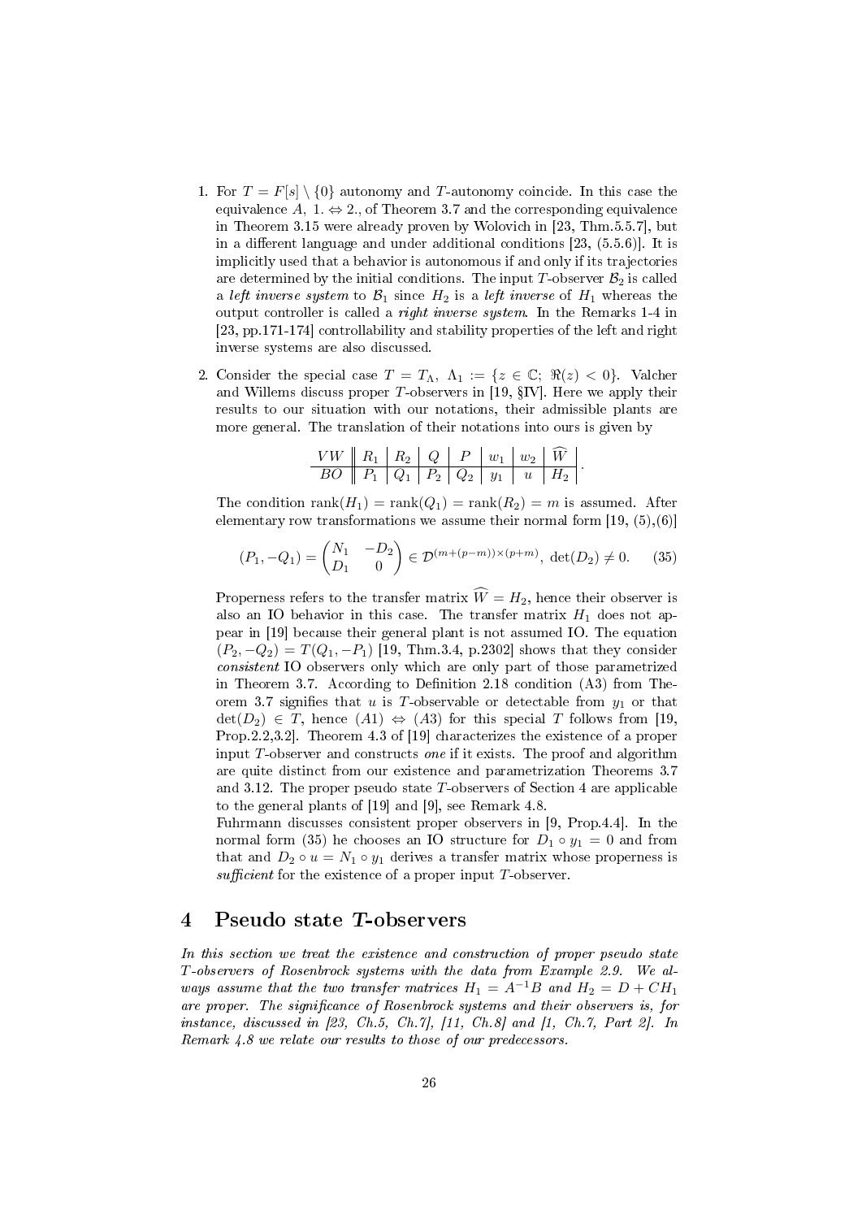1. For $T = F[s] \setminus \{0\}$ autonomy and $T$-autonomy coincide. In this case the equivalence $A$, 1. $\Leftrightarrow$ 2., of Theorem 3.7 and the corresponding equivalence in Theorem 3.15 were already proven by Wolovich in [23, Thm.5.5.7], but in a different language and under additional conditions [23, (5.5.6)]. It is implicitly used that a behavior is autonomous if and only if its trajectories are determined by the initial conditions. The input $T$-observer $\mathcal{B}_2$ is called a *left inverse system* to $\mathcal{B}_1$ since $H_2$ is a *left inverse* of $H_1$ whereas the output controller is called a *right inverse system*. In the Remarks 1-4 in [23, pp.171-174] controllability and stability properties of the left and right inverse systems are also discussed.

2. Consider the special case $T = T_\Lambda$, $\Lambda_1 := \{z \in \mathbb{C};\ \Re(z) < 0\}$. Valcher and Willems discuss proper $T$-observers in [19, §IV]. Here we apply their results to our situation with our notations, their admissible plants are more general. The translation of their notations into ours is given by

| $VW$ | $R_1$ | $R_2$ | $Q$ | $P$ | $w_1$ | $w_2$ | $\widehat{W}$ |
|---|---|---|---|---|---|---|---|
| $BO$ | $P_1$ | $Q_1$ | $P_2$ | $Q_2$ | $y_1$ | $u$ | $H_2$ |

The condition $\mathrm{rank}(H_1) = \mathrm{rank}(Q_1) = \mathrm{rank}(R_2) = m$ is assumed. After elementary row transformations we assume their normal form [19, (5),(6)]

$$(P_1, -Q_1) = \begin{pmatrix} N_1 & -D_2 \\ D_1 & 0 \end{pmatrix} \in \mathcal{D}^{(m+(p-m))\times(p+m)},\ \det(D_2) \neq 0. \qquad (35)$$

Properness refers to the transfer matrix $\widehat{W} = H_2$, hence their observer is also an IO behavior in this case. The transfer matrix $H_1$ does not appear in [19] because their general plant is not assumed IO. The equation $(P_2, -Q_2) = T(Q_1, -P_1)$ [19, Thm.3.4, p.2302] shows that they consider *consistent* IO observers only which are only part of those parametrized in Theorem 3.7. According to Definition 2.18 condition (A3) from Theorem 3.7 signifies that $u$ is $T$-observable or detectable from $y_1$ or that $\det(D_2) \in T$, hence $(A1) \Leftrightarrow (A3)$ for this special $T$ follows from [19, Prop.2.2,3.2]. Theorem 4.3 of [19] characterizes the existence of a proper input $T$-observer and constructs *one* if it exists. The proof and algorithm are quite distinct from our existence and parametrization Theorems 3.7 and 3.12. The proper pseudo state $T$-observers of Section 4 are applicable to the general plants of [19] and [9], see Remark 4.8.

   Fuhrmann discusses consistent proper observers in [9, Prop.4.4]. In the normal form (35) he chooses an IO structure for $D_1 \circ y_1 = 0$ and from that and $D_2 \circ u = N_1 \circ y_1$ derives a transfer matrix whose properness is *sufficient* for the existence of a proper input $T$-observer.

## 4 Pseudo state $T$-observers

*In this section we treat the existence and construction of proper pseudo state $T$-observers of Rosenbrock systems with the data from Example 2.9. We always assume that the two transfer matrices $H_1 = A^{-1}B$ and $H_2 = D + CH_1$ are proper. The significance of Rosenbrock systems and their observers is, for instance, discussed in [23, Ch.5, Ch.7], [11, Ch.8] and [1, Ch.7, Part 2]. In Remark 4.8 we relate our results to those of our predecessors.*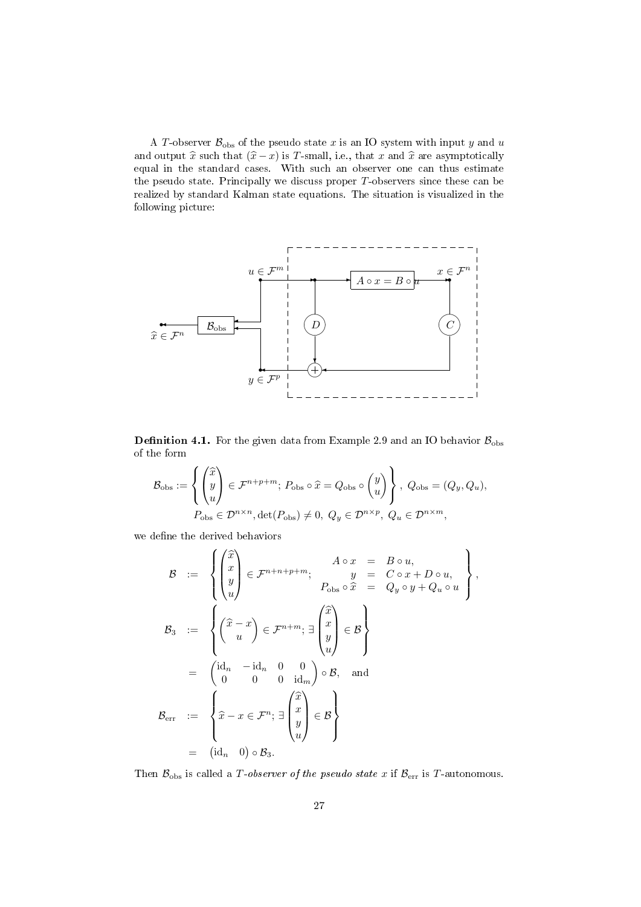A $T$-observer $\mathcal{B}_{\text{obs}}$ of the pseudo state $x$ is an IO system with input $y$ and $u$ and output $\widehat{x}$ such that $(\widehat{x} - x)$ is $T$-small, i.e., that $x$ and $\widehat{x}$ are asymptotically equal in the standard cases. With such an observer one can thus estimate the pseudo state. Principally we discuss proper $T$-observers since these can be realized by standard Kalman state equations. The situation is visualized in the following picture:

**Definition 4.1.** For the given data from Example 2.9 and an IO behavior $\mathcal{B}_{\text{obs}}$ of the form

$$\mathcal{B}_{\text{obs}} := \left\{ \begin{pmatrix} \widehat{x} \\ y \\ u \end{pmatrix} \in \mathcal{F}^{n+p+m};\ P_{\text{obs}} \circ \widehat{x} = Q_{\text{obs}} \circ \begin{pmatrix} y \\ u \end{pmatrix} \right\},\ Q_{\text{obs}} = (Q_y, Q_u),$$
$$P_{\text{obs}} \in \mathcal{D}^{n \times n}, \det(P_{\text{obs}}) \neq 0,\ Q_y \in \mathcal{D}^{n \times p},\ Q_u \in \mathcal{D}^{n \times m},$$

we define the derived behaviors

$$\begin{aligned}
\mathcal{B} &:= \left\{ \begin{pmatrix} \widehat{x} \\ x \\ y \\ u \end{pmatrix} \in \mathcal{F}^{n+n+p+m};\ \begin{array}{rcl} A \circ x &=& B \circ u, \\ y &=& C \circ x + D \circ u, \\ P_{\text{obs}} \circ \widehat{x} &=& Q_y \circ y + Q_u \circ u \end{array} \right\}, \\
\mathcal{B}_3 &:= \left\{ \begin{pmatrix} \widehat{x} - x \\ u \end{pmatrix} \in \mathcal{F}^{n+m};\ \exists \begin{pmatrix} \widehat{x} \\ x \\ y \\ u \end{pmatrix} \in \mathcal{B} \right\} \\
&= \begin{pmatrix} \mathrm{id}_n & -\mathrm{id}_n & 0 & 0 \\ 0 & 0 & 0 & \mathrm{id}_m \end{pmatrix} \circ \mathcal{B}, \quad \text{and} \\
\mathcal{B}_{\text{err}} &:= \left\{ \widehat{x} - x \in \mathcal{F}^n;\ \exists \begin{pmatrix} \widehat{x} \\ x \\ y \\ u \end{pmatrix} \in \mathcal{B} \right\} \\
&= \begin{pmatrix} \mathrm{id}_n & 0 \end{pmatrix} \circ \mathcal{B}_3.
\end{aligned}$$

Then $\mathcal{B}_{\text{obs}}$ is called a *$T$-observer of the pseudo state $x$* if $\mathcal{B}_{\text{err}}$ is $T$-autonomous.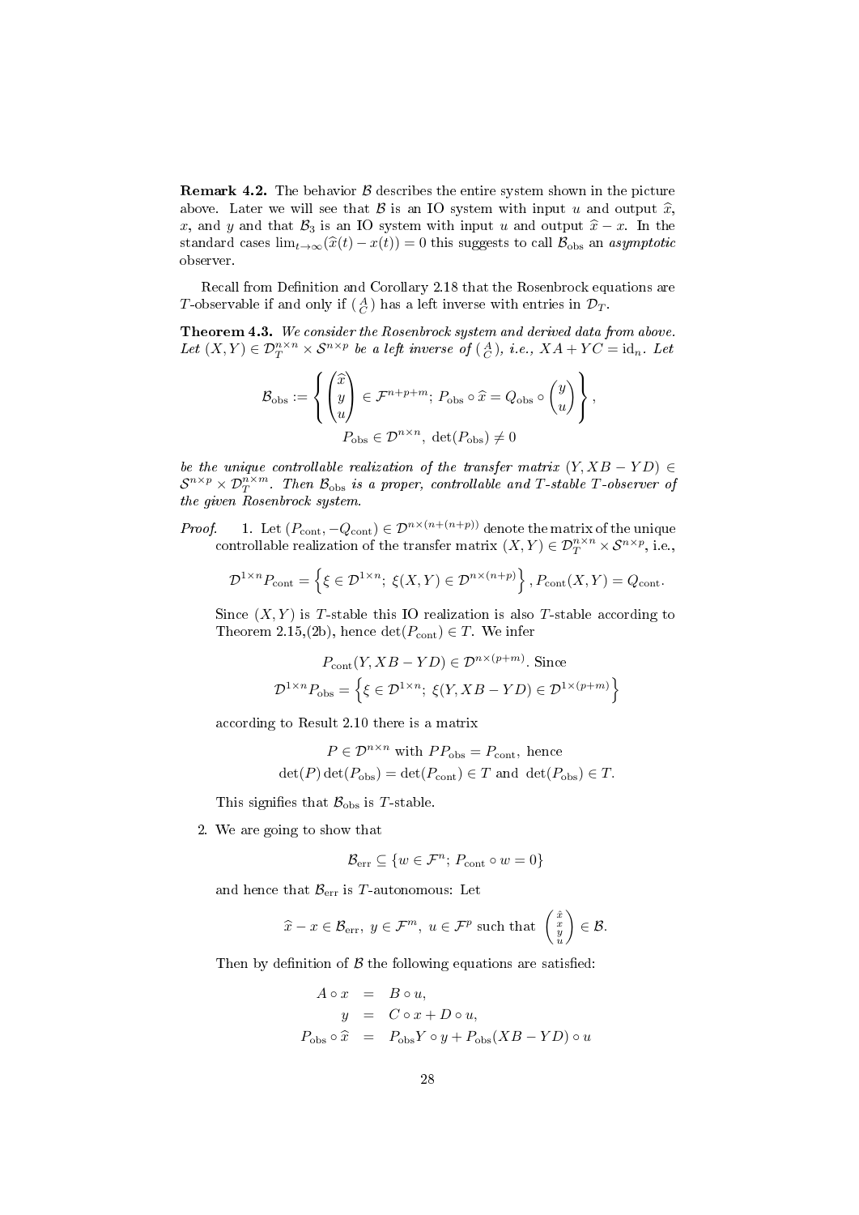**Remark 4.2.** The behavior $\mathcal{B}$ describes the entire system shown in the picture above. Later we will see that $\mathcal{B}$ is an IO system with input $u$ and output $\widehat{x}$, $x$, and $y$ and that $\mathcal{B}_3$ is an IO system with input $u$ and output $\widehat{x} - x$. In the standard cases $\lim_{t\to\infty}(\widehat{x}(t) - x(t)) = 0$ this suggests to call $\mathcal{B}_{\rm obs}$ an *asymptotic* observer.

Recall from Definition and Corollary 2.18 that the Rosenbrock equations are $T$-observable if and only if $\left(\begin{smallmatrix} A \\ C \end{smallmatrix}\right)$ has a left inverse with entries in $\mathcal{D}_T$.

**Theorem 4.3.** *We consider the Rosenbrock system and derived data from above. Let $(X, Y) \in \mathcal{D}_T^{n\times n} \times \mathcal{S}^{n\times p}$ be a left inverse of $\left(\begin{smallmatrix} A \\ C \end{smallmatrix}\right)$, i.e., $XA + YC = \mathrm{id}_n$. Let*

$$\mathcal{B}_{\rm obs} := \left\{ \begin{pmatrix} \widehat{x} \\ y \\ u \end{pmatrix} \in \mathcal{F}^{n+p+m};\ P_{\rm obs} \circ \widehat{x} = Q_{\rm obs} \circ \begin{pmatrix} y \\ u \end{pmatrix} \right\},$$
$$P_{\rm obs} \in \mathcal{D}^{n\times n},\ \det(P_{\rm obs}) \neq 0$$

*be the unique controllable realization of the transfer matrix $(Y, XB - YD) \in \mathcal{S}^{n\times p} \times \mathcal{D}_T^{n\times m}$. Then $\mathcal{B}_{\rm obs}$ is a proper, controllable and $T$-stable $T$-observer of the given Rosenbrock system.*

*Proof.*

1. Let $(P_{\rm cont}, -Q_{\rm cont}) \in \mathcal{D}^{n\times(n+(n+p))}$ denote the matrix of the unique controllable realization of the transfer matrix $(X, Y) \in \mathcal{D}_T^{n\times n} \times \mathcal{S}^{n\times p}$, i.e.,

$$\mathcal{D}^{1\times n} P_{\rm cont} = \left\{ \xi \in \mathcal{D}^{1\times n};\ \xi(X, Y) \in \mathcal{D}^{n\times(n+p)} \right\},\ P_{\rm cont}(X, Y) = Q_{\rm cont}.$$

   Since $(X, Y)$ is $T$-stable this IO realization is also $T$-stable according to Theorem 2.15,(2b), hence $\det(P_{\rm cont}) \in T$. We infer

$$P_{\rm cont}(Y, XB - YD) \in \mathcal{D}^{n\times(p+m)}. \text{ Since}$$
$$\mathcal{D}^{1\times n} P_{\rm obs} = \left\{ \xi \in \mathcal{D}^{1\times n};\ \xi(Y, XB - YD) \in \mathcal{D}^{1\times(p+m)} \right\}$$

   according to Result 2.10 there is a matrix

$$P \in \mathcal{D}^{n\times n} \text{ with } PP_{\rm obs} = P_{\rm cont}, \text{ hence}$$
$$\det(P)\det(P_{\rm obs}) = \det(P_{\rm cont}) \in T \text{ and } \det(P_{\rm obs}) \in T.$$

   This signifies that $\mathcal{B}_{\rm obs}$ is $T$-stable.

2. We are going to show that

$$\mathcal{B}_{\rm err} \subseteq \{ w \in \mathcal{F}^n;\ P_{\rm cont} \circ w = 0 \}$$

   and hence that $\mathcal{B}_{\rm err}$ is $T$-autonomous: Let

$$\widehat{x} - x \in \mathcal{B}_{\rm err},\ y \in \mathcal{F}^m,\ u \in \mathcal{F}^p \text{ such that } \left(\begin{smallmatrix} \hat{x} \\ x \\ y \\ u \end{smallmatrix}\right) \in \mathcal{B}.$$

   Then by definition of $\mathcal{B}$ the following equations are satisfied:

$$\begin{aligned} A \circ x &= B \circ u, \\ y &= C \circ x + D \circ u, \\ P_{\rm obs} \circ \widehat{x} &= P_{\rm obs} Y \circ y + P_{\rm obs}(XB - YD) \circ u \end{aligned}$$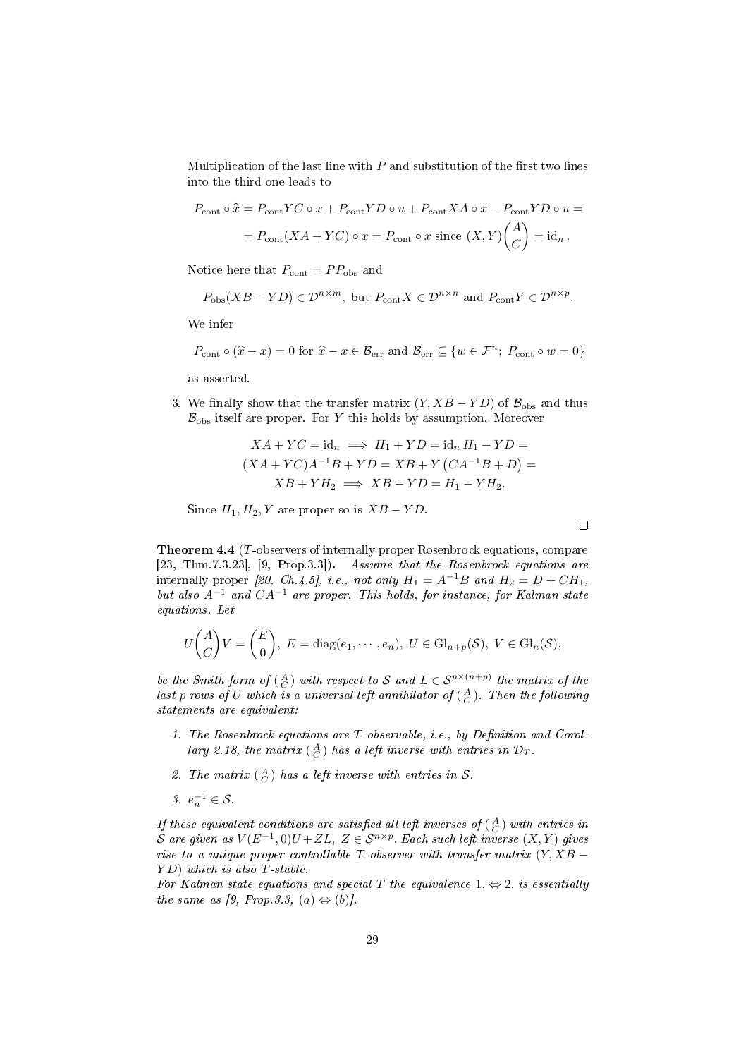Multiplication of the last line with $P$ and substitution of the first two lines into the third one leads to

$$P_{\rm cont} \circ \widehat{x} = P_{\rm cont} YC \circ x + P_{\rm cont} YD \circ u + P_{\rm cont} XA \circ x - P_{\rm cont} YD \circ u =$$
$$= P_{\rm cont}(XA + YC) \circ x = P_{\rm cont} \circ x \text{ since } (X, Y) \begin{pmatrix} A \\ C \end{pmatrix} = {\rm id}_n \,.$$

Notice here that $P_{\rm cont} = PP_{\rm obs}$ and

$$P_{\rm obs}(XB - YD) \in \mathcal{D}^{n \times m}, \text{ but } P_{\rm cont} X \in \mathcal{D}^{n \times n} \text{ and } P_{\rm cont} Y \in \mathcal{D}^{n \times p}.$$

We infer

$$P_{\rm cont} \circ (\widehat{x} - x) = 0 \text{ for } \widehat{x} - x \in \mathcal{B}_{\rm err} \text{ and } \mathcal{B}_{\rm err} \subseteq \{w \in \mathcal{F}^n;\ P_{\rm cont} \circ w = 0\}$$

as asserted.

3. We finally show that the transfer matrix $(Y, XB - YD)$ of $\mathcal{B}_{\rm obs}$ and thus $\mathcal{B}_{\rm obs}$ itself are proper. For $Y$ this holds by assumption. Moreover

$$XA + YC = {\rm id}_n \implies H_1 + YD = {\rm id}_n H_1 + YD =$$
$$(XA + YC)A^{-1}B + YD = XB + Y\left(CA^{-1}B + D\right) =$$
$$XB + YH_2 \implies XB - YD = H_1 - YH_2.$$

Since $H_1, H_2, Y$ are proper so is $XB - YD$.

□

**Theorem 4.4** ($T$-observers of internally proper Rosenbrock equations, compare [23, Thm.7.3.23], [9, Prop.3.3]). *Assume that the Rosenbrock equations are internally proper [20, Ch.4.5], i.e., not only $H_1 = A^{-1}B$ and $H_2 = D + CH_1$, but also $A^{-1}$ and $CA^{-1}$ are proper. This holds, for instance, for Kalman state equations. Let*

$$U \begin{pmatrix} A \\ C \end{pmatrix} V = \begin{pmatrix} E \\ 0 \end{pmatrix},\ E = {\rm diag}(e_1, \cdots, e_n),\ U \in {\rm Gl}_{n+p}(\mathcal{S}),\ V \in {\rm Gl}_n(\mathcal{S}),$$

*be the Smith form of $\left(\begin{smallmatrix} A \\ C \end{smallmatrix}\right)$ with respect to $\mathcal{S}$ and $L \in \mathcal{S}^{p \times (n+p)}$ the matrix of the last $p$ rows of $U$ which is a universal left annihilator of $\left(\begin{smallmatrix} A \\ C \end{smallmatrix}\right)$. Then the following statements are equivalent:*

1. *The Rosenbrock equations are $T$-observable, i.e., by Definition and Corollary 2.18, the matrix $\left(\begin{smallmatrix} A \\ C \end{smallmatrix}\right)$ has a left inverse with entries in $\mathcal{D}_T$.*
2. *The matrix $\left(\begin{smallmatrix} A \\ C \end{smallmatrix}\right)$ has a left inverse with entries in $\mathcal{S}$.*
3. *$e_n^{-1} \in \mathcal{S}$.*

*If these equivalent conditions are satisfied all left inverses of $\left(\begin{smallmatrix} A \\ C \end{smallmatrix}\right)$ with entries in $\mathcal{S}$ are given as $V(E^{-1}, 0)U + ZL$, $Z \in \mathcal{S}^{n \times p}$. Each such left inverse $(X, Y)$ gives rise to a unique proper controllable $T$-observer with transfer matrix $(Y, XB - YD)$ which is also $T$-stable.*
*For Kalman state equations and special $T$ the equivalence 1. $\Leftrightarrow$ 2. is essentially the same as [9, Prop.3.3, (a) $\Leftrightarrow$ (b)].*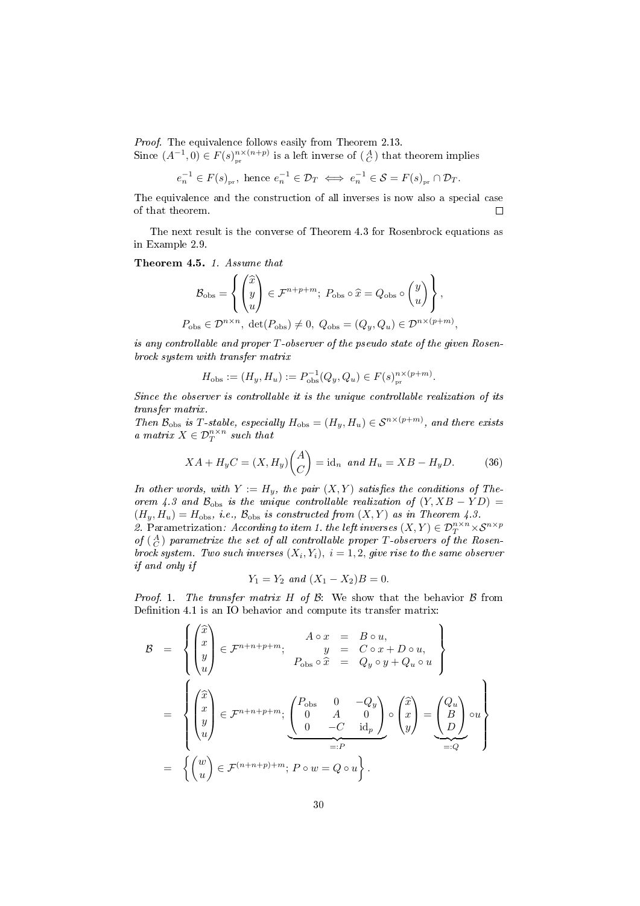*Proof.* The equivalence follows easily from Theorem 2.13.
Since $(A^{-1}, 0) \in F(s)_{\mathrm{pr}}^{n\times(n+p)}$ is a left inverse of $\binom{A}{C}$ that theorem implies

$$e_n^{-1} \in F(s)_{\mathrm{pr}}, \text{ hence } e_n^{-1} \in \mathcal{D}_T \iff e_n^{-1} \in \mathcal{S} = F(s)_{\mathrm{pr}} \cap \mathcal{D}_T.$$

The equivalence and the construction of all inverses is now also a special case of that theorem. $\square$

The next result is the converse of Theorem 4.3 for Rosenbrock equations as in Example 2.9.

**Theorem 4.5.** *1. Assume that*

$$\mathcal{B}_{\mathrm{obs}} = \left\{ \begin{pmatrix} \widehat{x} \\ y \\ u \end{pmatrix} \in \mathcal{F}^{n+p+m};\ P_{\mathrm{obs}} \circ \widehat{x} = Q_{\mathrm{obs}} \circ \begin{pmatrix} y \\ u \end{pmatrix} \right\},$$

$$P_{\mathrm{obs}} \in \mathcal{D}^{n\times n},\ \det(P_{\mathrm{obs}}) \neq 0,\ Q_{\mathrm{obs}} = (Q_y, Q_u) \in \mathcal{D}^{n\times(p+m)},$$

*is any controllable and proper $T$-observer of the pseudo state of the given Rosenbrock system with transfer matrix*

$$H_{\mathrm{obs}} := (H_y, H_u) := P_{\mathrm{obs}}^{-1}(Q_y, Q_u) \in F(s)_{\mathrm{pr}}^{n\times(p+m)}.$$

*Since the observer is controllable it is the unique controllable realization of its transfer matrix.*
*Then $\mathcal{B}_{\mathrm{obs}}$ is $T$-stable, especially $H_{\mathrm{obs}} = (H_y, H_u) \in \mathcal{S}^{n\times(p+m)}$, and there exists a matrix $X \in \mathcal{D}_T^{n\times n}$ such that*

$$XA + H_y C = (X, H_y)\begin{pmatrix} A \\ C \end{pmatrix} = \mathrm{id}_n \text{ and } H_u = XB - H_y D. \tag{36}$$

*In other words, with $Y := H_y$, the pair $(X, Y)$ satisfies the conditions of Theorem 4.3 and $\mathcal{B}_{\mathrm{obs}}$ is the unique controllable realization of $(Y, XB - YD) = (H_y, H_u) = H_{\mathrm{obs}}$, i.e., $\mathcal{B}_{\mathrm{obs}}$ is constructed from $(X, Y)$ as in Theorem 4.3.*
*2.* Parametrization*: According to item 1. the left inverses $(X, Y) \in \mathcal{D}_T^{n\times n} \times \mathcal{S}^{n\times p}$ of $\binom{A}{C}$ parametrize the set of all controllable proper $T$-observers of the Rosenbrock system. Two such inverses $(X_i, Y_i),\ i = 1, 2$, give rise to the same observer if and only if*

$$Y_1 = Y_2 \text{ and } (X_1 - X_2)B = 0.$$

*Proof.* 1. *The transfer matrix $H$ of $\mathcal{B}$*: We show that the behavior $\mathcal{B}$ from Definition 4.1 is an IO behavior and compute its transfer matrix:

$$\begin{aligned}
\mathcal{B} &= \left\{ \begin{pmatrix} \widehat{x} \\ x \\ y \\ u \end{pmatrix} \in \mathcal{F}^{n+n+p+m};\ \begin{array}{rcl} A \circ x &=& B \circ u, \\ y &=& C \circ x + D \circ u, \\ P_{\mathrm{obs}} \circ \widehat{x} &=& Q_y \circ y + Q_u \circ u \end{array} \right\} \\
&= \left\{ \begin{pmatrix} \widehat{x} \\ x \\ y \\ u \end{pmatrix} \in \mathcal{F}^{n+n+p+m};\ \underbrace{\begin{pmatrix} P_{\mathrm{obs}} & 0 & -Q_y \\ 0 & A & 0 \\ 0 & -C & \mathrm{id}_p \end{pmatrix}}_{=:P} \circ \begin{pmatrix} \widehat{x} \\ x \\ y \end{pmatrix} = \underbrace{\begin{pmatrix} Q_u \\ B \\ D \end{pmatrix}}_{=:Q} \circ u \right\} \\
&= \left\{ \begin{pmatrix} w \\ u \end{pmatrix} \in \mathcal{F}^{(n+n+p)+m};\ P \circ w = Q \circ u \right\}.
\end{aligned}$$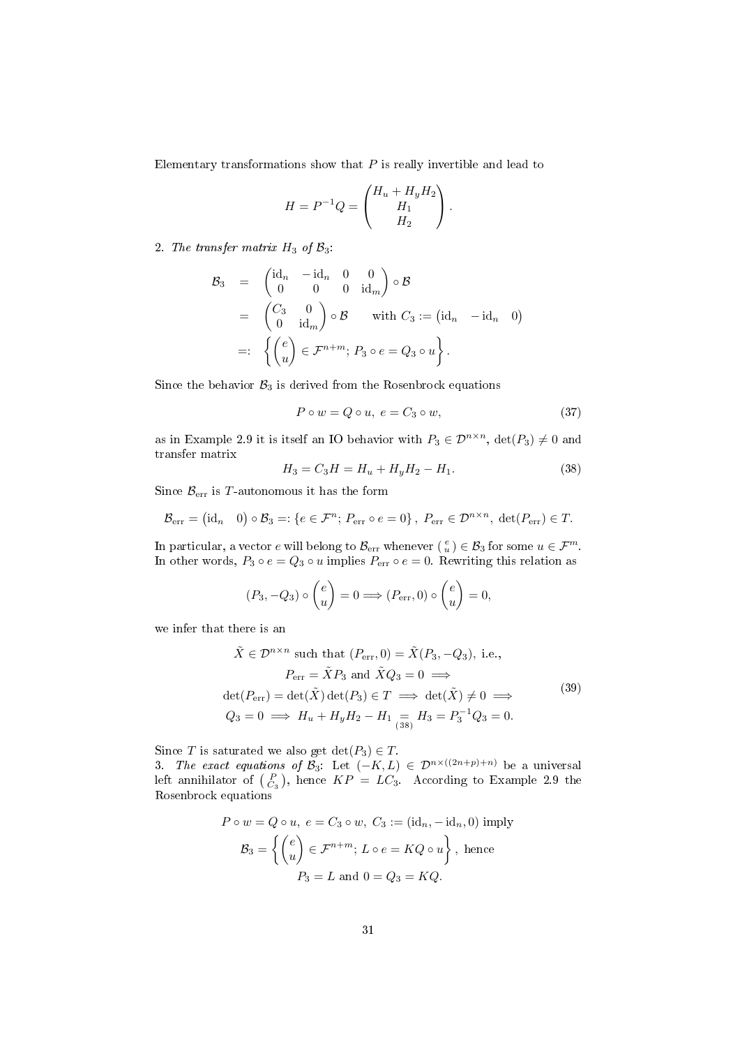Elementary transformations show that $P$ is really invertible and lead to

$$H = P^{-1}Q = \begin{pmatrix} H_u + H_y H_2 \\ H_1 \\ H_2 \end{pmatrix}.$$

2. *The transfer matrix $H_3$ of $\mathcal{B}_3$*:

$$\begin{aligned} \mathcal{B}_3 &= \begin{pmatrix} \mathrm{id}_n & -\mathrm{id}_n & 0 & 0 \\ 0 & 0 & 0 & \mathrm{id}_m \end{pmatrix} \circ \mathcal{B} \\ &= \begin{pmatrix} C_3 & 0 \\ 0 & \mathrm{id}_m \end{pmatrix} \circ \mathcal{B} \qquad \text{with } C_3 := \begin{pmatrix} \mathrm{id}_n & -\mathrm{id}_n & 0 \end{pmatrix} \\ &=: \left\{ \begin{pmatrix} e \\ u \end{pmatrix} \in \mathcal{F}^{n+m};\ P_3 \circ e = Q_3 \circ u \right\}. \end{aligned}$$

Since the behavior $\mathcal{B}_3$ is derived from the Rosenbrock equations

$$P \circ w = Q \circ u,\ e = C_3 \circ w, \tag{37}$$

as in Example 2.9 it is itself an IO behavior with $P_3 \in \mathcal{D}^{n \times n}$, $\det(P_3) \neq 0$ and transfer matrix

$$H_3 = C_3 H = H_u + H_y H_2 - H_1. \tag{38}$$

Since $\mathcal{B}_{\mathrm{err}}$ is $T$-autonomous it has the form

$$\mathcal{B}_{\mathrm{err}} = \begin{pmatrix} \mathrm{id}_n & 0 \end{pmatrix} \circ \mathcal{B}_3 =: \{ e \in \mathcal{F}^n;\ P_{\mathrm{err}} \circ e = 0 \},\ P_{\mathrm{err}} \in \mathcal{D}^{n \times n},\ \det(P_{\mathrm{err}}) \in T.$$

In particular, a vector $e$ will belong to $\mathcal{B}_{\mathrm{err}}$ whenever $\left(\begin{smallmatrix} e \\ u \end{smallmatrix}\right) \in \mathcal{B}_3$ for some $u \in \mathcal{F}^m$. In other words, $P_3 \circ e = Q_3 \circ u$ implies $P_{\mathrm{err}} \circ e = 0$. Rewriting this relation as

$$(P_3, -Q_3) \circ \begin{pmatrix} e \\ u \end{pmatrix} = 0 \Longrightarrow (P_{\mathrm{err}}, 0) \circ \begin{pmatrix} e \\ u \end{pmatrix} = 0,$$

we infer that there is an

$$\begin{gathered} \tilde{X} \in \mathcal{D}^{n \times n} \text{ such that } (P_{\mathrm{err}}, 0) = \tilde{X}(P_3, -Q_3), \text{ i.e.,} \\ P_{\mathrm{err}} = \tilde{X} P_3 \text{ and } \tilde{X} Q_3 = 0 \implies \\ \det(P_{\mathrm{err}}) = \det(\tilde{X}) \det(P_3) \in T \implies \det(\tilde{X}) \neq 0 \implies \\ Q_3 = 0 \implies H_u + H_y H_2 - H_1 \underset{(38)}{=} H_3 = P_3^{-1} Q_3 = 0. \end{gathered} \tag{39}$$

Since $T$ is saturated we also get $\det(P_3) \in T$.

3. *The exact equations of $\mathcal{B}_3$*: Let $(-K, L) \in \mathcal{D}^{n \times ((2n+p)+n)}$ be a universal left annihilator of $\left(\begin{smallmatrix} P \\ C_3 \end{smallmatrix}\right)$, hence $KP = LC_3$. According to Example 2.9 the Rosenbrock equations

$$\begin{gathered} P \circ w = Q \circ u,\ e = C_3 \circ w,\ C_3 := (\mathrm{id}_n, -\mathrm{id}_n, 0) \text{ imply} \\ \mathcal{B}_3 = \left\{ \begin{pmatrix} e \\ u \end{pmatrix} \in \mathcal{F}^{n+m};\ L \circ e = KQ \circ u \right\}, \text{ hence} \\ P_3 = L \text{ and } 0 = Q_3 = KQ. \end{gathered}$$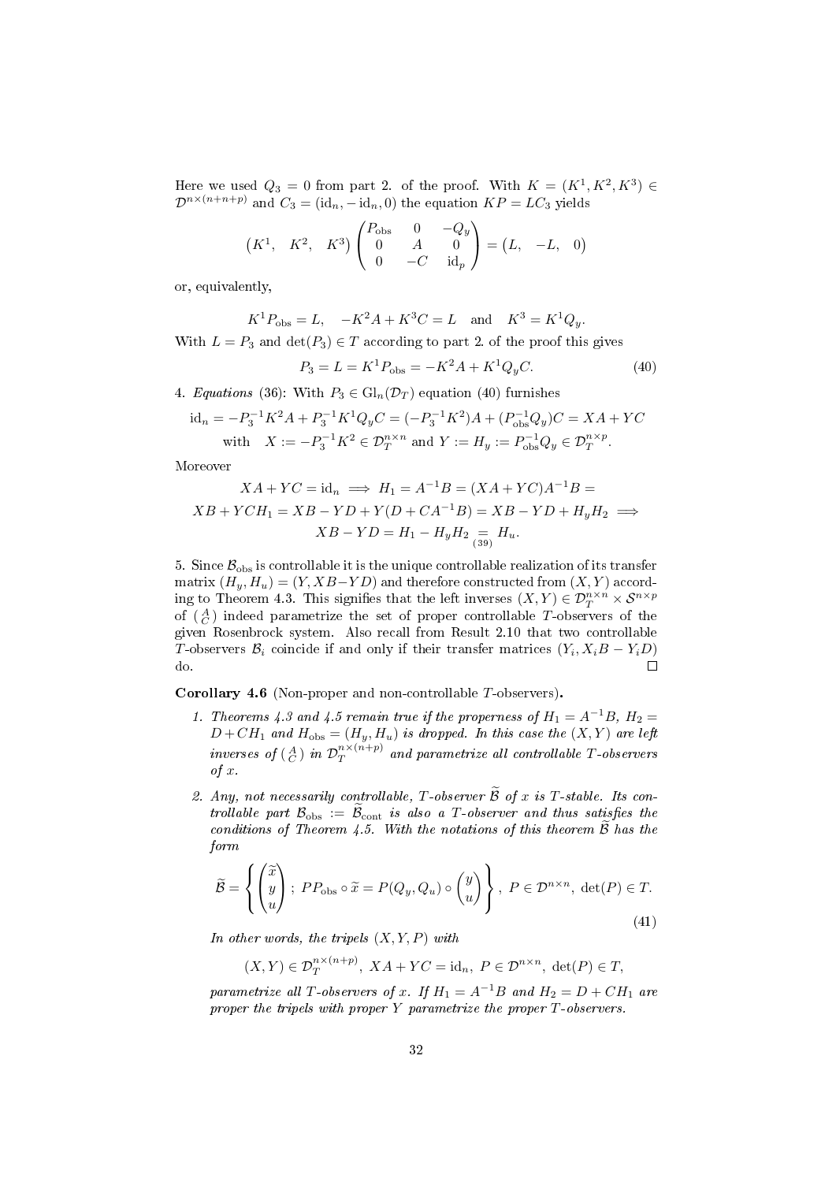Here we used $Q_3 = 0$ from part 2. of the proof. With $K = (K^1, K^2, K^3) \in \mathcal{D}^{n\times(n+n+p)}$ and $C_3 = (\mathrm{id}_n, -\mathrm{id}_n, 0)$ the equation $KP = LC_3$ yields

$$\begin{pmatrix} K^1, & K^2, & K^3 \end{pmatrix} \begin{pmatrix} P_{\mathrm{obs}} & 0 & -Q_y \\ 0 & A & 0 \\ 0 & -C & \mathrm{id}_p \end{pmatrix} = \begin{pmatrix} L, & -L, & 0 \end{pmatrix}$$

or, equivalently,

$$K^1 P_{\mathrm{obs}} = L, \quad -K^2 A + K^3 C = L \quad \text{and} \quad K^3 = K^1 Q_y.$$

With $L = P_3$ and $\det(P_3) \in T$ according to part 2. of the proof this gives

$$P_3 = L = K^1 P_{\mathrm{obs}} = -K^2 A + K^1 Q_y C. \tag{40}$$

4. *Equations* (36): With $P_3 \in \mathrm{Gl}_n(\mathcal{D}_T)$ equation (40) furnishes

$$\mathrm{id}_n = -P_3^{-1}K^2 A + P_3^{-1}K^1 Q_y C = (-P_3^{-1}K^2)A + (P_{\mathrm{obs}}^{-1}Q_y)C = XA + YC$$
$$\text{with} \quad X := -P_3^{-1}K^2 \in \mathcal{D}_T^{n\times n} \text{ and } Y := H_y := P_{\mathrm{obs}}^{-1}Q_y \in \mathcal{D}_T^{n\times p}.$$

Moreover

$$XA + YC = \mathrm{id}_n \implies H_1 = A^{-1}B = (XA+YC)A^{-1}B =$$
$$XB + YCH_1 = XB - YD + Y(D + CA^{-1}B) = XB - YD + H_y H_2 \implies$$
$$XB - YD = H_1 - H_y H_2 \underset{(39)}{=} H_u.$$

5. Since $\mathcal{B}_{\mathrm{obs}}$ is controllable it is the unique controllable realization of its transfer matrix $(H_y, H_u) = (Y, XB - YD)$ and therefore constructed from $(X, Y)$ according to Theorem 4.3. This signifies that the left inverses $(X, Y) \in \mathcal{D}_T^{n\times n} \times \mathcal{S}^{n\times p}$ of $\binom{A}{C}$ indeed parametrize the set of proper controllable $T$-observers of the given Rosenbrock system. Also recall from Result 2.10 that two controllable $T$-observers $\mathcal{B}_i$ coincide if and only if their transfer matrices $(Y_i, X_i B - Y_i D)$ do. □

**Corollary 4.6** (Non-proper and non-controllable $T$-observers)**.**

1. *Theorems 4.3 and 4.5 remain true if the properness of $H_1 = A^{-1}B$, $H_2 = D + CH_1$ and $H_{\mathrm{obs}} = (H_y, H_u)$ is dropped. In this case the $(X, Y)$ are left inverses of $\binom{A}{C}$ in $\mathcal{D}_T^{n\times(n+p)}$ and parametrize all controllable $T$-observers of $x$.*

2. *Any, not necessarily controllable, $T$-observer $\widetilde{\mathcal{B}}$ of $x$ is $T$-stable. Its controllable part $\mathcal{B}_{\mathrm{obs}} := \widetilde{\mathcal{B}}_{\mathrm{cont}}$ is also a $T$-observer and thus satisfies the conditions of Theorem 4.5. With the notations of this theorem $\widetilde{\mathcal{B}}$ has the form*

$$\widetilde{\mathcal{B}} = \left\{ \begin{pmatrix} \widetilde{x} \\ y \\ u \end{pmatrix} ;\ PP_{\mathrm{obs}} \circ \widetilde{x} = P(Q_y, Q_u) \circ \begin{pmatrix} y \\ u \end{pmatrix} \right\},\ P \in \mathcal{D}^{n\times n},\ \det(P) \in T. \tag{41}$$

*In other words, the tripels $(X, Y, P)$ with*

$$(X, Y) \in \mathcal{D}_T^{n\times(n+p)},\ XA + YC = \mathrm{id}_n,\ P \in \mathcal{D}^{n\times n},\ \det(P) \in T,$$

*parametrize all $T$-observers of $x$. If $H_1 = A^{-1}B$ and $H_2 = D + CH_1$ are proper the tripels with proper $Y$ parametrize the proper $T$-observers.*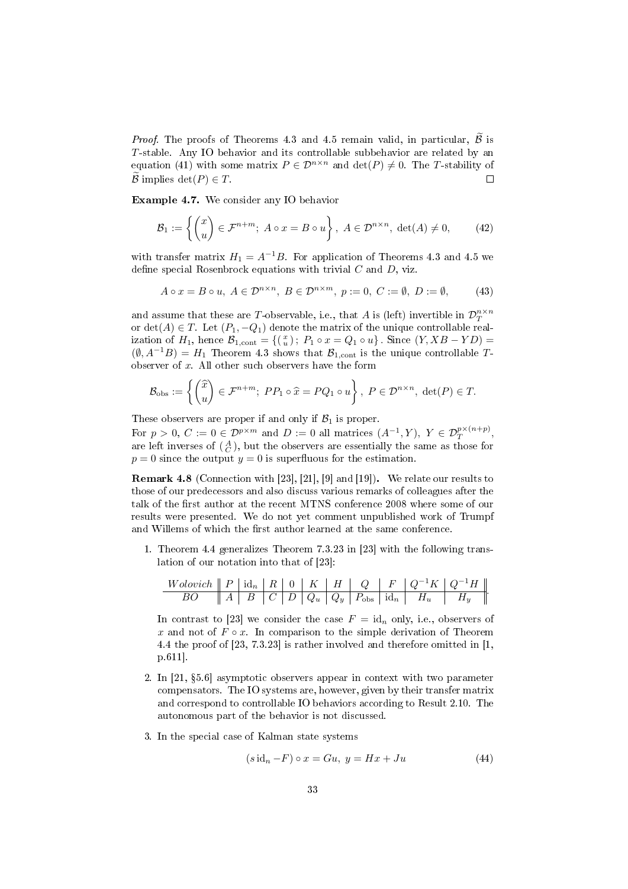*Proof.* The proofs of Theorems 4.3 and 4.5 remain valid, in particular, $\widetilde{\mathcal{B}}$ is $T$-stable. Any IO behavior and its controllable subbehavior are related by an equation (41) with some matrix $P \in \mathcal{D}^{n\times n}$ and $\det(P) \neq 0$. The $T$-stability of $\widetilde{\mathcal{B}}$ implies $\det(P) \in T$. ☐

**Example 4.7.** We consider any IO behavior

$$\mathcal{B}_1 := \left\{ \begin{pmatrix} x \\ u \end{pmatrix} \in \mathcal{F}^{n+m};\ A \circ x = B \circ u \right\},\ A \in \mathcal{D}^{n\times n},\ \det(A) \neq 0, \tag{42}$$

with transfer matrix $H_1 = A^{-1}B$. For application of Theorems 4.3 and 4.5 we define special Rosenbrock equations with trivial $C$ and $D$, viz.

$$A \circ x = B \circ u,\ A \in \mathcal{D}^{n\times n},\ B \in \mathcal{D}^{n\times m},\ p := 0,\ C := \emptyset,\ D := \emptyset, \tag{43}$$

and assume that these are $T$-observable, i.e., that $A$ is (left) invertible in $\mathcal{D}_T^{n\times n}$ or $\det(A) \in T$. Let $(P_1, -Q_1)$ denote the matrix of the unique controllable realization of $H_1$, hence $\mathcal{B}_{1,\mathrm{cont}} = \{ \left(\begin{smallmatrix} x \\ u \end{smallmatrix}\right);\ P_1 \circ x = Q_1 \circ u \}$. Since $(Y, XB - YD) = (\emptyset, A^{-1}B) = H_1$ Theorem 4.3 shows that $\mathcal{B}_{1,\mathrm{cont}}$ is the unique controllable $T$-observer of $x$. All other such observers have the form

$$\mathcal{B}_{\mathrm{obs}} := \left\{ \begin{pmatrix} \widehat{x} \\ u \end{pmatrix} \in \mathcal{F}^{n+m};\ PP_1 \circ \widehat{x} = PQ_1 \circ u \right\},\ P \in \mathcal{D}^{n\times n},\ \det(P) \in T.$$

These observers are proper if and only if $\mathcal{B}_1$ is proper.
For $p > 0$, $C := 0 \in \mathcal{D}^{p\times m}$ and $D := 0$ all matrices $(A^{-1}, Y)$, $Y \in \mathcal{D}_T^{p\times(n+p)}$, are left inverses of $\left(\begin{smallmatrix} A \\ C \end{smallmatrix}\right)$, but the observers are essentially the same as those for $p = 0$ since the output $y = 0$ is superfluous for the estimation.

**Remark 4.8** **(Connection with [23], [21], [9] and [19]).** We relate our results to those of our predecessors and also discuss various remarks of colleagues after the talk of the first author at the recent MTNS conference 2008 where some of our results were presented. We do not yet comment unpublished work of Trumpf and Willems of which the first author learned at the same conference.

1. Theorem 4.4 generalizes Theorem 7.3.23 in [23] with the following translation of our notation into that of [23]:

| *Wolovich* | $P$ | $\mathrm{id}_n$ | $R$ | $0$ | $K$ | $H$ | $Q$ | $F$ | $Q^{-1}K$ | $Q^{-1}H$ |
|---|---|---|---|---|---|---|---|---|---|---|
| *BO* | $A$ | $B$ | $C$ | $D$ | $Q_u$ | $Q_y$ | $P_{\mathrm{obs}}$ | $\mathrm{id}_n$ | $H_u$ | $H_y$ |

   In contrast to [23] we consider the case $F = \mathrm{id}_n$ only, i.e., observers of $x$ and not of $F \circ x$. In comparison to the simple derivation of Theorem 4.4 the proof of [23, 7.3.23] is rather involved and therefore omitted in [1, p.611].

2. In [21, §5.6] asymptotic observers appear in context with two parameter compensators. The IO systems are, however, given by their transfer matrix and correspond to controllable IO behaviors according to Result 2.10. The autonomous part of the behavior is not discussed.

3. In the special case of Kalman state systems

$$(s\,\mathrm{id}_n - F) \circ x = Gu,\ y = Hx + Ju \tag{44}$$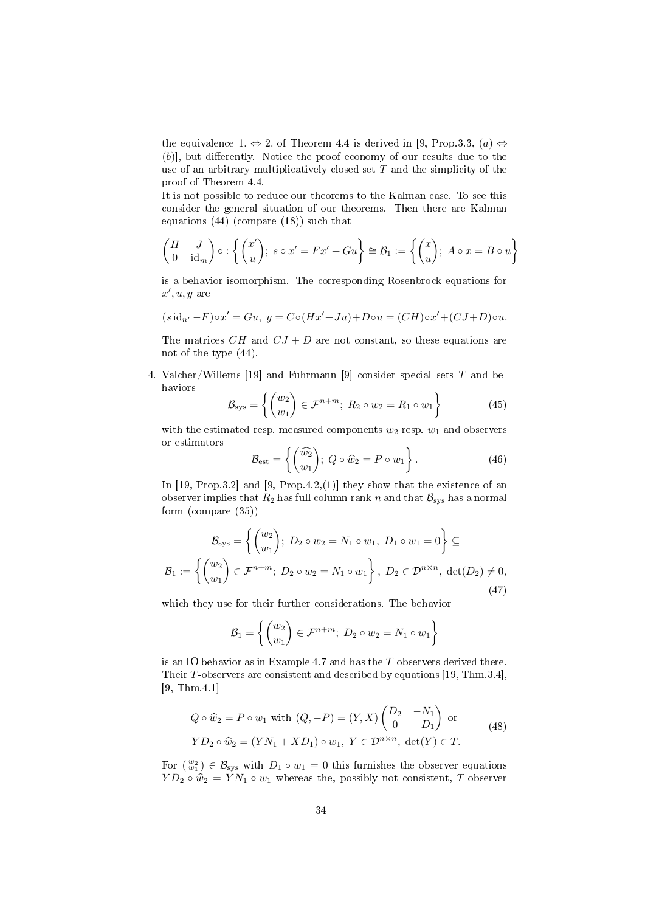the equivalence 1. $\Leftrightarrow$ 2. of Theorem 4.4 is derived in [9, Prop.3.3, $(a) \Leftrightarrow (b)$], but differently. Notice the proof economy of our results due to the use of an arbitrary multiplicatively closed set $T$ and the simplicity of the proof of Theorem 4.4.

It is not possible to reduce our theorems to the Kalman case. To see this consider the general situation of our theorems. Then there are Kalman equations (44) (compare (18)) such that

$$\begin{pmatrix} H & J \\ 0 & \mathrm{id}_m \end{pmatrix} \circ : \left\{ \begin{pmatrix} x' \\ u \end{pmatrix};\ s \circ x' = Fx' + Gu \right\} \cong \mathcal{B}_1 := \left\{ \begin{pmatrix} x \\ u \end{pmatrix};\ A \circ x = B \circ u \right\}$$

is a behavior isomorphism. The corresponding Rosenbrock equations for $x', u, y$ are

$$(s\,\mathrm{id}_{n'} - F) \circ x' = Gu,\ y = C \circ (Hx' + Ju) + D \circ u = (CH) \circ x' + (CJ + D) \circ u.$$

The matrices $CH$ and $CJ + D$ are not constant, so these equations are not of the type (44).

4. Valcher/Willems [19] and Fuhrmann [9] consider special sets $T$ and behaviors

$$\mathcal{B}_{\mathrm{sys}} = \left\{ \begin{pmatrix} w_2 \\ w_1 \end{pmatrix} \in \mathcal{F}^{n+m};\ R_2 \circ w_2 = R_1 \circ w_1 \right\} \tag{45}$$

with the estimated resp. measured components $w_2$ resp. $w_1$ and observers or estimators

$$\mathcal{B}_{\mathrm{est}} = \left\{ \begin{pmatrix} \widehat{w_2} \\ w_1 \end{pmatrix};\ Q \circ \widehat{w}_2 = P \circ w_1 \right\}. \tag{46}$$

In [19, Prop.3.2] and [9, Prop.4.2,(1)] they show that the existence of an observer implies that $R_2$ has full column rank $n$ and that $\mathcal{B}_{\mathrm{sys}}$ has a normal form (compare (35))

$$\begin{gathered} \mathcal{B}_{\mathrm{sys}} = \left\{ \begin{pmatrix} w_2 \\ w_1 \end{pmatrix};\ D_2 \circ w_2 = N_1 \circ w_1,\ D_1 \circ w_1 = 0 \right\} \subseteq \\ \mathcal{B}_1 := \left\{ \begin{pmatrix} w_2 \\ w_1 \end{pmatrix} \in \mathcal{F}^{n+m};\ D_2 \circ w_2 = N_1 \circ w_1 \right\},\ D_2 \in \mathcal{D}^{n \times n},\ \det(D_2) \neq 0, \end{gathered} \tag{47}$$

which they use for their further considerations. The behavior

$$\mathcal{B}_1 = \left\{ \begin{pmatrix} w_2 \\ w_1 \end{pmatrix} \in \mathcal{F}^{n+m};\ D_2 \circ w_2 = N_1 \circ w_1 \right\}$$

is an IO behavior as in Example 4.7 and has the $T$-observers derived there. Their $T$-observers are consistent and described by equations [19, Thm.3.4], [9, Thm.4.1]

$$\begin{gathered} Q \circ \widehat{w}_2 = P \circ w_1 \text{ with } (Q, -P) = (Y, X) \begin{pmatrix} D_2 & -N_1 \\ 0 & -D_1 \end{pmatrix} \text{ or} \\ Y D_2 \circ \widehat{w}_2 = (Y N_1 + X D_1) \circ w_1,\ Y \in \mathcal{D}^{n \times n},\ \det(Y) \in T. \end{gathered} \tag{48}$$

For $\binom{w_2}{w_1} \in \mathcal{B}_{\mathrm{sys}}$ with $D_1 \circ w_1 = 0$ this furnishes the observer equations $Y D_2 \circ \widehat{w}_2 = Y N_1 \circ w_1$ whereas the, possibly not consistent, $T$-observer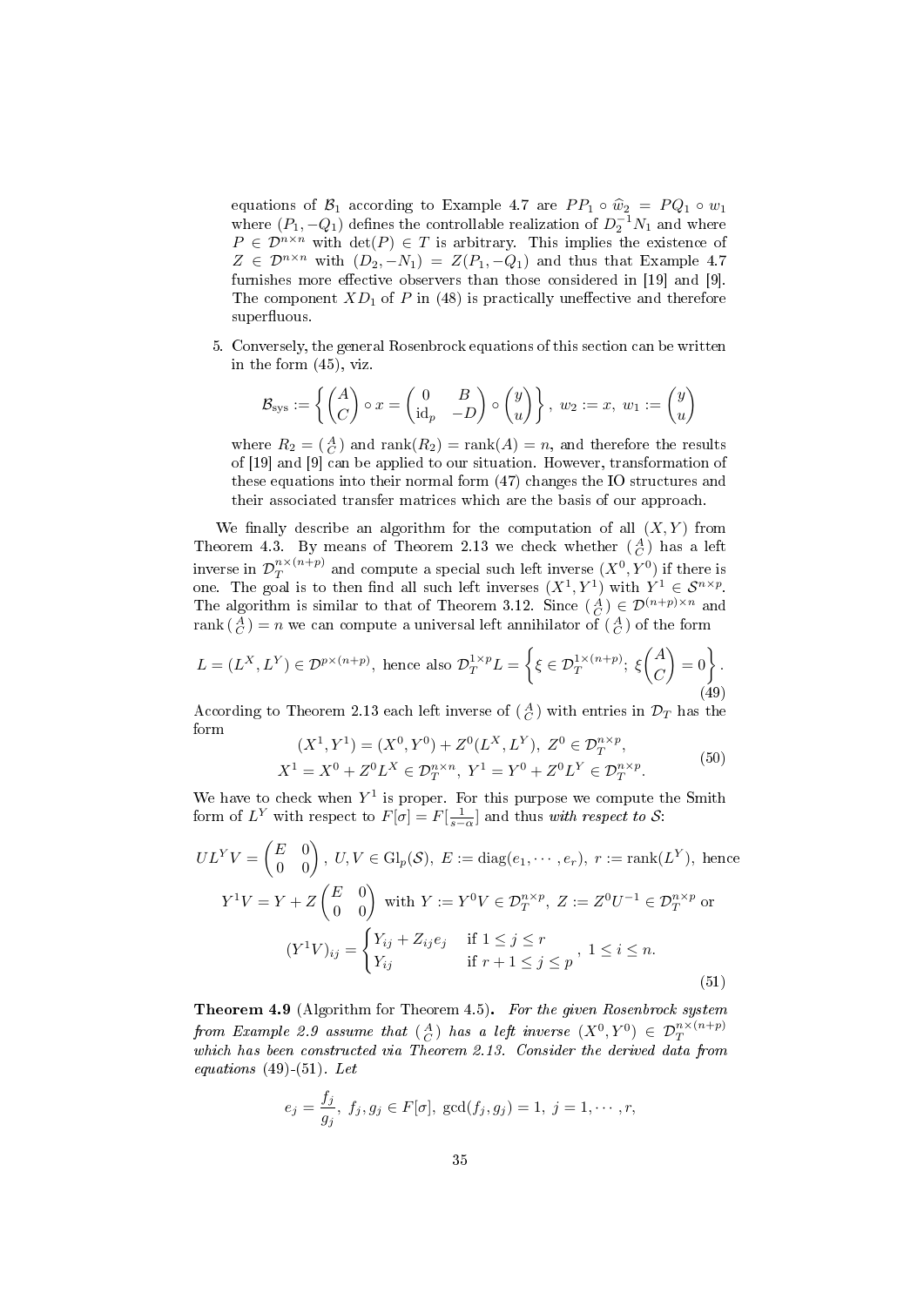equations of $\mathcal{B}_1$ according to Example 4.7 are $PP_1 \circ \widehat{w}_2 = PQ_1 \circ w_1$ where $(P_1, -Q_1)$ defines the controllable realization of $D_2^{-1}N_1$ and where $P \in \mathcal{D}^{n\times n}$ with $\det(P) \in T$ is arbitrary. This implies the existence of $Z \in \mathcal{D}^{n\times n}$ with $(D_2, -N_1) = Z(P_1, -Q_1)$ and thus that Example 4.7 furnishes more effective observers than those considered in [19] and [9]. The component $XD_1$ of $P$ in (48) is practically uneffective and therefore superfluous.

5. Conversely, the general Rosenbrock equations of this section can be written in the form (45), viz.

$$\mathcal{B}_{\rm sys} := \left\{ \begin{pmatrix} A \\ C \end{pmatrix} \circ x = \begin{pmatrix} 0 & B \\ \mathrm{id}_p & -D \end{pmatrix} \circ \begin{pmatrix} y \\ u \end{pmatrix} \right\},\ w_2 := x,\ w_1 := \begin{pmatrix} y \\ u \end{pmatrix}$$

where $R_2 = \left(\begin{smallmatrix} A \\ C \end{smallmatrix}\right)$ and $\mathrm{rank}(R_2) = \mathrm{rank}(A) = n$, and therefore the results of [19] and [9] can be applied to our situation. However, transformation of these equations into their normal form (47) changes the IO structures and their associated transfer matrices which are the basis of our approach.

We finally describe an algorithm for the computation of all $(X, Y)$ from Theorem 4.3. By means of Theorem 2.13 we check whether $\left(\begin{smallmatrix} A \\ C \end{smallmatrix}\right)$ has a left inverse in $\mathcal{D}_T^{n\times(n+p)}$ and compute a special such left inverse $(X^0, Y^0)$ if there is one. The goal is to then find all such left inverses $(X^1, Y^1)$ with $Y^1 \in \mathcal{S}^{n\times p}$. The algorithm is similar to that of Theorem 3.12. Since $\left(\begin{smallmatrix} A \\ C \end{smallmatrix}\right) \in \mathcal{D}^{(n+p)\times n}$ and $\mathrm{rank}\left(\begin{smallmatrix} A \\ C \end{smallmatrix}\right) = n$ we can compute a universal left annihilator of $\left(\begin{smallmatrix} A \\ C \end{smallmatrix}\right)$ of the form

$$L = (L^X, L^Y) \in \mathcal{D}^{p\times(n+p)},\ \text{hence also}\ \mathcal{D}_T^{1\times p}L = \left\{ \xi \in \mathcal{D}_T^{1\times(n+p)};\ \xi \begin{pmatrix} A \\ C \end{pmatrix} = 0 \right\}. \tag{49}$$

According to Theorem 2.13 each left inverse of $\left(\begin{smallmatrix} A \\ C \end{smallmatrix}\right)$ with entries in $\mathcal{D}_T$ has the form

$$\begin{gathered}(X^1, Y^1) = (X^0, Y^0) + Z^0(L^X, L^Y),\ Z^0 \in \mathcal{D}_T^{n\times p}, \\ X^1 = X^0 + Z^0 L^X \in \mathcal{D}_T^{n\times n},\ Y^1 = Y^0 + Z^0 L^Y \in \mathcal{D}_T^{n\times p}.\end{gathered} \tag{50}$$

We have to check when $Y^1$ is proper. For this purpose we compute the Smith form of $L^Y$ with respect to $F[\sigma] = F[\frac{1}{s-\alpha}]$ and thus *with respect to* $\mathcal{S}$:

$$UL^YV = \begin{pmatrix} E & 0 \\ 0 & 0 \end{pmatrix},\ U, V \in \mathrm{Gl}_p(\mathcal{S}),\ E := \mathrm{diag}(e_1, \cdots, e_r),\ r := \mathrm{rank}(L^Y),\ \text{hence}$$

$$Y^1 V = Y + Z \begin{pmatrix} E & 0 \\ 0 & 0 \end{pmatrix}\ \text{with}\ Y := Y^0 V \in \mathcal{D}_T^{n\times p},\ Z := Z^0 U^{-1} \in \mathcal{D}_T^{n\times p}\ \text{or}$$

$$(Y^1 V)_{ij} = \begin{cases} Y_{ij} + Z_{ij} e_j & \text{if } 1 \le j \le r \\ Y_{ij} & \text{if } r+1 \le j \le p \end{cases},\ 1 \le i \le n. \tag{51}$$

**Theorem 4.9** (Algorithm for Theorem 4.5)**.** *For the given Rosenbrock system from Example 2.9 assume that* $\left(\begin{smallmatrix} A \\ C \end{smallmatrix}\right)$ *has a left inverse* $(X^0, Y^0) \in \mathcal{D}_T^{n\times(n+p)}$ *which has been constructed via Theorem 2.13. Consider the derived data from equations* (49)*-*(51)*. Let*

$$e_j = \frac{f_j}{g_j},\ f_j, g_j \in F[\sigma],\ \gcd(f_j, g_j) = 1,\ j = 1, \cdots, r,$$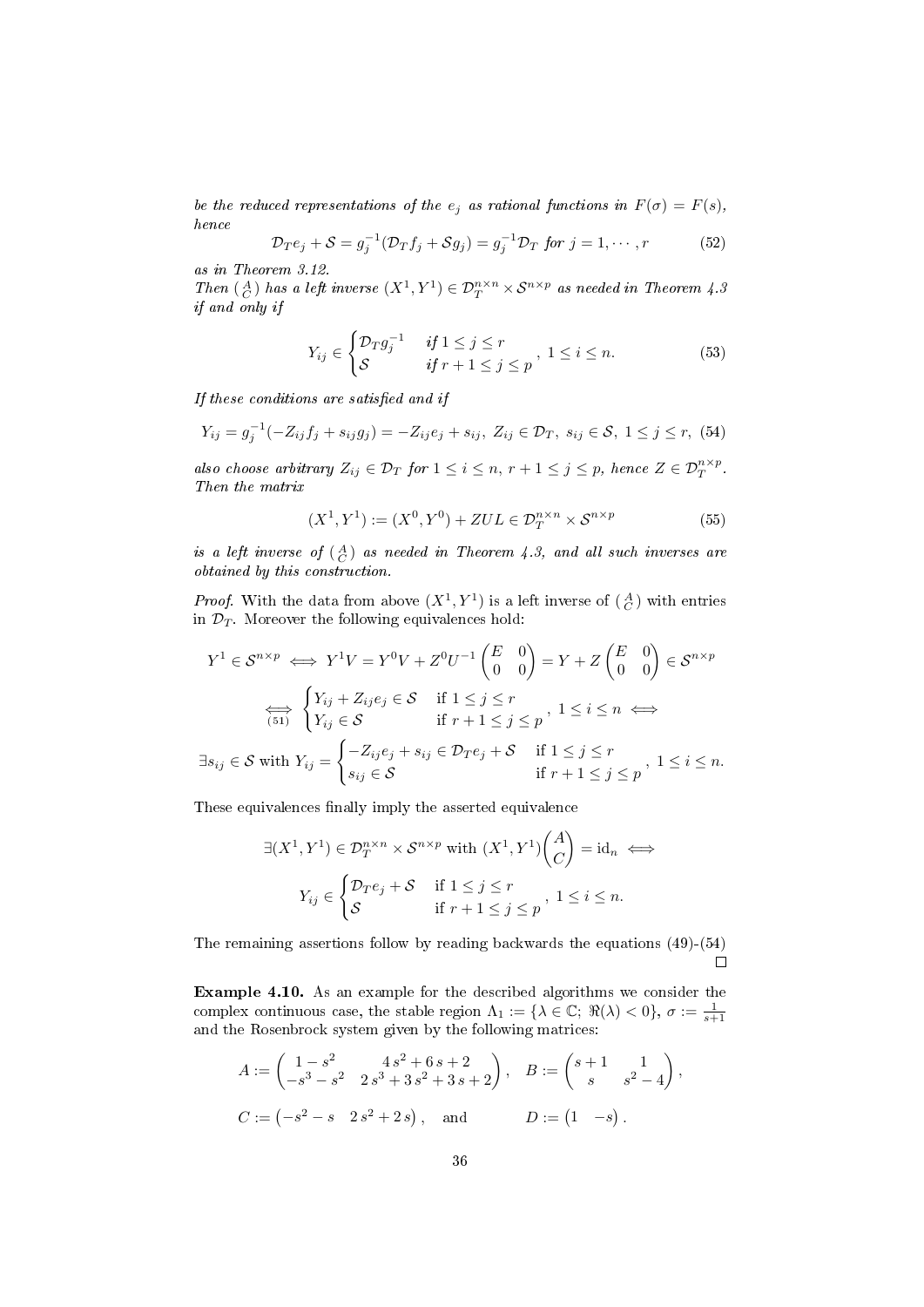*be the reduced representations of the $e_j$ as rational functions in $F(\sigma) = F(s)$, hence*

$$\mathcal{D}_T e_j + \mathcal{S} = g_j^{-1}(\mathcal{D}_T f_j + \mathcal{S} g_j) = g_j^{-1}\mathcal{D}_T \text{ for } j = 1, \cdots, r \tag{52}$$

*as in Theorem 3.12.*
*Then $\left(\begin{smallmatrix} A \\ C \end{smallmatrix}\right)$ has a left inverse $(X^1, Y^1) \in \mathcal{D}_T^{n\times n} \times \mathcal{S}^{n\times p}$ as needed in Theorem 4.3 if and only if*

$$Y_{ij} \in \begin{cases} \mathcal{D}_T g_j^{-1} & \text{if } 1 \le j \le r \\ \mathcal{S} & \text{if } r+1 \le j \le p \end{cases}, \ 1 \le i \le n. \tag{53}$$

*If these conditions are satisfied and if*

$$Y_{ij} = g_j^{-1}(-Z_{ij} f_j + s_{ij} g_j) = -Z_{ij} e_j + s_{ij},\ Z_{ij} \in \mathcal{D}_T,\ s_{ij} \in \mathcal{S},\ 1 \le j \le r, \tag{54}$$

*also choose arbitrary $Z_{ij} \in \mathcal{D}_T$ for $1 \le i \le n$, $r+1 \le j \le p$, hence $Z \in \mathcal{D}_T^{n\times p}$. Then the matrix*

$$(X^1, Y^1) := (X^0, Y^0) + ZUL \in \mathcal{D}_T^{n\times n} \times \mathcal{S}^{n\times p} \tag{55}$$

*is a left inverse of $\left(\begin{smallmatrix} A \\ C \end{smallmatrix}\right)$ as needed in Theorem 4.3, and all such inverses are obtained by this construction.*

*Proof.* With the data from above $(X^1, Y^1)$ is a left inverse of $\left(\begin{smallmatrix} A \\ C \end{smallmatrix}\right)$ with entries in $\mathcal{D}_T$. Moreover the following equivalences hold:

$$Y^1 \in \mathcal{S}^{n\times p} \iff Y^1 V = Y^0 V + Z^0 U^{-1}\begin{pmatrix} E & 0 \\ 0 & 0 \end{pmatrix} = Y + Z\begin{pmatrix} E & 0 \\ 0 & 0 \end{pmatrix} \in \mathcal{S}^{n\times p}$$

$$\underset{(51)}{\iff} \begin{cases} Y_{ij} + Z_{ij} e_j \in \mathcal{S} & \text{if } 1 \le j \le r \\ Y_{ij} \in \mathcal{S} & \text{if } r+1 \le j \le p \end{cases}, \ 1 \le i \le n \iff$$

$$\exists s_{ij} \in \mathcal{S} \text{ with } Y_{ij} = \begin{cases} -Z_{ij} e_j + s_{ij} \in \mathcal{D}_T e_j + \mathcal{S} & \text{if } 1 \le j \le r \\ s_{ij} \in \mathcal{S} & \text{if } r+1 \le j \le p \end{cases}, \ 1 \le i \le n.$$

These equivalences finally imply the asserted equivalence

$$\exists (X^1, Y^1) \in \mathcal{D}_T^{n\times n} \times \mathcal{S}^{n\times p} \text{ with } (X^1, Y^1)\begin{pmatrix} A \\ C \end{pmatrix} = \mathrm{id}_n \iff$$

$$Y_{ij} \in \begin{cases} \mathcal{D}_T e_j + \mathcal{S} & \text{if } 1 \le j \le r \\ \mathcal{S} & \text{if } r+1 \le j \le p \end{cases}, \ 1 \le i \le n.$$

The remaining assertions follow by reading backwards the equations (49)-(54) $\square$

**Example 4.10.** As an example for the described algorithms we consider the complex continuous case, the stable region $\Lambda_1 := \{\lambda \in \mathbb{C};\ \Re(\lambda) < 0\}$, $\sigma := \frac{1}{s+1}$ and the Rosenbrock system given by the following matrices:

$$A := \begin{pmatrix} 1 - s^2 & 4\,s^2 + 6\,s + 2 \\ -s^3 - s^2 & 2\,s^3 + 3\,s^2 + 3\,s + 2 \end{pmatrix}, \quad B := \begin{pmatrix} s+1 & 1 \\ s & s^2 - 4 \end{pmatrix},$$

$$C := \begin{pmatrix} -s^2 - s & 2\,s^2 + 2\,s \end{pmatrix}, \quad \text{and} \qquad D := \begin{pmatrix} 1 & -s \end{pmatrix}.$$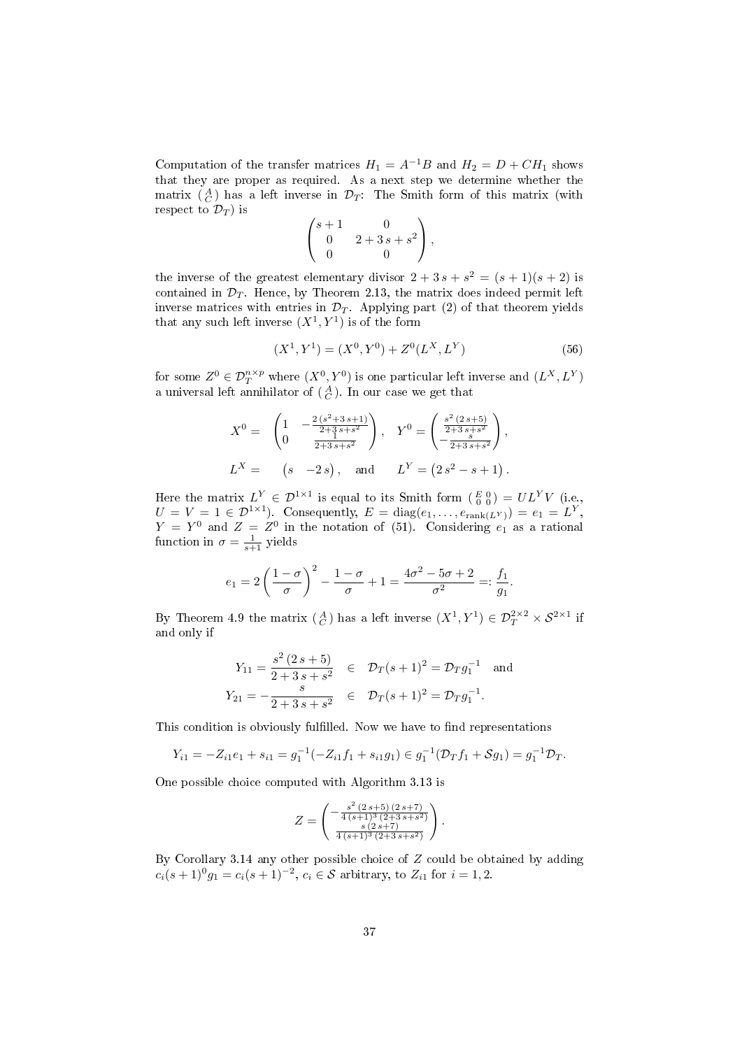Computation of the transfer matrices $H_1 = A^{-1}B$ and $H_2 = D + CH_1$ shows that they are proper as required. As a next step we determine whether the matrix $\left(\begin{smallmatrix} A \\ C \end{smallmatrix}\right)$ has a left inverse in $\mathcal{D}_T$: The Smith form of this matrix (with respect to $\mathcal{D}_T$) is

$$\begin{pmatrix} s+1 & 0 \\ 0 & 2+3\,s+s^2 \\ 0 & 0 \end{pmatrix},$$

the inverse of the greatest elementary divisor $2+3\,s+s^2 = (s+1)(s+2)$ is contained in $\mathcal{D}_T$. Hence, by Theorem 2.13, the matrix does indeed permit left inverse matrices with entries in $\mathcal{D}_T$. Applying part (2) of that theorem yields that any such left inverse $(X^1, Y^1)$ is of the form

$$(X^1, Y^1) = (X^0, Y^0) + Z^0(L^X, L^Y) \tag{56}$$

for some $Z^0 \in \mathcal{D}_T^{n\times p}$ where $(X^0, Y^0)$ is one particular left inverse and $(L^X, L^Y)$ a universal left annihilator of $\left(\begin{smallmatrix} A \\ C \end{smallmatrix}\right)$. In our case we get that

$$X^0 = \begin{pmatrix} 1 & -\frac{2\,(s^2+3\,s+1)}{2+3\,s+s^2} \\ 0 & \frac{1}{2+3\,s+s^2} \end{pmatrix}, \quad Y^0 = \begin{pmatrix} \frac{s^2\,(2\,s+5)}{2+3\,s+s^2} \\ -\frac{s}{2+3\,s+s^2} \end{pmatrix},$$

$$L^X = \begin{pmatrix} s & -2\,s \end{pmatrix}, \quad \text{and} \quad L^Y = \begin{pmatrix} 2\,s^2 - s + 1 \end{pmatrix}.$$

Here the matrix $L^Y \in \mathcal{D}^{1\times 1}$ is equal to its Smith form $\left(\begin{smallmatrix} E & 0 \\ 0 & 0 \end{smallmatrix}\right) = UL^Y V$ (i.e., $U = V = 1 \in \mathcal{D}^{1\times 1}$). Consequently, $E = \operatorname{diag}(e_1, \ldots, e_{\operatorname{rank}(L^Y)}) = e_1 = L^Y$, $Y = Y^0$ and $Z = Z^0$ in the notation of (51). Considering $e_1$ as a rational function in $\sigma = \frac{1}{s+1}$ yields

$$e_1 = 2\left(\frac{1-\sigma}{\sigma}\right)^2 - \frac{1-\sigma}{\sigma} + 1 = \frac{4\sigma^2 - 5\sigma + 2}{\sigma^2} =: \frac{f_1}{g_1}.$$

By Theorem 4.9 the matrix $\left(\begin{smallmatrix} A \\ C \end{smallmatrix}\right)$ has a left inverse $(X^1, Y^1) \in \mathcal{D}_T^{2\times 2} \times \mathcal{S}^{2\times 1}$ if and only if

$$\begin{aligned} Y_{11} = \frac{s^2\,(2\,s+5)}{2+3\,s+s^2} &\in \mathcal{D}_T(s+1)^2 = \mathcal{D}_T g_1^{-1} \quad \text{and} \\ Y_{21} = -\frac{s}{2+3\,s+s^2} &\in \mathcal{D}_T(s+1)^2 = \mathcal{D}_T g_1^{-1}. \end{aligned}$$

This condition is obviously fulfilled. Now we have to find representations

$$Y_{i1} = -Z_{i1}e_1 + s_{i1} = g_1^{-1}(-Z_{i1}f_1 + s_{i1}g_1) \in g_1^{-1}(\mathcal{D}_T f_1 + \mathcal{S} g_1) = g_1^{-1}\mathcal{D}_T.$$

One possible choice computed with Algorithm 3.13 is

$$Z = \begin{pmatrix} -\frac{s^2\,(2\,s+5)\,(2\,s+7)}{4\,(s+1)^3\,(2+3\,s+s^2)} \\ \frac{s\,(2\,s+7)}{4\,(s+1)^3\,(2+3\,s+s^2)} \end{pmatrix}.$$

By Corollary 3.14 any other possible choice of $Z$ could be obtained by adding $c_i(s+1)^0 g_1 = c_i(s+1)^{-2}$, $c_i \in \mathcal{S}$ arbitrary, to $Z_{i1}$ for $i = 1, 2$.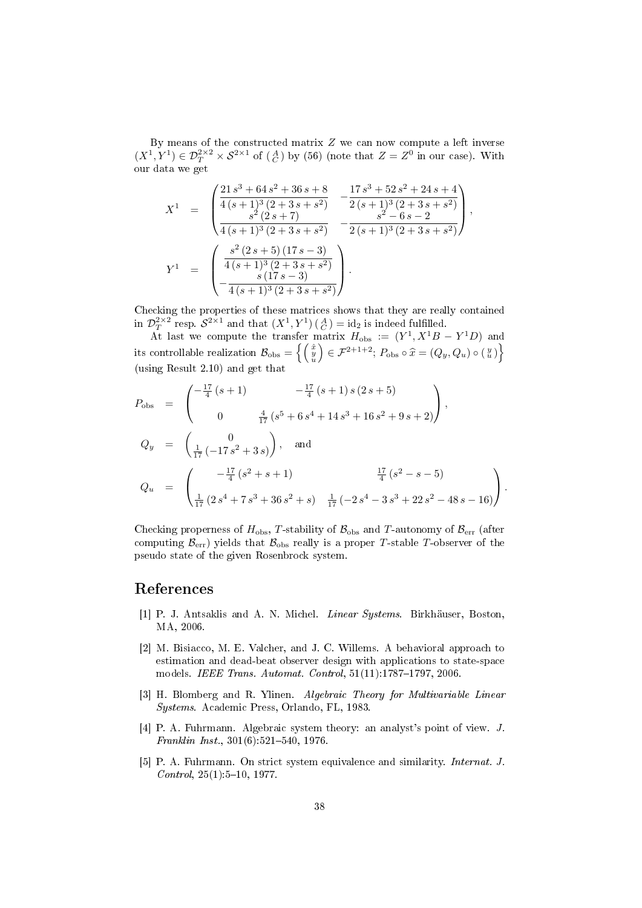By means of the constructed matrix $Z$ we can now compute a left inverse $(X^1, Y^1) \in \mathcal{D}_T^{2\times 2} \times \mathcal{S}^{2\times 1}$ of $\left(\begin{smallmatrix} A \\ C \end{smallmatrix}\right)$ by (56) (note that $Z = Z^0$ in our case). With our data we get

$$
\begin{aligned}
X^1 &= \begin{pmatrix} \dfrac{21\,s^3 + 64\,s^2 + 36\,s + 8}{4\,(s+1)^3\,(2+3\,s+s^2)} & -\dfrac{17\,s^3 + 52\,s^2 + 24\,s + 4}{2\,(s+1)^3\,(2+3\,s+s^2)} \\ \dfrac{s^2\,(2\,s+7)}{4\,(s+1)^3\,(2+3\,s+s^2)} & -\dfrac{s^2 - 6\,s - 2}{2\,(s+1)^3\,(2+3\,s+s^2)} \end{pmatrix}, \\
Y^1 &= \begin{pmatrix} \dfrac{s^2\,(2\,s+5)\,(17\,s-3)}{4\,(s+1)^3\,(2+3\,s+s^2)} \\ -\dfrac{s\,(17\,s-3)}{4\,(s+1)^3\,(2+3\,s+s^2)} \end{pmatrix}.
\end{aligned}
$$

Checking the properties of these matrices shows that they are really contained in $\mathcal{D}_T^{2\times 2}$ resp. $\mathcal{S}^{2\times 1}$ and that $(X^1, Y^1)\left(\begin{smallmatrix} A \\ C \end{smallmatrix}\right) = \mathrm{id}_2$ is indeed fulfilled.

At last we compute the transfer matrix $H_{\mathrm{obs}} := (Y^1, X^1 B - Y^1 D)$ and its controllable realization $\mathcal{B}_{\mathrm{obs}} = \left\{ \left(\begin{smallmatrix} \hat{x} \\ y \\ u \end{smallmatrix}\right) \in \mathcal{F}^{2+1+2};\ P_{\mathrm{obs}} \circ \widehat{x} = (Q_y, Q_u) \circ \left(\begin{smallmatrix} y \\ u \end{smallmatrix}\right) \right\}$ (using Result 2.10) and get that

$$
\begin{aligned}
P_{\mathrm{obs}} &= \begin{pmatrix} -\frac{17}{4}\,(s+1) & -\frac{17}{4}\,(s+1)\,s\,(2\,s+5) \\ 0 & \frac{4}{17}\,(s^5 + 6\,s^4 + 14\,s^3 + 16\,s^2 + 9\,s + 2) \end{pmatrix}, \\
Q_y &= \begin{pmatrix} 0 \\ \frac{1}{17}\,(-17\,s^2 + 3\,s) \end{pmatrix}, \quad \text{and} \\
Q_u &= \begin{pmatrix} -\frac{17}{4}\,(s^2 + s + 1) & \frac{17}{4}\,(s^2 - s - 5) \\ \frac{1}{17}\,(2\,s^4 + 7\,s^3 + 36\,s^2 + s) & \frac{1}{17}\,(-2\,s^4 - 3\,s^3 + 22\,s^2 - 48\,s - 16) \end{pmatrix}.
\end{aligned}
$$

Checking properness of $H_{\mathrm{obs}}$, $T$-stability of $\mathcal{B}_{\mathrm{obs}}$ and $T$-autonomy of $\mathcal{B}_{\mathrm{err}}$ (after computing $\mathcal{B}_{\mathrm{err}}$) yields that $\mathcal{B}_{\mathrm{obs}}$ really is a proper $T$-stable $T$-observer of the pseudo state of the given Rosenbrock system.

# References

[1] P. J. Antsaklis and A. N. Michel. *Linear Systems*. Birkhäuser, Boston, MA, 2006.

[2] M. Bisiacco, M. E. Valcher, and J. C. Willems. A behavioral approach to estimation and dead-beat observer design with applications to state-space models. *IEEE Trans. Automat. Control*, 51(11):1787–1797, 2006.

[3] H. Blomberg and R. Ylinen. *Algebraic Theory for Multivariable Linear Systems*. Academic Press, Orlando, FL, 1983.

[4] P. A. Fuhrmann. Algebraic system theory: an analyst's point of view. *J. Franklin Inst.*, 301(6):521–540, 1976.

[5] P. A. Fuhrmann. On strict system equivalence and similarity. *Internat. J. Control*, 25(1):5–10, 1977.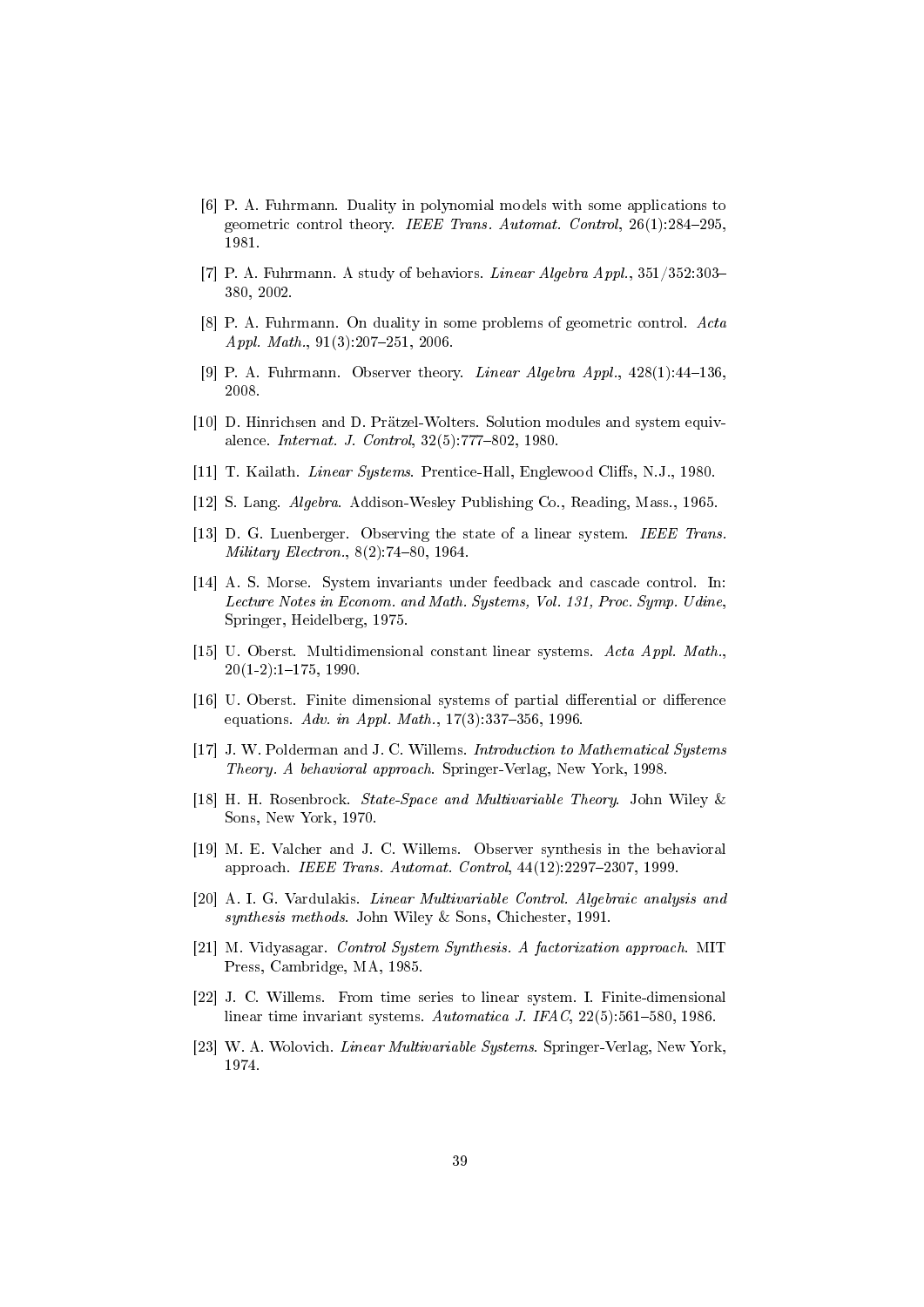[6] P. A. Fuhrmann. Duality in polynomial models with some applications to geometric control theory. *IEEE Trans. Automat. Control*, 26(1):284–295, 1981.

[7] P. A. Fuhrmann. A study of behaviors. *Linear Algebra Appl.*, 351/352:303–380, 2002.

[8] P. A. Fuhrmann. On duality in some problems of geometric control. *Acta Appl. Math.*, 91(3):207–251, 2006.

[9] P. A. Fuhrmann. Observer theory. *Linear Algebra Appl.*, 428(1):44–136, 2008.

[10] D. Hinrichsen and D. Prätzel-Wolters. Solution modules and system equivalence. *Internat. J. Control*, 32(5):777–802, 1980.

[11] T. Kailath. *Linear Systems*. Prentice-Hall, Englewood Cliffs, N.J., 1980.

[12] S. Lang. *Algebra*. Addison-Wesley Publishing Co., Reading, Mass., 1965.

[13] D. G. Luenberger. Observing the state of a linear system. *IEEE Trans. Military Electron.*, 8(2):74–80, 1964.

[14] A. S. Morse. System invariants under feedback and cascade control. In: *Lecture Notes in Econom. and Math. Systems, Vol. 131, Proc. Symp. Udine*, Springer, Heidelberg, 1975.

[15] U. Oberst. Multidimensional constant linear systems. *Acta Appl. Math.*, 20(1-2):1–175, 1990.

[16] U. Oberst. Finite dimensional systems of partial differential or difference equations. *Adv. in Appl. Math.*, 17(3):337–356, 1996.

[17] J. W. Polderman and J. C. Willems. *Introduction to Mathematical Systems Theory. A behavioral approach*. Springer-Verlag, New York, 1998.

[18] H. H. Rosenbrock. *State-Space and Multivariable Theory*. John Wiley & Sons, New York, 1970.

[19] M. E. Valcher and J. C. Willems. Observer synthesis in the behavioral approach. *IEEE Trans. Automat. Control*, 44(12):2297–2307, 1999.

[20] A. I. G. Vardulakis. *Linear Multivariable Control. Algebraic analysis and synthesis methods*. John Wiley & Sons, Chichester, 1991.

[21] M. Vidyasagar. *Control System Synthesis. A factorization approach*. MIT Press, Cambridge, MA, 1985.

[22] J. C. Willems. From time series to linear system. I. Finite-dimensional linear time invariant systems. *Automatica J. IFAC*, 22(5):561–580, 1986.

[23] W. A. Wolovich. *Linear Multivariable Systems*. Springer-Verlag, New York, 1974.